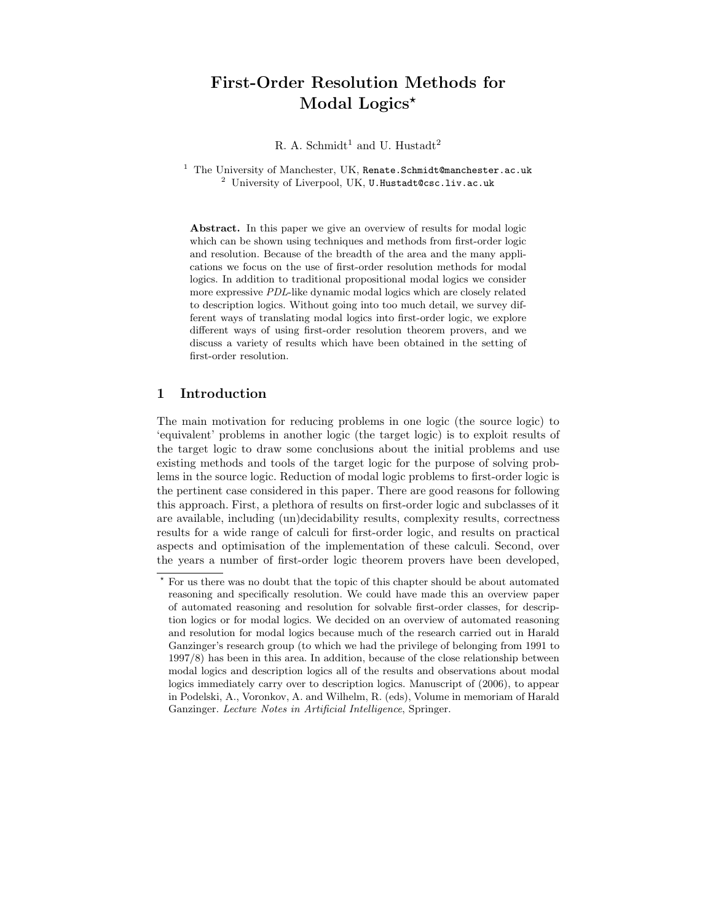# First-Order Resolution Methods for Modal Logics*

R. A. Schmidt[1] and U. Hustadt[2]

[1] The University of Manchester, UK, Renate.Schmidt@manchester.ac.uk
[2] University of Liverpool, UK, U.Hustadt@csc.liv.ac.uk

**Abstract.** In this paper we give an overview of results for modal logic which can be shown using techniques and methods from first-order logic and resolution. Because of the breadth of the area and the many applications we focus on the use of first-order resolution methods for modal logics. In addition to traditional propositional modal logics we consider more expressive *PDL*-like dynamic modal logics which are closely related to description logics. Without going into too much detail, we survey different ways of translating modal logics into first-order logic, we explore different ways of using first-order resolution theorem provers, and we discuss a variety of results which have been obtained in the setting of first-order resolution.

## 1 Introduction

The main motivation for reducing problems in one logic (the source logic) to 'equivalent' problems in another logic (the target logic) is to exploit results of the target logic to draw some conclusions about the initial problems and use existing methods and tools of the target logic for the purpose of solving problems in the source logic. Reduction of modal logic problems to first-order logic is the pertinent case considered in this paper. There are good reasons for following this approach. First, a plethora of results on first-order logic and subclasses of it are available, including (un)decidability results, complexity results, correctness results for a wide range of calculi for first-order logic, and results on practical aspects and optimisation of the implementation of these calculi. Second, over the years a number of first-order logic theorem provers have been developed,

* For us there was no doubt that the topic of this chapter should be about automated reasoning and specifically resolution. We could have made this an overview paper of automated reasoning and resolution for solvable first-order classes, for description logics or for modal logics. We decided on an overview of automated reasoning and resolution for modal logics because much of the research carried out in Harald Ganzinger's research group (to which we had the privilege of belonging from 1991 to 1997/8) has been in this area. In addition, because of the close relationship between modal logics and description logics all of the results and observations about modal logics immediately carry over to description logics. Manuscript of (2006), to appear in Podelski, A., Voronkov, A. and Wilhelm, R. (eds), Volume in memoriam of Harald Ganzinger. *Lecture Notes in Artificial Intelligence*, Springer.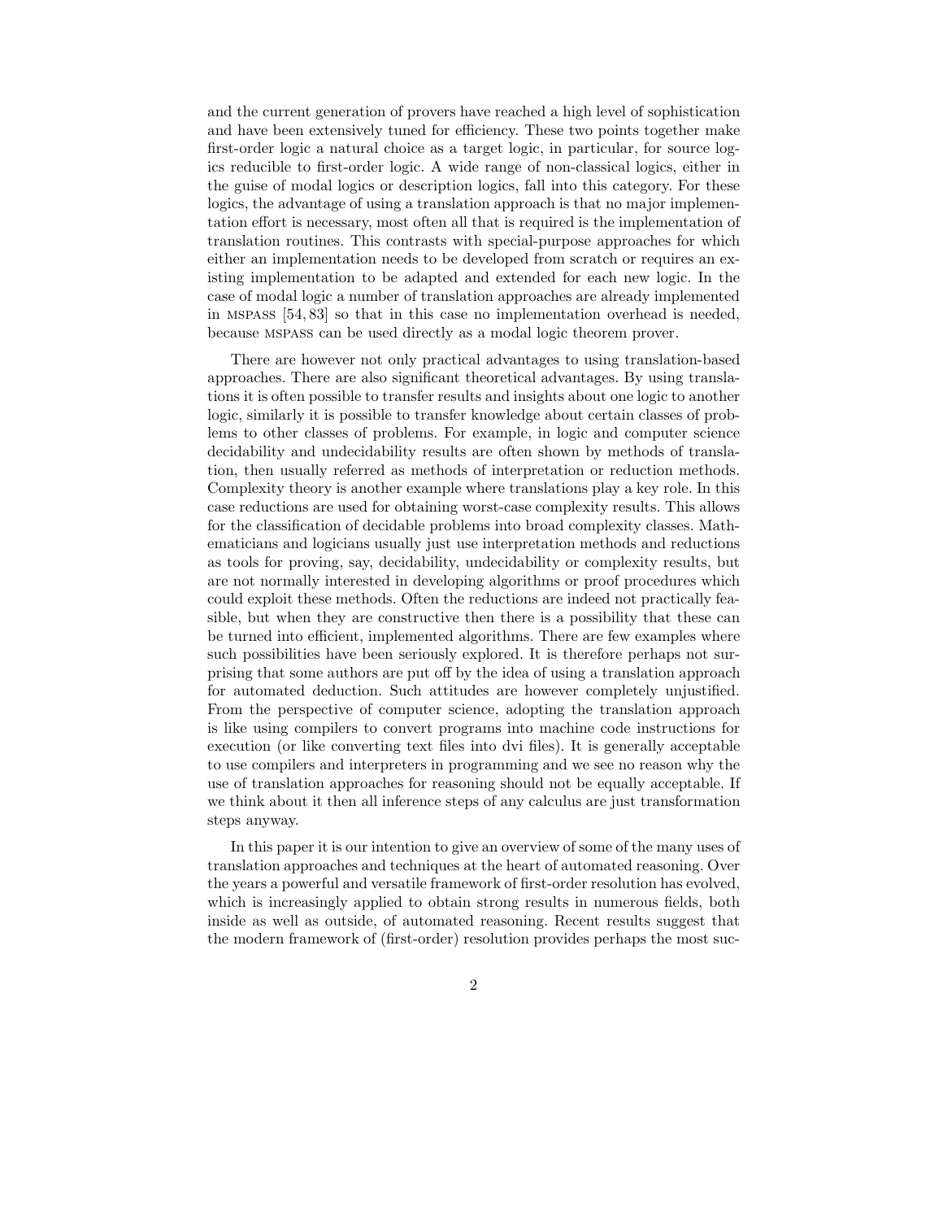and the current generation of provers have reached a high level of sophistication and have been extensively tuned for efficiency. These two points together make first-order logic a natural choice as a target logic, in particular, for source logics reducible to first-order logic. A wide range of non-classical logics, either in the guise of modal logics or description logics, fall into this category. For these logics, the advantage of using a translation approach is that no major implementation effort is necessary, most often all that is required is the implementation of translation routines. This contrasts with special-purpose approaches for which either an implementation needs to be developed from scratch or requires an existing implementation to be adapted and extended for each new logic. In the case of modal logic a number of translation approaches are already implemented in MSPASS [54, 83] so that in this case no implementation overhead is needed, because MSPASS can be used directly as a modal logic theorem prover.

There are however not only practical advantages to using translation-based approaches. There are also significant theoretical advantages. By using translations it is often possible to transfer results and insights about one logic to another logic, similarly it is possible to transfer knowledge about certain classes of problems to other classes of problems. For example, in logic and computer science decidability and undecidability results are often shown by methods of translation, then usually referred as methods of interpretation or reduction methods. Complexity theory is another example where translations play a key role. In this case reductions are used for obtaining worst-case complexity results. This allows for the classification of decidable problems into broad complexity classes. Mathematicians and logicians usually just use interpretation methods and reductions as tools for proving, say, decidability, undecidability or complexity results, but are not normally interested in developing algorithms or proof procedures which could exploit these methods. Often the reductions are indeed not practically feasible, but when they are constructive then there is a possibility that these can be turned into efficient, implemented algorithms. There are few examples where such possibilities have been seriously explored. It is therefore perhaps not surprising that some authors are put off by the idea of using a translation approach for automated deduction. Such attitudes are however completely unjustified. From the perspective of computer science, adopting the translation approach is like using compilers to convert programs into machine code instructions for execution (or like converting text files into dvi files). It is generally acceptable to use compilers and interpreters in programming and we see no reason why the use of translation approaches for reasoning should not be equally acceptable. If we think about it then all inference steps of any calculus are just transformation steps anyway.

In this paper it is our intention to give an overview of some of the many uses of translation approaches and techniques at the heart of automated reasoning. Over the years a powerful and versatile framework of first-order resolution has evolved, which is increasingly applied to obtain strong results in numerous fields, both inside as well as outside, of automated reasoning. Recent results suggest that the modern framework of (first-order) resolution provides perhaps the most suc-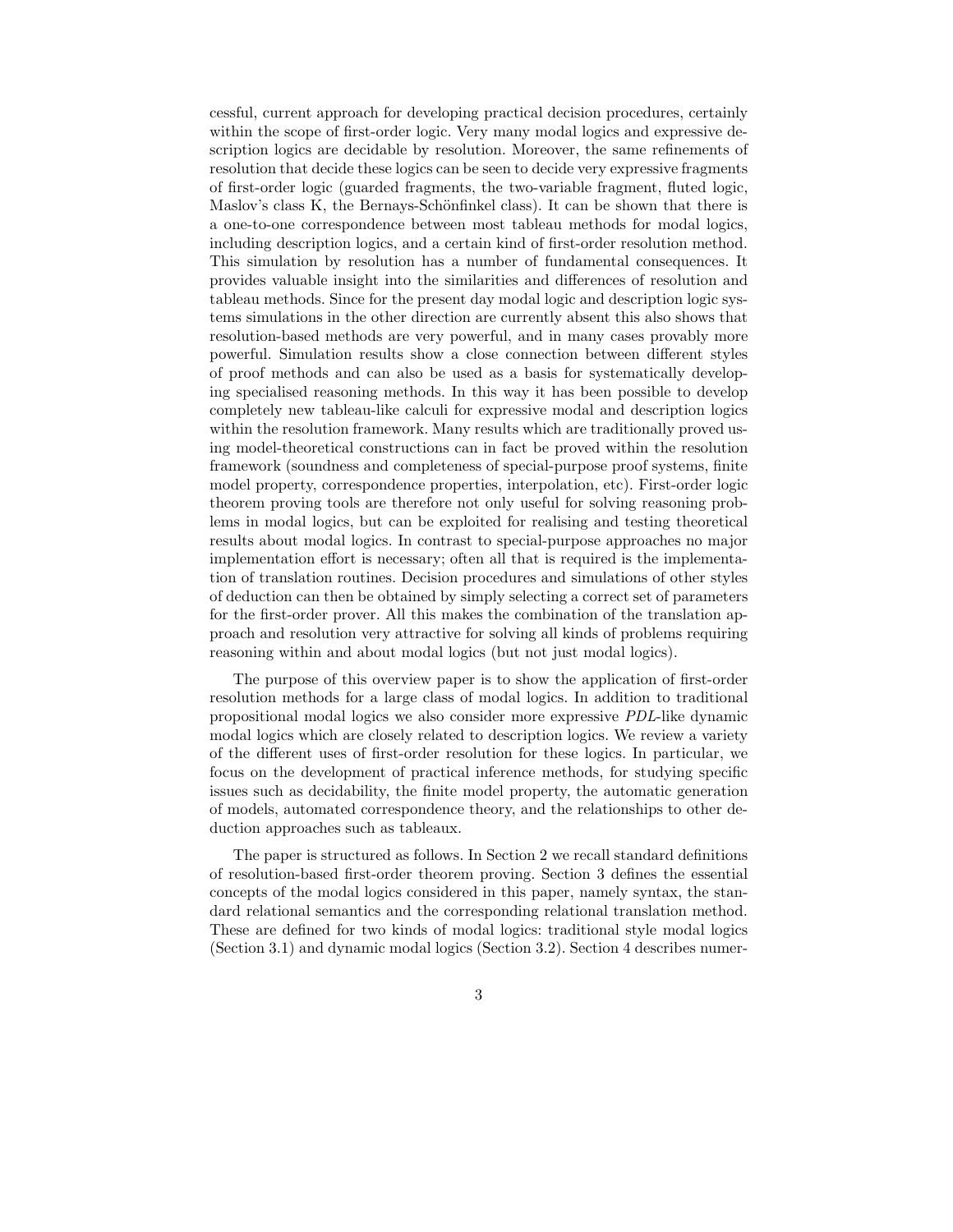cessful, current approach for developing practical decision procedures, certainly within the scope of first-order logic. Very many modal logics and expressive description logics are decidable by resolution. Moreover, the same refinements of resolution that decide these logics can be seen to decide very expressive fragments of first-order logic (guarded fragments, the two-variable fragment, fluted logic, Maslov's class K, the Bernays-Schönfinkel class). It can be shown that there is a one-to-one correspondence between most tableau methods for modal logics, including description logics, and a certain kind of first-order resolution method. This simulation by resolution has a number of fundamental consequences. It provides valuable insight into the similarities and differences of resolution and tableau methods. Since for the present day modal logic and description logic systems simulations in the other direction are currently absent this also shows that resolution-based methods are very powerful, and in many cases provably more powerful. Simulation results show a close connection between different styles of proof methods and can also be used as a basis for systematically developing specialised reasoning methods. In this way it has been possible to develop completely new tableau-like calculi for expressive modal and description logics within the resolution framework. Many results which are traditionally proved using model-theoretical constructions can in fact be proved within the resolution framework (soundness and completeness of special-purpose proof systems, finite model property, correspondence properties, interpolation, etc). First-order logic theorem proving tools are therefore not only useful for solving reasoning problems in modal logics, but can be exploited for realising and testing theoretical results about modal logics. In contrast to special-purpose approaches no major implementation effort is necessary; often all that is required is the implementation of translation routines. Decision procedures and simulations of other styles of deduction can then be obtained by simply selecting a correct set of parameters for the first-order prover. All this makes the combination of the translation approach and resolution very attractive for solving all kinds of problems requiring reasoning within and about modal logics (but not just modal logics).

The purpose of this overview paper is to show the application of first-order resolution methods for a large class of modal logics. In addition to traditional propositional modal logics we also consider more expressive *PDL*-like dynamic modal logics which are closely related to description logics. We review a variety of the different uses of first-order resolution for these logics. In particular, we focus on the development of practical inference methods, for studying specific issues such as decidability, the finite model property, the automatic generation of models, automated correspondence theory, and the relationships to other deduction approaches such as tableaux.

The paper is structured as follows. In Section 2 we recall standard definitions of resolution-based first-order theorem proving. Section 3 defines the essential concepts of the modal logics considered in this paper, namely syntax, the standard relational semantics and the corresponding relational translation method. These are defined for two kinds of modal logics: traditional style modal logics (Section 3.1) and dynamic modal logics (Section 3.2). Section 4 describes numer-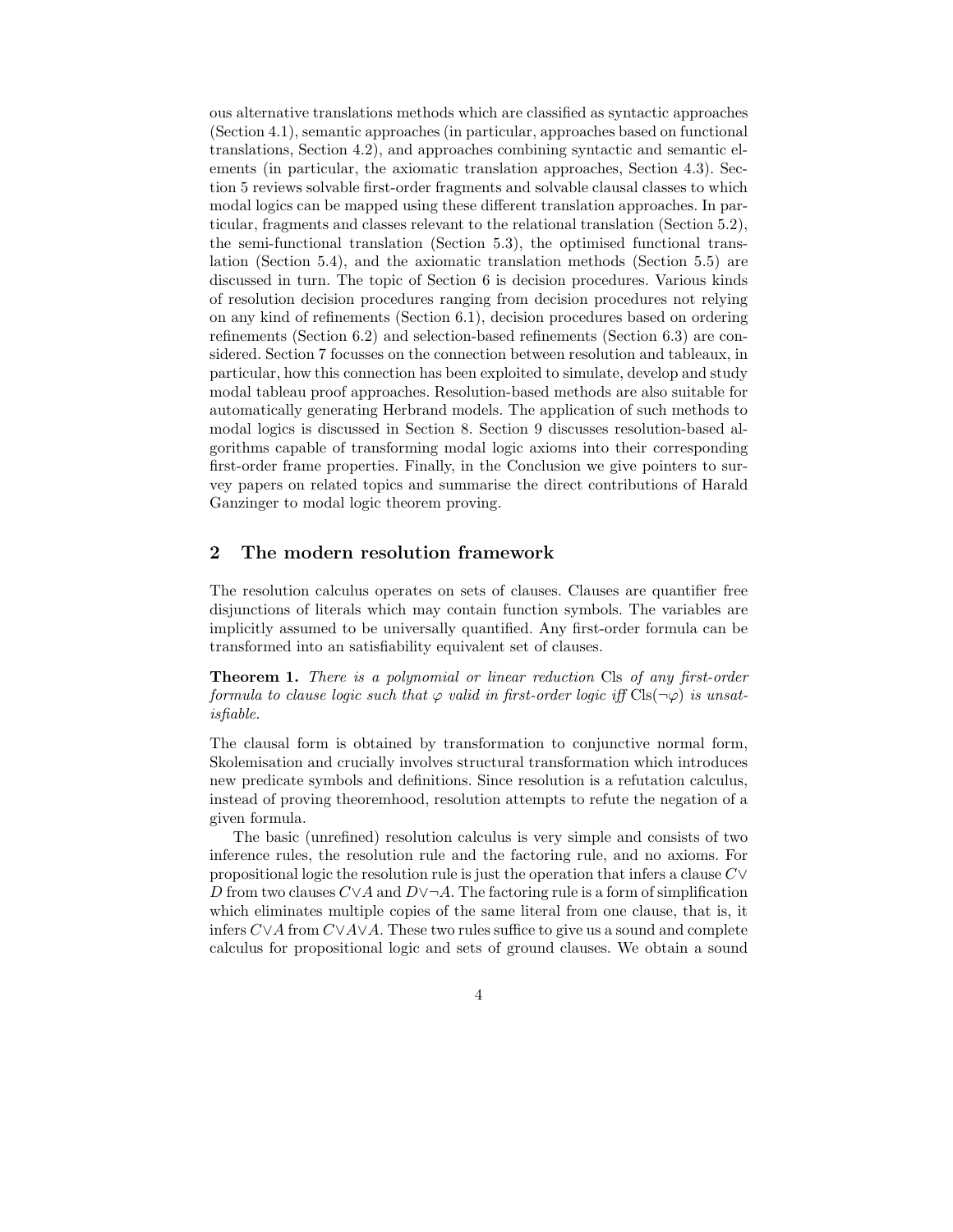ous alternative translations methods which are classified as syntactic approaches (Section 4.1), semantic approaches (in particular, approaches based on functional translations, Section 4.2), and approaches combining syntactic and semantic elements (in particular, the axiomatic translation approaches, Section 4.3). Section 5 reviews solvable first-order fragments and solvable clausal classes to which modal logics can be mapped using these different translation approaches. In particular, fragments and classes relevant to the relational translation (Section 5.2), the semi-functional translation (Section 5.3), the optimised functional translation (Section 5.4), and the axiomatic translation methods (Section 5.5) are discussed in turn. The topic of Section 6 is decision procedures. Various kinds of resolution decision procedures ranging from decision procedures not relying on any kind of refinements (Section 6.1), decision procedures based on ordering refinements (Section 6.2) and selection-based refinements (Section 6.3) are considered. Section 7 focusses on the connection between resolution and tableaux, in particular, how this connection has been exploited to simulate, develop and study modal tableau proof approaches. Resolution-based methods are also suitable for automatically generating Herbrand models. The application of such methods to modal logics is discussed in Section 8. Section 9 discusses resolution-based algorithms capable of transforming modal logic axioms into their corresponding first-order frame properties. Finally, in the Conclusion we give pointers to survey papers on related topics and summarise the direct contributions of Harald Ganzinger to modal logic theorem proving.

## 2 The modern resolution framework

The resolution calculus operates on sets of clauses. Clauses are quantifier free disjunctions of literals which may contain function symbols. The variables are implicitly assumed to be universally quantified. Any first-order formula can be transformed into a satisfiability equivalent set of clauses.

**Theorem 1.** *There is a polynomial or linear reduction* Cls *of any first-order formula to clause logic such that* $\varphi$ *valid in first-order logic iff* $\mathrm{Cls}(\neg\varphi)$ *is unsatisfiable.*

The clausal form is obtained by transformation to conjunctive normal form, Skolemisation and crucially involves structural transformation which introduces new predicate symbols and definitions. Since resolution is a refutation calculus, instead of proving theoremhood, resolution attempts to refute the negation of a given formula.

The basic (unrefined) resolution calculus is very simple and consists of two inference rules, the resolution rule and the factoring rule, and no axioms. For propositional logic the resolution rule is just the operation that infers a clause $C \vee D$ from two clauses $C \vee A$ and $D \vee \neg A$. The factoring rule is a form of simplification which eliminates multiple copies of the same literal from one clause, that is, it infers $C \vee A$ from $C \vee A \vee A$. These two rules suffice to give us a sound and complete calculus for propositional logic and sets of ground clauses. We obtain a sound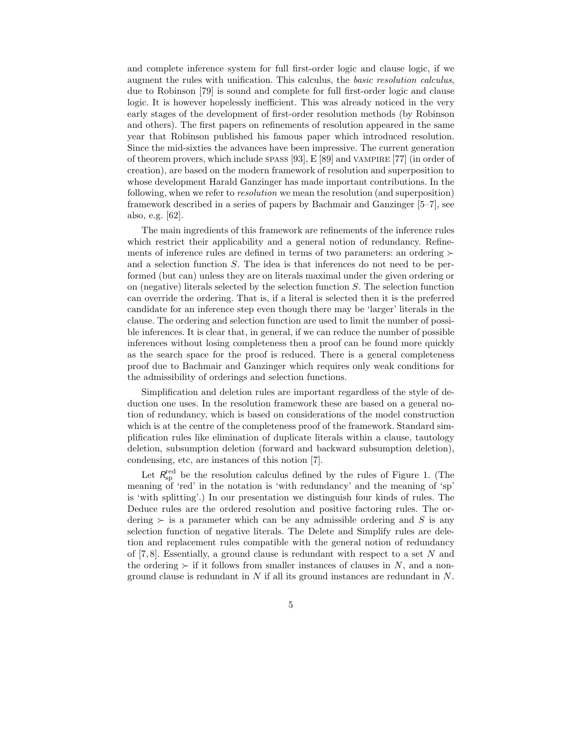and complete inference system for full first-order logic and clause logic, if we augment the rules with unification. This calculus, the *basic resolution calculus*, due to Robinson [79] is sound and complete for full first-order logic and clause logic. It is however hopelessly inefficient. This was already noticed in the very early stages of the development of first-order resolution methods (by Robinson and others). The first papers on refinements of resolution appeared in the same year that Robinson published his famous paper which introduced resolution. Since the mid-sixties the advances have been impressive. The current generation of theorem provers, which include SPASS [93], E [89] and VAMPIRE [77] (in order of creation), are based on the modern framework of resolution and superposition to whose development Harald Ganzinger has made important contributions. In the following, when we refer to *resolution* we mean the resolution (and superposition) framework described in a series of papers by Bachmair and Ganzinger [5–7], see also, e.g. [62].

The main ingredients of this framework are refinements of the inference rules which restrict their applicability and a general notion of redundancy. Refinements of inference rules are defined in terms of two parameters: an ordering $\succ$ and a selection function $S$. The idea is that inferences do not need to be performed (but can) unless they are on literals maximal under the given ordering or on (negative) literals selected by the selection function $S$. The selection function can override the ordering. That is, if a literal is selected then it is the preferred candidate for an inference step even though there may be 'larger' literals in the clause. The ordering and selection function are used to limit the number of possible inferences. It is clear that, in general, if we can reduce the number of possible inferences without losing completeness then a proof can be found more quickly as the search space for the proof is reduced. There is a general completeness proof due to Bachmair and Ganzinger which requires only weak conditions for the admissibility of orderings and selection functions.

Simplification and deletion rules are important regardless of the style of deduction one uses. In the resolution framework these are based on a general notion of redundancy, which is based on considerations of the model construction which is at the centre of the completeness proof of the framework. Standard simplification rules like elimination of duplicate literals within a clause, tautology deletion, subsumption deletion (forward and backward subsumption deletion), condensing, etc, are instances of this notion [7].

Let $R^{\mathrm{red}}_{\mathrm{sp}}$ be the resolution calculus defined by the rules of Figure 1. (The meaning of 'red' in the notation is 'with redundancy' and the meaning of 'sp' is 'with splitting'.) In our presentation we distinguish four kinds of rules. The Deduce rules are the ordered resolution and positive factoring rules. The ordering $\succ$ is a parameter which can be any admissible ordering and $S$ is any selection function of negative literals. The Delete and Simplify rules are deletion and replacement rules compatible with the general notion of redundancy of [7, 8]. Essentially, a ground clause is redundant with respect to a set $N$ and the ordering $\succ$ if it follows from smaller instances of clauses in $N$, and a non-ground clause is redundant in $N$ if all its ground instances are redundant in $N$.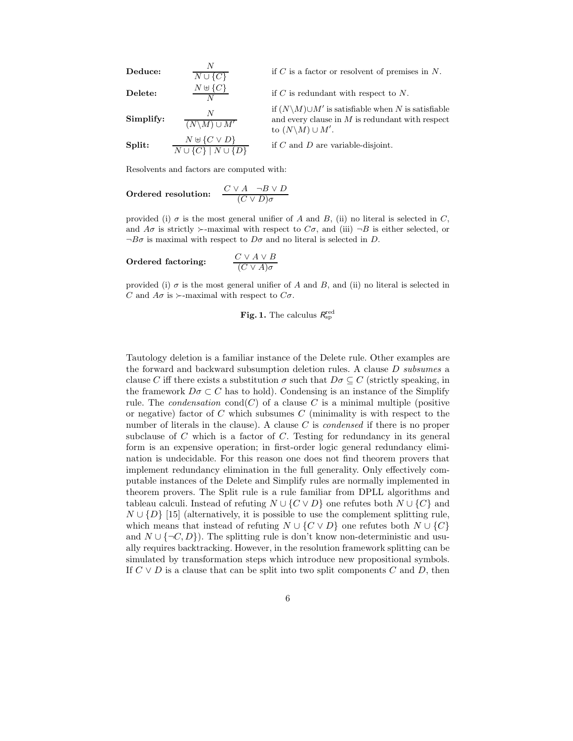**Deduce:** $\dfrac{N}{N \cup \{C\}}$ if $C$ is a factor or resolvent of premises in $N$.

**Delete:** $\dfrac{N \uplus \{C\}}{N}$ if $C$ is redundant with respect to $N$.

**Simplify:** $\dfrac{N}{(N \backslash M) \cup M'}$ if $(N \backslash M) \cup M'$ is satisfiable when $N$ is satisfiable and every clause in $M$ is redundant with respect to $(N \backslash M) \cup M'$.

**Split:** $\dfrac{N \uplus \{C \vee D\}}{N \cup \{C\} \mid N \cup \{D\}}$ if $C$ and $D$ are variable-disjoint.

Resolvents and factors are computed with:

**Ordered resolution:** $\dfrac{C \vee A \quad \neg B \vee D}{(C \vee D)\sigma}$

provided (i) $\sigma$ is the most general unifier of $A$ and $B$, (ii) no literal is selected in $C$, and $A\sigma$ is strictly $\succ$-maximal with respect to $C\sigma$, and (iii) $\neg B$ is either selected, or $\neg B\sigma$ is maximal with respect to $D\sigma$ and no literal is selected in $D$.

**Ordered factoring:** $\dfrac{C \vee A \vee B}{(C \vee A)\sigma}$

provided (i) $\sigma$ is the most general unifier of $A$ and $B$, and (ii) no literal is selected in $C$ and $A\sigma$ is $\succ$-maximal with respect to $C\sigma$.

**Fig. 1.** The calculus $R^{\mathrm{red}}_{\mathrm{sp}}$

Tautology deletion is a familiar instance of the Delete rule. Other examples are the forward and backward subsumption deletion rules. A clause $D$ *subsumes* a clause $C$ iff there exists a substitution $\sigma$ such that $D\sigma \subseteq C$ (strictly speaking, in the framework $D\sigma \subset C$ has to hold). Condensing is an instance of the Simplify rule. The *condensation* $\mathrm{cond}(C)$ of a clause $C$ is a minimal multiple (positive or negative) factor of $C$ which subsumes $C$ (minimality is with respect to the number of literals in the clause). A clause $C$ is *condensed* if there is no proper subclause of $C$ which is a factor of $C$. Testing for redundancy in its general form is an expensive operation; in first-order logic general redundancy elimination is undecidable. For this reason one does not find theorem provers that implement redundancy elimination in the full generality. Only effectively computable instances of the Delete and Simplify rules are normally implemented in theorem provers. The Split rule is a rule familiar from DPLL algorithms and tableau calculi. Instead of refuting $N \cup \{C \vee D\}$ one refutes both $N \cup \{C\}$ and $N \cup \{D\}$ [15] (alternatively, it is possible to use the complement splitting rule, which means that instead of refuting $N \cup \{C \vee D\}$ one refutes both $N \cup \{C\}$ and $N \cup \{\neg C, D\}$). The splitting rule is don't know non-deterministic and usually requires backtracking. However, in the resolution framework splitting can be simulated by transformation steps which introduce new propositional symbols. If $C \vee D$ is a clause that can be split into two split components $C$ and $D$, then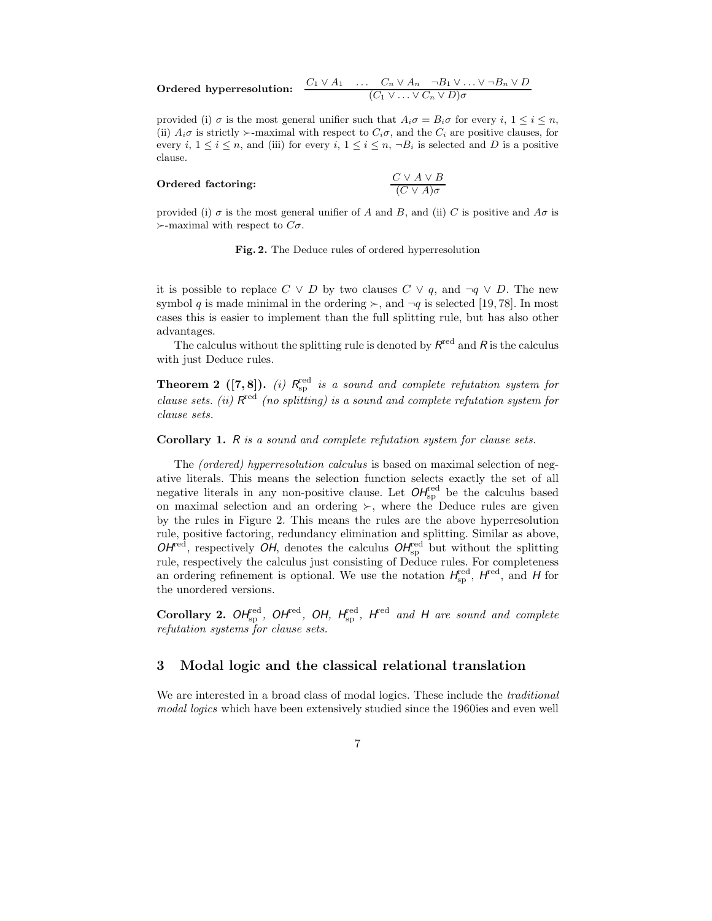**Ordered hyperresolution:** $\dfrac{C_1 \vee A_1 \quad \ldots \quad C_n \vee A_n \quad \neg B_1 \vee \ldots \vee \neg B_n \vee D}{(C_1 \vee \ldots \vee C_n \vee D)\sigma}$

provided (i) $\sigma$ is the most general unifier such that $A_i\sigma = B_i\sigma$ for every $i$, $1 \leq i \leq n$, (ii) $A_i\sigma$ is strictly $\succ$-maximal with respect to $C_i\sigma$, and the $C_i$ are positive clauses, for every $i$, $1 \leq i \leq n$, and (iii) for every $i$, $1 \leq i \leq n$, $\neg B_i$ is selected and $D$ is a positive clause.

**Ordered factoring:** $\dfrac{C \vee A \vee B}{(C \vee A)\sigma}$

provided (i) $\sigma$ is the most general unifier of $A$ and $B$, and (ii) $C$ is positive and $A\sigma$ is $\succ$-maximal with respect to $C\sigma$.

**Fig. 2.** The Deduce rules of ordered hyperresolution

it is possible to replace $C \vee D$ by two clauses $C \vee q$, and $\neg q \vee D$. The new symbol $q$ is made minimal in the ordering $\succ$, and $\neg q$ is selected [19, 78]. In most cases this is easier to implement than the full splitting rule, but has also other advantages.

The calculus without the splitting rule is denoted by $R^{\text{red}}$ and $R$ is the calculus with just Deduce rules.

**Theorem 2 ([7, 8]).** *(i) $R^{\text{red}}_{\text{sp}}$ is a sound and complete refutation system for clause sets. (ii) $R^{\text{red}}$ (no splitting) is a sound and complete refutation system for clause sets.*

**Corollary 1.** *$R$ is a sound and complete refutation system for clause sets.*

The *(ordered) hyperresolution calculus* is based on maximal selection of negative literals. This means the selection function selects exactly the set of all negative literals in any non-positive clause. Let $OH^{\text{red}}_{\text{sp}}$ be the calculus based on maximal selection and an ordering $\succ$, where the Deduce rules are given by the rules in Figure 2. This means the rules are the above hyperresolution rule, positive factoring, redundancy elimination and splitting. Similar as above, $OH^{\text{red}}$, respectively $OH$, denotes the calculus $OH^{\text{red}}_{\text{sp}}$ but without the splitting rule, respectively the calculus just consisting of Deduce rules. For completeness an ordering refinement is optional. We use the notation $H^{\text{red}}_{\text{sp}}$, $H^{\text{red}}$, and $H$ for the unordered versions.

**Corollary 2.** *$OH^{\text{red}}_{\text{sp}}$, $OH^{\text{red}}$, $OH$, $H^{\text{red}}_{\text{sp}}$, $H^{\text{red}}$ and $H$ are sound and complete refutation systems for clause sets.*

## 3 Modal logic and the classical relational translation

We are interested in a broad class of modal logics. These include the *traditional modal logics* which have been extensively studied since the 1960ies and even well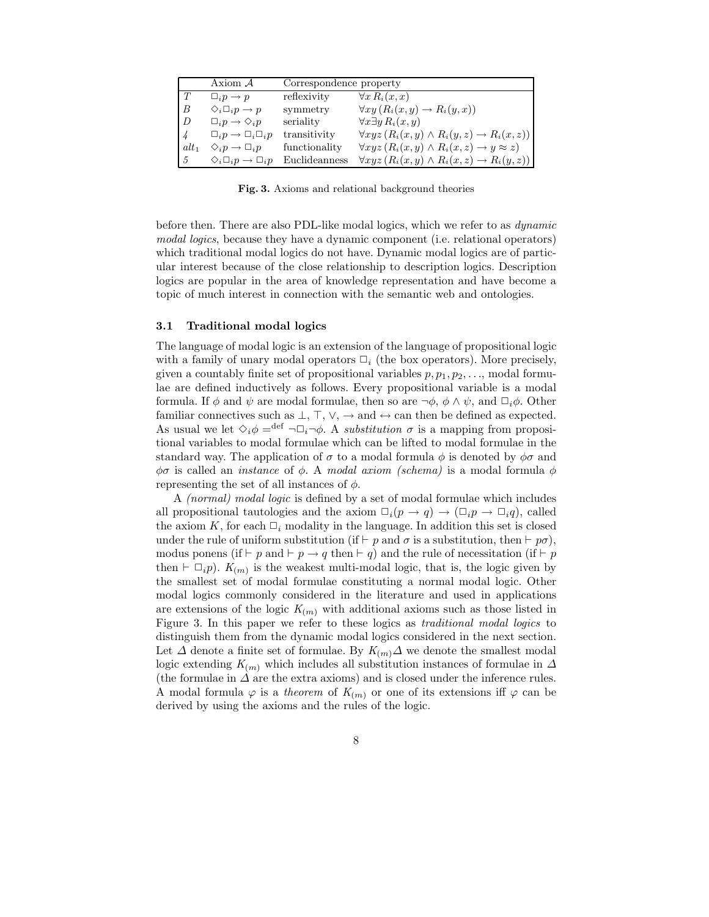| | Axiom $\mathcal{A}$ | Correspondence property | |
|---|---|---|---|
| $T$ | $\Box_i p \to p$ | reflexivity | $\forall x\, R_i(x,x)$ |
| $B$ | $\Diamond_i \Box_i p \to p$ | symmetry | $\forall xy\, (R_i(x,y) \to R_i(y,x))$ |
| $D$ | $\Box_i p \to \Diamond_i p$ | seriality | $\forall x \exists y\, R_i(x,y)$ |
| $4$ | $\Box_i p \to \Box_i \Box_i p$ | transitivity | $\forall xyz\, (R_i(x,y) \wedge R_i(y,z) \to R_i(x,z))$ |
| $alt_1$ | $\Diamond_i p \to \Box_i p$ | functionality | $\forall xyz\, (R_i(x,y) \wedge R_i(x,z) \to y \approx z)$ |
| $5$ | $\Diamond_i \Box_i p \to \Box_i p$ | Euclideanness | $\forall xyz\, (R_i(x,y) \wedge R_i(x,z) \to R_i(y,z))$ |

**Fig. 3.** Axioms and relational background theories

before then. There are also PDL-like modal logics, which we refer to as *dynamic modal logics*, because they have a dynamic component (i.e. relational operators) which traditional modal logics do not have. Dynamic modal logics are of particular interest because of the close relationship to description logics. Description logics are popular in the area of knowledge representation and have become a topic of much interest in connection with the semantic web and ontologies.

### 3.1 Traditional modal logics

The language of modal logic is an extension of the language of propositional logic with a family of unary modal operators $\Box_i$ (the box operators). More precisely, given a countably finite set of propositional variables $p, p_1, p_2, \ldots$, modal formulae are defined inductively as follows. Every propositional variable is a modal formula. If $\phi$ and $\psi$ are modal formulae, then so are $\neg\phi$, $\phi \wedge \psi$, and $\Box_i \phi$. Other familiar connectives such as $\bot$, $\top$, $\vee$, $\to$ and $\leftrightarrow$ can then be defined as expected. As usual we let $\Diamond_i \phi =^{\text{def}} \neg\Box_i\neg\phi$. A *substitution* $\sigma$ is a mapping from propositional variables to modal formulae which can be lifted to modal formulae in the standard way. The application of $\sigma$ to a modal formula $\phi$ is denoted by $\phi\sigma$ and $\phi\sigma$ is called an *instance* of $\phi$. A *modal axiom (schema)* is a modal formula $\phi$ representing the set of all instances of $\phi$.

A *(normal) modal logic* is defined by a set of modal formulae which includes all propositional tautologies and the axiom $\Box_i(p \to q) \to (\Box_i p \to \Box_i q)$, called the axiom $K$, for each $\Box_i$ modality in the language. In addition this set is closed under the rule of uniform substitution (if $\vdash p$ and $\sigma$ is a substitution, then $\vdash p\sigma$), modus ponens (if $\vdash p$ and $\vdash p \to q$ then $\vdash q$) and the rule of necessitation (if $\vdash p$ then $\vdash \Box_i p$). $K_{(m)}$ is the weakest multi-modal logic, that is, the logic given by the smallest set of modal formulae constituting a normal modal logic. Other modal logics commonly considered in the literature and used in applications are extensions of the logic $K_{(m)}$ with additional axioms such as those listed in Figure 3. In this paper we refer to these logics as *traditional modal logics* to distinguish them from the dynamic modal logics considered in the next section. Let $\Delta$ denote a finite set of formulae. By $K_{(m)}\Delta$ we denote the smallest modal logic extending $K_{(m)}$ which includes all substitution instances of formulae in $\Delta$ (the formulae in $\Delta$ are the extra axioms) and is closed under the inference rules. A modal formula $\varphi$ is a *theorem* of $K_{(m)}$ or one of its extensions iff $\varphi$ can be derived by using the axioms and the rules of the logic.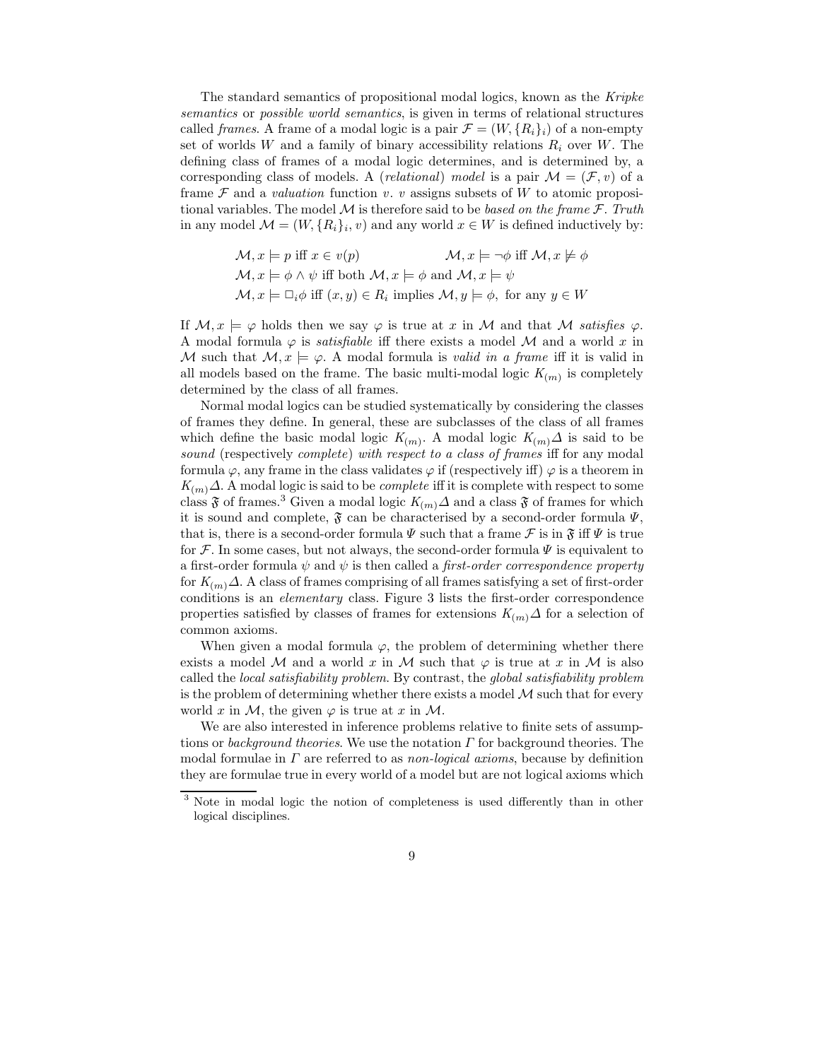The standard semantics of propositional modal logics, known as the *Kripke semantics* or *possible world semantics*, is given in terms of relational structures called *frames*. A frame of a modal logic is a pair $\mathcal{F} = (W, \{R_i\}_i)$ of a non-empty set of worlds $W$ and a family of binary accessibility relations $R_i$ over $W$. The defining class of frames of a modal logic determines, and is determined by, a corresponding class of models. A (*relational*) *model* is a pair $\mathcal{M} = (\mathcal{F}, v)$ of a frame $\mathcal{F}$ and a *valuation* function $v$. $v$ assigns subsets of $W$ to atomic propositional variables. The model $\mathcal{M}$ is therefore said to be *based on the frame* $\mathcal{F}$. *Truth* in any model $\mathcal{M} = (W, \{R_i\}_i, v)$ and any world $x \in W$ is defined inductively by:

$$\mathcal{M}, x \models p \text{ iff } x \in v(p) \qquad\qquad \mathcal{M}, x \models \neg\phi \text{ iff } \mathcal{M}, x \not\models \phi$$

$$\mathcal{M}, x \models \phi \wedge \psi \text{ iff both } \mathcal{M}, x \models \phi \text{ and } \mathcal{M}, x \models \psi$$

$$\mathcal{M}, x \models \Box_i \phi \text{ iff } (x, y) \in R_i \text{ implies } \mathcal{M}, y \models \phi, \text{ for any } y \in W$$

If $\mathcal{M}, x \models \varphi$ holds then we say $\varphi$ is true at $x$ in $\mathcal{M}$ and that $\mathcal{M}$ *satisfies* $\varphi$. A modal formula $\varphi$ is *satisfiable* iff there exists a model $\mathcal{M}$ and a world $x$ in $\mathcal{M}$ such that $\mathcal{M}, x \models \varphi$. A modal formula is *valid in a frame* iff it is valid in all models based on the frame. The basic multi-modal logic $K_{(m)}$ is completely determined by the class of all frames.

Normal modal logics can be studied systematically by considering the classes of frames they define. In general, these are subclasses of the class of all frames which define the basic modal logic $K_{(m)}$. A modal logic $K_{(m)}\Delta$ is said to be *sound* (respectively *complete*) *with respect to a class of frames* iff for any modal formula $\varphi$, any frame in the class validates $\varphi$ if (respectively iff) $\varphi$ is a theorem in $K_{(m)}\Delta$. A modal logic is said to be *complete* iff it is complete with respect to some class $\mathfrak{F}$ of frames.[3] Given a modal logic $K_{(m)}\Delta$ and a class $\mathfrak{F}$ of frames for which it is sound and complete, $\mathfrak{F}$ can be characterised by a second-order formula $\Psi$, that is, there is a second-order formula $\Psi$ such that a frame $\mathcal{F}$ is in $\mathfrak{F}$ iff $\Psi$ is true for $\mathcal{F}$. In some cases, but not always, the second-order formula $\Psi$ is equivalent to a first-order formula $\psi$ and $\psi$ is then called a *first-order correspondence property* for $K_{(m)}\Delta$. A class of frames comprising of all frames satisfying a set of first-order conditions is an *elementary* class. Figure 3 lists the first-order correspondence properties satisfied by classes of frames for extensions $K_{(m)}\Delta$ for a selection of common axioms.

When given a modal formula $\varphi$, the problem of determining whether there exists a model $\mathcal{M}$ and a world $x$ in $\mathcal{M}$ such that $\varphi$ is true at $x$ in $\mathcal{M}$ is also called the *local satisfiability problem*. By contrast, the *global satisfiability problem* is the problem of determining whether there exists a model $\mathcal{M}$ such that for every world $x$ in $\mathcal{M}$, the given $\varphi$ is true at $x$ in $\mathcal{M}$.

We are also interested in inference problems relative to finite sets of assumptions or *background theories*. We use the notation $\Gamma$ for background theories. The modal formulae in $\Gamma$ are referred to as *non-logical axioms*, because by definition they are formulae true in every world of a model but are not logical axioms which

[3] Note in modal logic the notion of completeness is used differently than in other logical disciplines.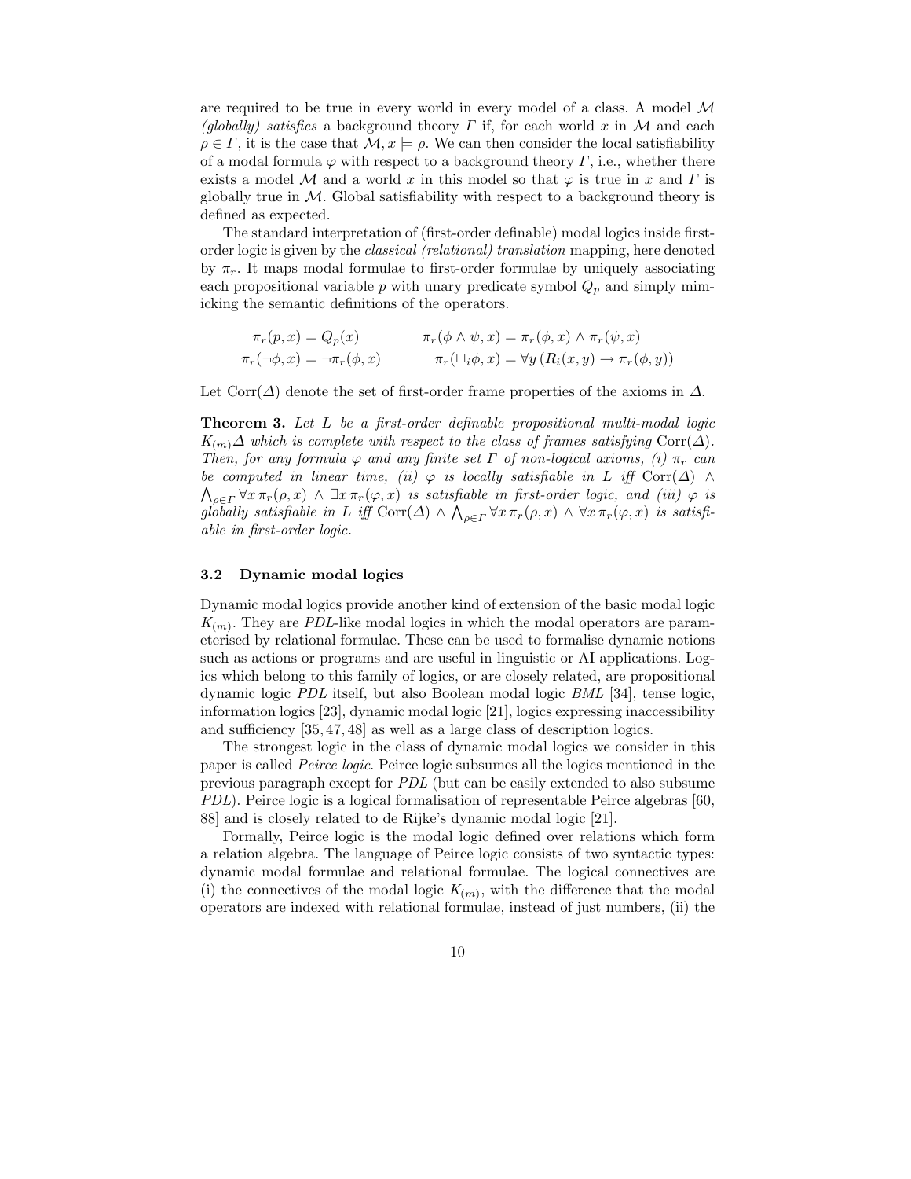are required to be true in every world in every model of a class. A model $\mathcal{M}$ *(globally) satisfies* a background theory $\Gamma$ if, for each world $x$ in $\mathcal{M}$ and each $\rho \in \Gamma$, it is the case that $\mathcal{M}, x \models \rho$. We can then consider the local satisfiability of a modal formula $\varphi$ with respect to a background theory $\Gamma$, i.e., whether there exists a model $\mathcal{M}$ and a world $x$ in this model so that $\varphi$ is true in $x$ and $\Gamma$ is globally true in $\mathcal{M}$. Global satisfiability with respect to a background theory is defined as expected.

The standard interpretation of (first-order definable) modal logics inside first-order logic is given by the *classical (relational) translation* mapping, here denoted by $\pi_r$. It maps modal formulae to first-order formulae by uniquely associating each propositional variable $p$ with unary predicate symbol $Q_p$ and simply mimicking the semantic definitions of the operators.

$$
\begin{aligned}
\pi_r(p, x) &= Q_p(x) & \pi_r(\phi \wedge \psi, x) &= \pi_r(\phi, x) \wedge \pi_r(\psi, x) \\
\pi_r(\neg\phi, x) &= \neg\pi_r(\phi, x) & \pi_r(\Box_i \phi, x) &= \forall y \, (R_i(x, y) \rightarrow \pi_r(\phi, y))
\end{aligned}
$$

Let $\mathrm{Corr}(\Delta)$ denote the set of first-order frame properties of the axioms in $\Delta$.

**Theorem 3.** *Let $L$ be a first-order definable propositional multi-modal logic $K_{(m)}\Delta$ which is complete with respect to the class of frames satisfying $\mathrm{Corr}(\Delta)$. Then, for any formula $\varphi$ and any finite set $\Gamma$ of non-logical axioms, (i) $\pi_r$ can be computed in linear time, (ii) $\varphi$ is locally satisfiable in $L$ iff $\mathrm{Corr}(\Delta) \wedge \bigwedge_{\rho \in \Gamma} \forall x \, \pi_r(\rho, x) \wedge \exists x \, \pi_r(\varphi, x)$ is satisfiable in first-order logic, and (iii) $\varphi$ is globally satisfiable in $L$ iff $\mathrm{Corr}(\Delta) \wedge \bigwedge_{\rho \in \Gamma} \forall x \, \pi_r(\rho, x) \wedge \forall x \, \pi_r(\varphi, x)$ is satisfiable in first-order logic.*

### 3.2 Dynamic modal logics

Dynamic modal logics provide another kind of extension of the basic modal logic $K_{(m)}$. They are *PDL*-like modal logics in which the modal operators are parameterised by relational formulae. These can be used to formalise dynamic notions such as actions or programs and are useful in linguistic or AI applications. Logics which belong to this family of logics, or are closely related, are propositional dynamic logic *PDL* itself, but also Boolean modal logic *BML* [34], tense logic, information logics [23], dynamic modal logic [21], logics expressing inaccessibility and sufficiency [35, 47, 48] as well as a large class of description logics.

The strongest logic in the class of dynamic modal logics we consider in this paper is called *Peirce logic*. Peirce logic subsumes all the logics mentioned in the previous paragraph except for *PDL* (but can be easily extended to also subsume *PDL*). Peirce logic is a logical formalisation of representable Peirce algebras [60, 88] and is closely related to de Rijke's dynamic modal logic [21].

Formally, Peirce logic is the modal logic defined over relations which form a relation algebra. The language of Peirce logic consists of two syntactic types: dynamic modal formulae and relational formulae. The logical connectives are (i) the connectives of the modal logic $K_{(m)}$, with the difference that the modal operators are indexed with relational formulae, instead of just numbers, (ii) the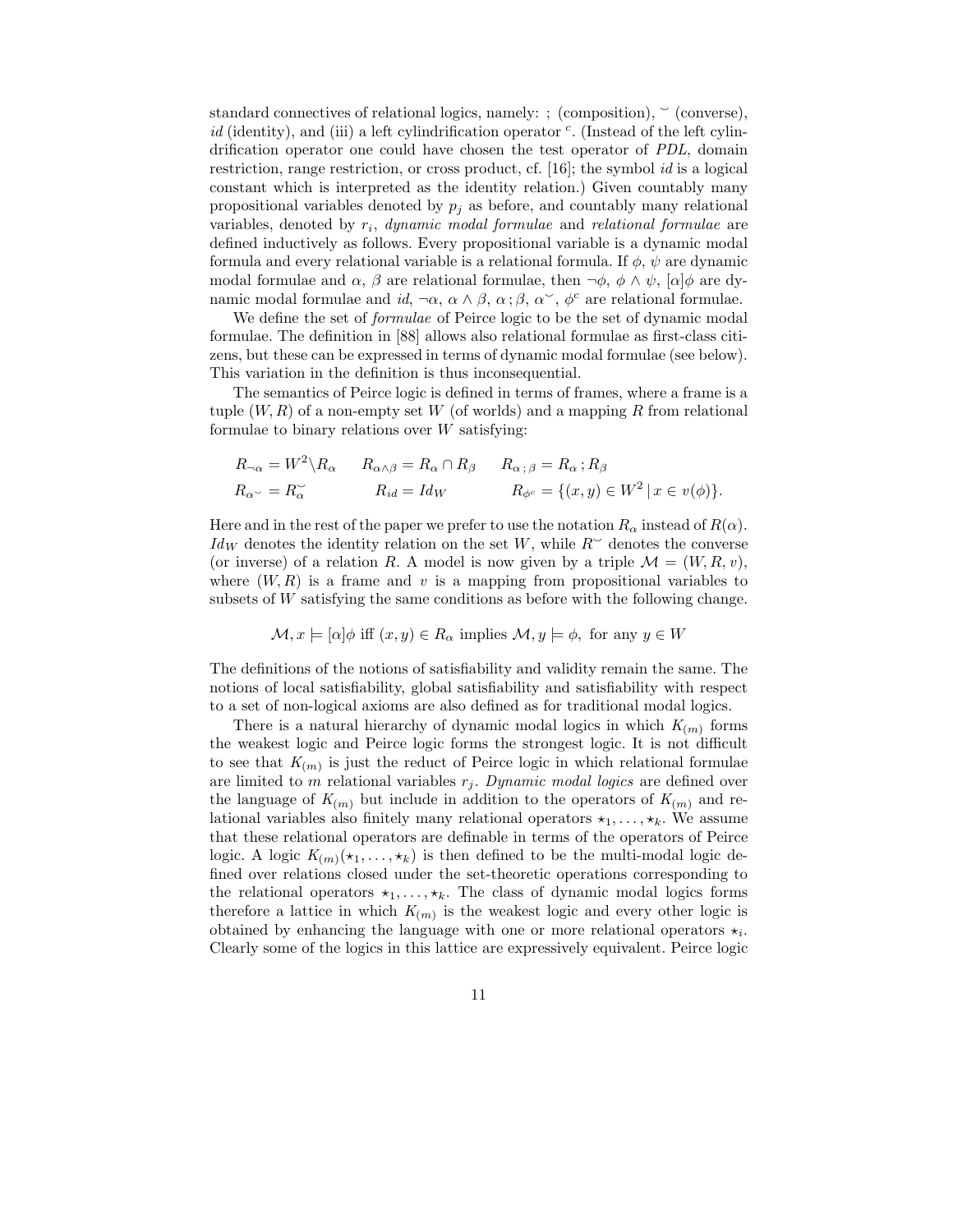standard connectives of relational logics, namely: ; (composition), $\smile$ (converse), *id* (identity), and (iii) a left cylindrification operator $^c$. (Instead of the left cylindrification operator one could have chosen the test operator of *PDL*, domain restriction, range restriction, or cross product, cf. [16]; the symbol *id* is a logical constant which is interpreted as the identity relation.) Given countably many propositional variables denoted by $p_j$ as before, and countably many relational variables, denoted by $r_i$, *dynamic modal formulae* and *relational formulae* are defined inductively as follows. Every propositional variable is a dynamic modal formula and every relational variable is a relational formula. If $\phi$, $\psi$ are dynamic modal formulae and $\alpha$, $\beta$ are relational formulae, then $\neg\phi$, $\phi \wedge \psi$, $[\alpha]\phi$ are dynamic modal formulae and $id$, $\neg\alpha$, $\alpha \wedge \beta$, $\alpha ; \beta$, $\alpha^\smile$, $\phi^c$ are relational formulae.

We define the set of *formulae* of Peirce logic to be the set of dynamic modal formulae. The definition in [88] allows also relational formulae as first-class citizens, but these can be expressed in terms of dynamic modal formulae (see below). This variation in the definition is thus inconsequential.

The semantics of Peirce logic is defined in terms of frames, where a frame is a tuple $(W, R)$ of a non-empty set $W$ (of worlds) and a mapping $R$ from relational formulae to binary relations over $W$ satisfying:

$$\begin{array}{lll} R_{\neg\alpha} = W^2 \backslash R_\alpha & R_{\alpha\wedge\beta} = R_\alpha \cap R_\beta & R_{\alpha\,;\,\beta} = R_\alpha \,;\, R_\beta \\ R_{\alpha^\smile} = R_\alpha^\smile & R_{id} = Id_W & R_{\phi^c} = \{(x,y) \in W^2 \mid x \in v(\phi)\}. \end{array}$$

Here and in the rest of the paper we prefer to use the notation $R_\alpha$ instead of $R(\alpha)$. $Id_W$ denotes the identity relation on the set $W$, while $R^\smile$ denotes the converse (or inverse) of a relation $R$. A model is now given by a triple $\mathcal{M} = (W, R, v)$, where $(W, R)$ is a frame and $v$ is a mapping from propositional variables to subsets of $W$ satisfying the same conditions as before with the following change.

$$\mathcal{M}, x \models [\alpha]\phi \text{ iff } (x, y) \in R_\alpha \text{ implies } \mathcal{M}, y \models \phi, \text{ for any } y \in W$$

The definitions of the notions of satisfiability and validity remain the same. The notions of local satisfiability, global satisfiability and satisfiability with respect to a set of non-logical axioms are also defined as for traditional modal logics.

There is a natural hierarchy of dynamic modal logics in which $K_{(m)}$ forms the weakest logic and Peirce logic forms the strongest logic. It is not difficult to see that $K_{(m)}$ is just the reduct of Peirce logic in which relational formulae are limited to $m$ relational variables $r_j$. *Dynamic modal logics* are defined over the language of $K_{(m)}$ but include in addition to the operators of $K_{(m)}$ and relational variables also finitely many relational operators $\star_1, \ldots, \star_k$. We assume that these relational operators are definable in terms of the operators of Peirce logic. A logic $K_{(m)}(\star_1, \ldots, \star_k)$ is then defined to be the multi-modal logic defined over relations closed under the set-theoretic operations corresponding to the relational operators $\star_1, \ldots, \star_k$. The class of dynamic modal logics forms therefore a lattice in which $K_{(m)}$ is the weakest logic and every other logic is obtained by enhancing the language with one or more relational operators $\star_i$. Clearly some of the logics in this lattice are expressively equivalent. Peirce logic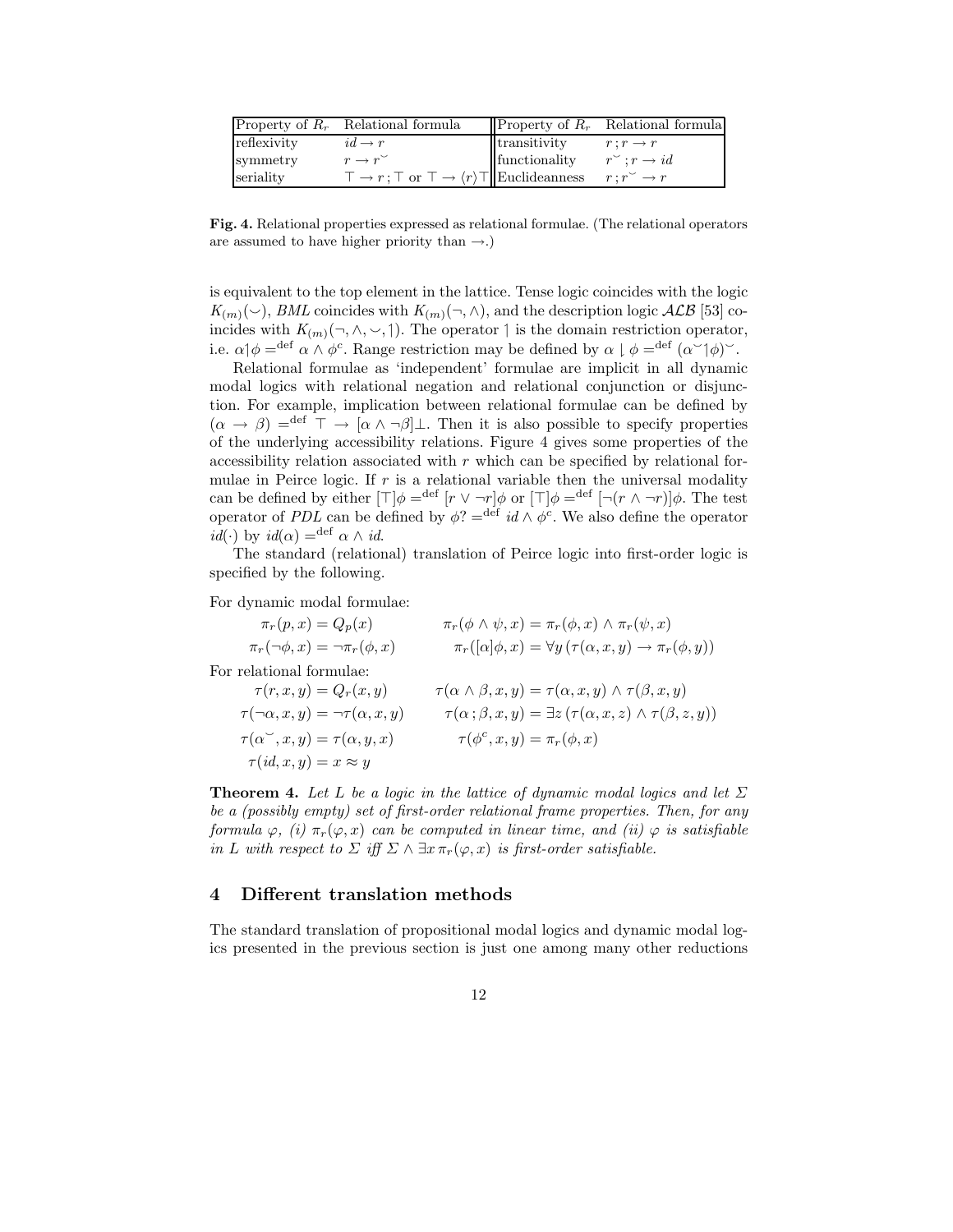| Property of $R_r$ | Relational formula | Property of $R_r$ | Relational formula |
|---|---|---|---|
| reflexivity | $id \to r$ | transitivity | $r\,;r \to r$ |
| symmetry | $r \to r^{\smile}$ | functionality | $r^{\smile}\,;r \to id$ |
| seriality | $\top \to r\,;\top$ or $\top \to \langle r\rangle\top$ | Euclideanness | $r\,;r^{\smile} \to r$ |

**Fig. 4.** Relational properties expressed as relational formulae. (The relational operators are assumed to have higher priority than $\to$.)

is equivalent to the top element in the lattice. Tense logic coincides with the logic $K_{(m)}(\smile)$, *BML* coincides with $K_{(m)}(\neg, \wedge)$, and the description logic $\mathcal{ALB}$ [53] coincides with $K_{(m)}(\neg, \wedge, \smile, \upharpoonright)$. The operator $\upharpoonright$ is the domain restriction operator, i.e. $\alpha\upharpoonright\phi =^{\text{def}} \alpha \wedge \phi^c$. Range restriction may be defined by $\alpha \downharpoonright \phi =^{\text{def}} (\alpha^{\smile}\upharpoonright\phi)^{\smile}$.

Relational formulae as 'independent' formulae are implicit in all dynamic modal logics with relational negation and relational conjunction or disjunction. For example, implication between relational formulae can be defined by $(\alpha \to \beta) =^{\text{def}} \top \to [\alpha \wedge \neg\beta]\bot$. Then it is also possible to specify properties of the underlying accessibility relations. Figure 4 gives some properties of the accessibility relation associated with $r$ which can be specified by relational formulae in Peirce logic. If $r$ is a relational variable then the universal modality can be defined by either $[\top]\phi =^{\text{def}} [r \vee \neg r]\phi$ or $[\top]\phi =^{\text{def}} [\neg(r \wedge \neg r)]\phi$. The test operator of *PDL* can be defined by $\phi? =^{\text{def}} id \wedge \phi^c$. We also define the operator $id(\cdot)$ by $id(\alpha) =^{\text{def}} \alpha \wedge id$.

The standard (relational) translation of Peirce logic into first-order logic is specified by the following.

For dynamic modal formulae:

$$\pi_r(p, x) = Q_p(x) \qquad \pi_r(\phi \wedge \psi, x) = \pi_r(\phi, x) \wedge \pi_r(\psi, x)$$

$$\pi_r(\neg\phi, x) = \neg\pi_r(\phi, x) \qquad \pi_r([\alpha]\phi, x) = \forall y\,(\tau(\alpha, x, y) \to \pi_r(\phi, y))$$

For relational formulae:

$$\tau(r, x, y) = Q_r(x, y) \qquad \tau(\alpha \wedge \beta, x, y) = \tau(\alpha, x, y) \wedge \tau(\beta, x, y)$$

$$\tau(\neg\alpha, x, y) = \neg\tau(\alpha, x, y) \qquad \tau(\alpha\,;\beta, x, y) = \exists z\,(\tau(\alpha, x, z) \wedge \tau(\beta, z, y))$$

$$\tau(\alpha^{\smile}, x, y) = \tau(\alpha, y, x) \qquad \tau(\phi^c, x, y) = \pi_r(\phi, x)$$

$$\tau(id, x, y) = x \approx y$$

**Theorem 4.** *Let $L$ be a logic in the lattice of dynamic modal logics and let $\Sigma$ be a (possibly empty) set of first-order relational frame properties. Then, for any formula $\varphi$, (i) $\pi_r(\varphi, x)$ can be computed in linear time, and (ii) $\varphi$ is satisfiable in $L$ with respect to $\Sigma$ iff $\Sigma \wedge \exists x\, \pi_r(\varphi, x)$ is first-order satisfiable.*

## 4 Different translation methods

The standard translation of propositional modal logics and dynamic modal logics presented in the previous section is just one among many other reductions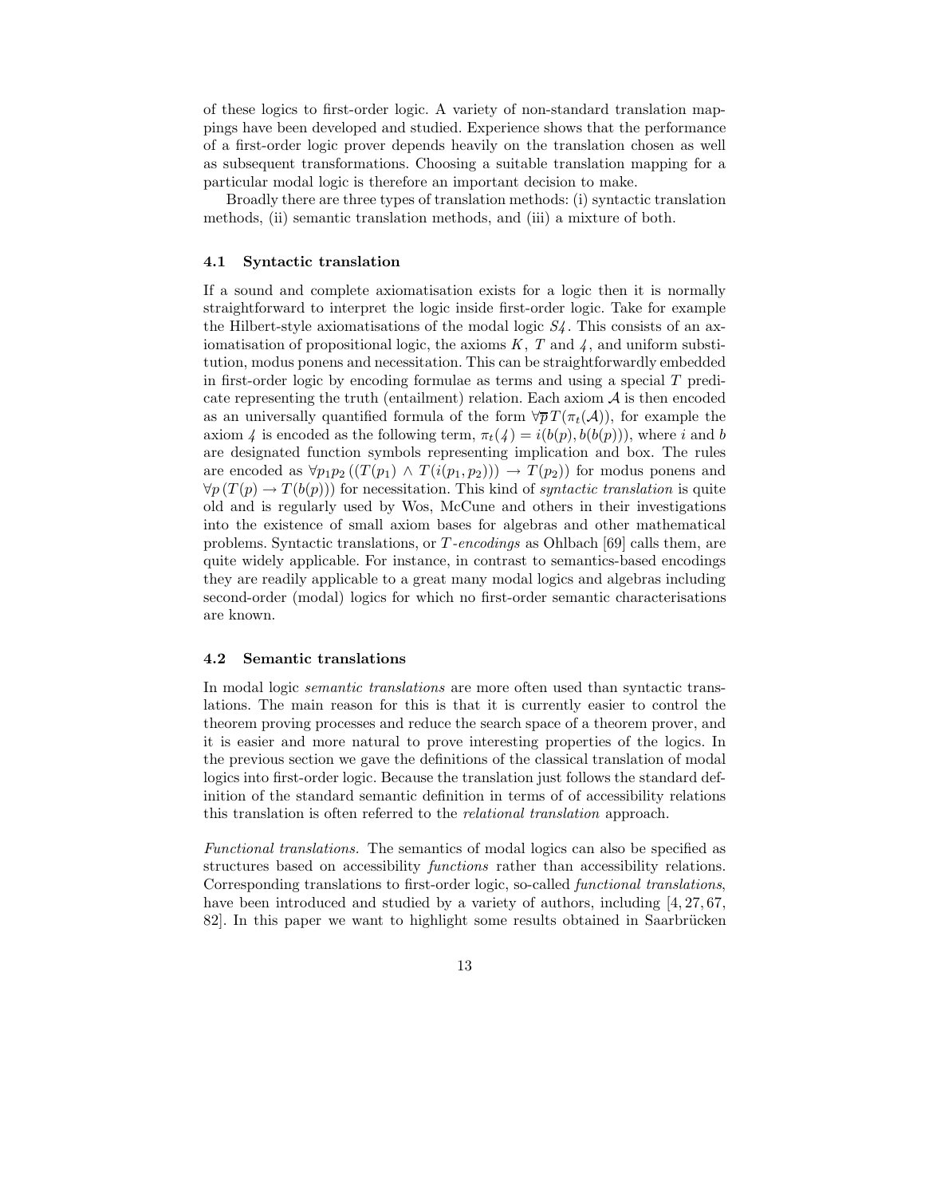of these logics to first-order logic. A variety of non-standard translation mappings have been developed and studied. Experience shows that the performance of a first-order logic prover depends heavily on the translation chosen as well as subsequent transformations. Choosing a suitable translation mapping for a particular modal logic is therefore an important decision to make.

Broadly there are three types of translation methods: (i) syntactic translation methods, (ii) semantic translation methods, and (iii) a mixture of both.

### 4.1 Syntactic translation

If a sound and complete axiomatisation exists for a logic then it is normally straightforward to interpret the logic inside first-order logic. Take for example the Hilbert-style axiomatisations of the modal logic *S4*. This consists of an axiomatisation of propositional logic, the axioms $K$, $T$ and $4$, and uniform substitution, modus ponens and necessitation. This can be straightforwardly embedded in first-order logic by encoding formulae as terms and using a special $T$ predicate representing the truth (entailment) relation. Each axiom $\mathcal{A}$ is then encoded as an universally quantified formula of the form $\forall \overline{p}\, T(\pi_t(\mathcal{A}))$, for example the axiom $4$ is encoded as the following term, $\pi_t(4) = i(b(p), b(b(p)))$, where $i$ and $b$ are designated function symbols representing implication and box. The rules are encoded as $\forall p_1 p_2\, ((T(p_1) \wedge T(i(p_1, p_2))) \rightarrow T(p_2))$ for modus ponens and $\forall p\, (T(p) \rightarrow T(b(p)))$ for necessitation. This kind of *syntactic translation* is quite old and is regularly used by Wos, McCune and others in their investigations into the existence of small axiom bases for algebras and other mathematical problems. Syntactic translations, or $T$*-encodings* as Ohlbach [69] calls them, are quite widely applicable. For instance, in contrast to semantics-based encodings they are readily applicable to a great many modal logics and algebras including second-order (modal) logics for which no first-order semantic characterisations are known.

### 4.2 Semantic translations

In modal logic *semantic translations* are more often used than syntactic translations. The main reason for this is that it is currently easier to control the theorem proving processes and reduce the search space of a theorem prover, and it is easier and more natural to prove interesting properties of the logics. In the previous section we gave the definitions of the classical translation of modal logics into first-order logic. Because the translation just follows the standard definition of the standard semantic definition in terms of of accessibility relations this translation is often referred to the *relational translation* approach.

*Functional translations.* The semantics of modal logics can also be specified as structures based on accessibility *functions* rather than accessibility relations. Corresponding translations to first-order logic, so-called *functional translations*, have been introduced and studied by a variety of authors, including [4, 27, 67, 82]. In this paper we want to highlight some results obtained in Saarbrücken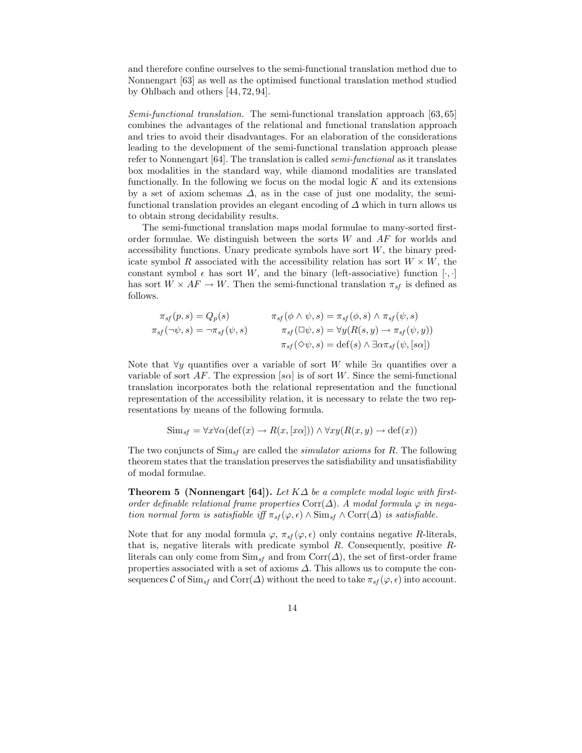and therefore confine ourselves to the semi-functional translation method due to Nonnengart [63] as well as the optimised functional translation method studied by Ohlbach and others [44, 72, 94].

*Semi-functional translation.* The semi-functional translation approach [63, 65] combines the advantages of the relational and functional translation approach and tries to avoid their disadvantages. For an elaboration of the considerations leading to the development of the semi-functional translation approach please refer to Nonnengart [64]. The translation is called *semi-functional* as it translates box modalities in the standard way, while diamond modalities are translated functionally. In the following we focus on the modal logic $K$ and its extensions by a set of axiom schemas $\Delta$, as in the case of just one modality, the semi-functional translation provides an elegant encoding of $\Delta$ which in turn allows us to obtain strong decidability results.

The semi-functional translation maps modal formulae to many-sorted first-order formulae. We distinguish between the sorts $W$ and $AF$ for worlds and accessibility functions. Unary predicate symbols have sort $W$, the binary predicate symbol $R$ associated with the accessibility relation has sort $W \times W$, the constant symbol $\epsilon$ has sort $W$, and the binary (left-associative) function $[\cdot, \cdot]$ has sort $W \times AF \to W$. Then the semi-functional translation $\pi_{sf}$ is defined as follows.

$$
\begin{aligned}
\pi_{sf}(p, s) &= Q_p(s) & \pi_{sf}(\phi \wedge \psi, s) &= \pi_{sf}(\phi, s) \wedge \pi_{sf}(\psi, s) \\
\pi_{sf}(\neg\psi, s) &= \neg\pi_{sf}(\psi, s) & \pi_{sf}(\Box\psi, s) &= \forall y (R(s, y) \rightarrow \pi_{sf}(\psi, y)) \\
& & \pi_{sf}(\Diamond\psi, s) &= \mathrm{def}(s) \wedge \exists\alpha \pi_{sf}(\psi, [s\alpha])
\end{aligned}
$$

Note that $\forall y$ quantifies over a variable of sort $W$ while $\exists\alpha$ quantifies over a variable of sort $AF$. The expression $[s\alpha]$ is of sort $W$. Since the semi-functional translation incorporates both the relational representation and the functional representation of the accessibility relation, it is necessary to relate the two representations by means of the following formula.

$$
\mathrm{Sim}_{sf} = \forall x \forall \alpha (\mathrm{def}(x) \rightarrow R(x, [x\alpha])) \wedge \forall xy (R(x, y) \rightarrow \mathrm{def}(x))
$$

The two conjuncts of $\mathrm{Sim}_{sf}$ are called the *simulator axioms* for $R$. The following theorem states that the translation preserves the satisfiability and unsatisfiability of modal formulae.

**Theorem 5 (Nonnengart [64]).** *Let $K\Delta$ be a complete modal logic with first-order definable relational frame properties $\mathrm{Corr}(\Delta)$. A modal formula $\varphi$ in negation normal form is satisfiable iff $\pi_{sf}(\varphi, \epsilon) \wedge \mathrm{Sim}_{sf} \wedge \mathrm{Corr}(\Delta)$ is satisfiable.*

Note that for any modal formula $\varphi$, $\pi_{sf}(\varphi, \epsilon)$ only contains negative $R$-literals, that is, negative literals with predicate symbol $R$. Consequently, positive $R$-literals can only come from $\mathrm{Sim}_{sf}$ and from $\mathrm{Corr}(\Delta)$, the set of first-order frame properties associated with a set of axioms $\Delta$. This allows us to compute the consequences $\mathcal{C}$ of $\mathrm{Sim}_{sf}$ and $\mathrm{Corr}(\Delta)$ without the need to take $\pi_{sf}(\varphi, \epsilon)$ into account.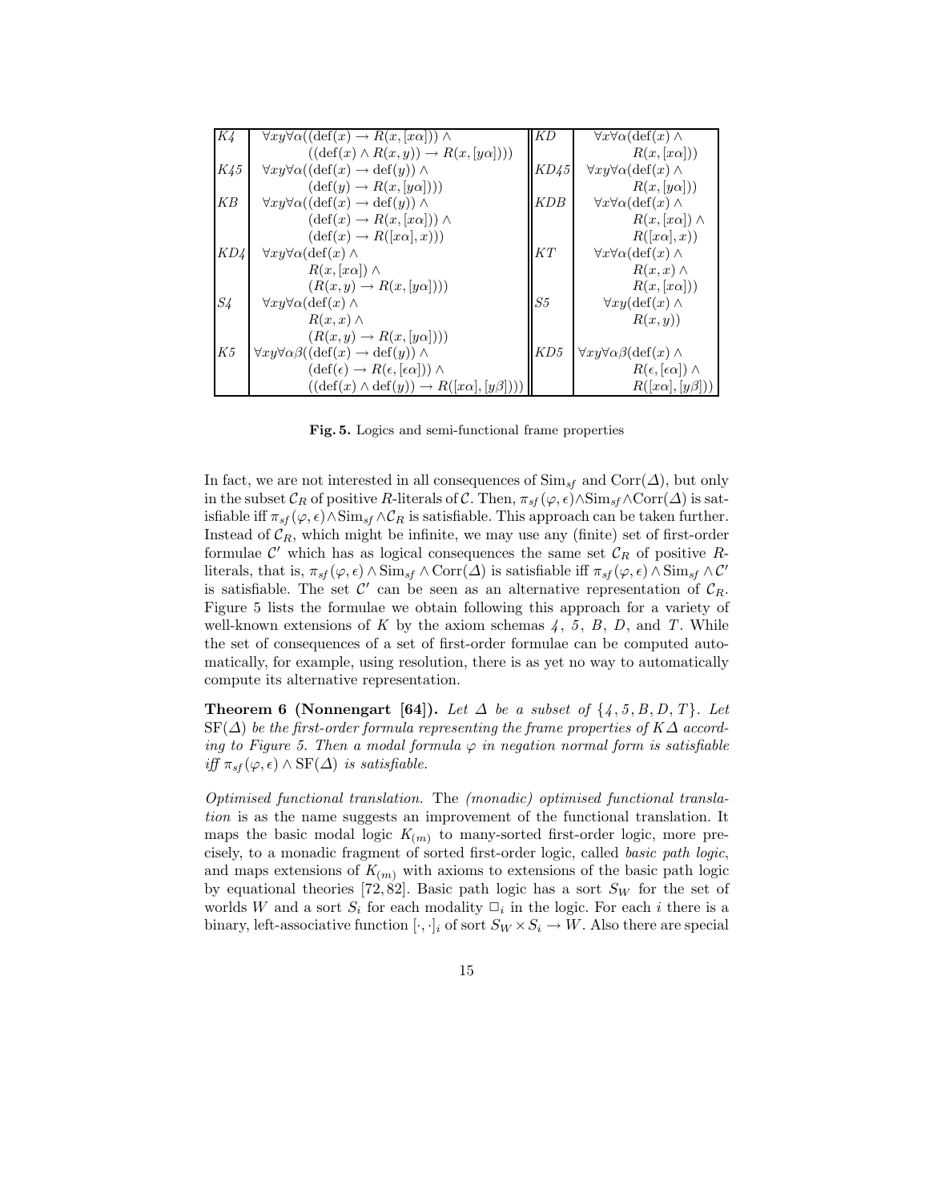| | | | |
|---|---|---|---|
| $K4$ | $\forall xy \forall \alpha ((\mathrm{def}(x) \to R(x, [x\alpha])) \wedge ((\mathrm{def}(x) \wedge R(x,y)) \to R(x, [y\alpha])))$ | $KD$ | $\forall x \forall \alpha (\mathrm{def}(x) \wedge R(x, [x\alpha]))$ |
| $K45$ | $\forall xy \forall \alpha ((\mathrm{def}(x) \to \mathrm{def}(y)) \wedge (\mathrm{def}(y) \to R(x, [y\alpha])))$ | $KD45$ | $\forall xy \forall \alpha (\mathrm{def}(x) \wedge R(x, [y\alpha]))$ |
| $KB$ | $\forall xy \forall \alpha ((\mathrm{def}(x) \to \mathrm{def}(y)) \wedge (\mathrm{def}(x) \to R(x, [x\alpha])) \wedge (\mathrm{def}(x) \to R([x\alpha], x)))$ | $KDB$ | $\forall x \forall \alpha (\mathrm{def}(x) \wedge R(x, [x\alpha]) \wedge R([x\alpha], x))$ |
| $KD4$ | $\forall xy \forall \alpha (\mathrm{def}(x) \wedge R(x, [x\alpha]) \wedge (R(x,y) \to R(x, [y\alpha])))$ | $KT$ | $\forall x \forall \alpha (\mathrm{def}(x) \wedge R(x,x) \wedge R(x, [x\alpha]))$ |
| $S4$ | $\forall xy \forall \alpha (\mathrm{def}(x) \wedge R(x,x) \wedge (R(x,y) \to R(x, [y\alpha])))$ | $S5$ | $\forall xy (\mathrm{def}(x) \wedge R(x,y))$ |
| $K5$ | $\forall xy \forall \alpha\beta ((\mathrm{def}(x) \to \mathrm{def}(y)) \wedge (\mathrm{def}(\epsilon) \to R(\epsilon, [\epsilon\alpha])) \wedge ((\mathrm{def}(x) \wedge \mathrm{def}(y)) \to R([x\alpha], [y\beta])))$ | $KD5$ | $\forall xy \forall \alpha\beta (\mathrm{def}(x) \wedge R(\epsilon, [\epsilon\alpha]) \wedge R([x\alpha], [y\beta]))$ |

**Fig. 5.** Logics and semi-functional frame properties

In fact, we are not interested in all consequences of $\mathrm{Sim}_{sf}$ and $\mathrm{Corr}(\Delta)$, but only in the subset $\mathcal{C}_R$ of positive $R$-literals of $\mathcal{C}$. Then, $\pi_{sf}(\varphi, \epsilon) \wedge \mathrm{Sim}_{sf} \wedge \mathrm{Corr}(\Delta)$ is satisfiable iff $\pi_{sf}(\varphi, \epsilon) \wedge \mathrm{Sim}_{sf} \wedge \mathcal{C}_R$ is satisfiable. This approach can be taken further. Instead of $\mathcal{C}_R$, which might be infinite, we may use any (finite) set of first-order formulae $\mathcal{C}'$ which has as logical consequences the same set $\mathcal{C}_R$ of positive $R$-literals, that is, $\pi_{sf}(\varphi, \epsilon) \wedge \mathrm{Sim}_{sf} \wedge \mathrm{Corr}(\Delta)$ is satisfiable iff $\pi_{sf}(\varphi, \epsilon) \wedge \mathrm{Sim}_{sf} \wedge \mathcal{C}'$ is satisfiable. The set $\mathcal{C}'$ can be seen as an alternative representation of $\mathcal{C}_R$. Figure 5 lists the formulae we obtain following this approach for a variety of well-known extensions of $K$ by the axiom schemas $4$, $5$, $B$, $D$, and $T$. While the set of consequences of a set of first-order formulae can be computed automatically, for example, using resolution, there is as yet no way to automatically compute its alternative representation.

**Theorem 6 (Nonnengart [64]).** *Let $\Delta$ be a subset of $\{4, 5, B, D, T\}$. Let $\mathrm{SF}(\Delta)$ be the first-order formula representing the frame properties of $K\Delta$ according to Figure 5. Then a modal formula $\varphi$ in negation normal form is satisfiable iff $\pi_{sf}(\varphi, \epsilon) \wedge \mathrm{SF}(\Delta)$ is satisfiable.*

*Optimised functional translation.* The *(monadic) optimised functional translation* is as the name suggests an improvement of the functional translation. It maps the basic modal logic $K_{(m)}$ to many-sorted first-order logic, more precisely, to a monadic fragment of sorted first-order logic, called *basic path logic*, and maps extensions of $K_{(m)}$ with axioms to extensions of the basic path logic by equational theories [72, 82]. Basic path logic has a sort $S_W$ for the set of worlds $W$ and a sort $S_i$ for each modality $\Box_i$ in the logic. For each $i$ there is a binary, left-associative function $[\cdot, \cdot]_i$ of sort $S_W \times S_i \to W$. Also there are special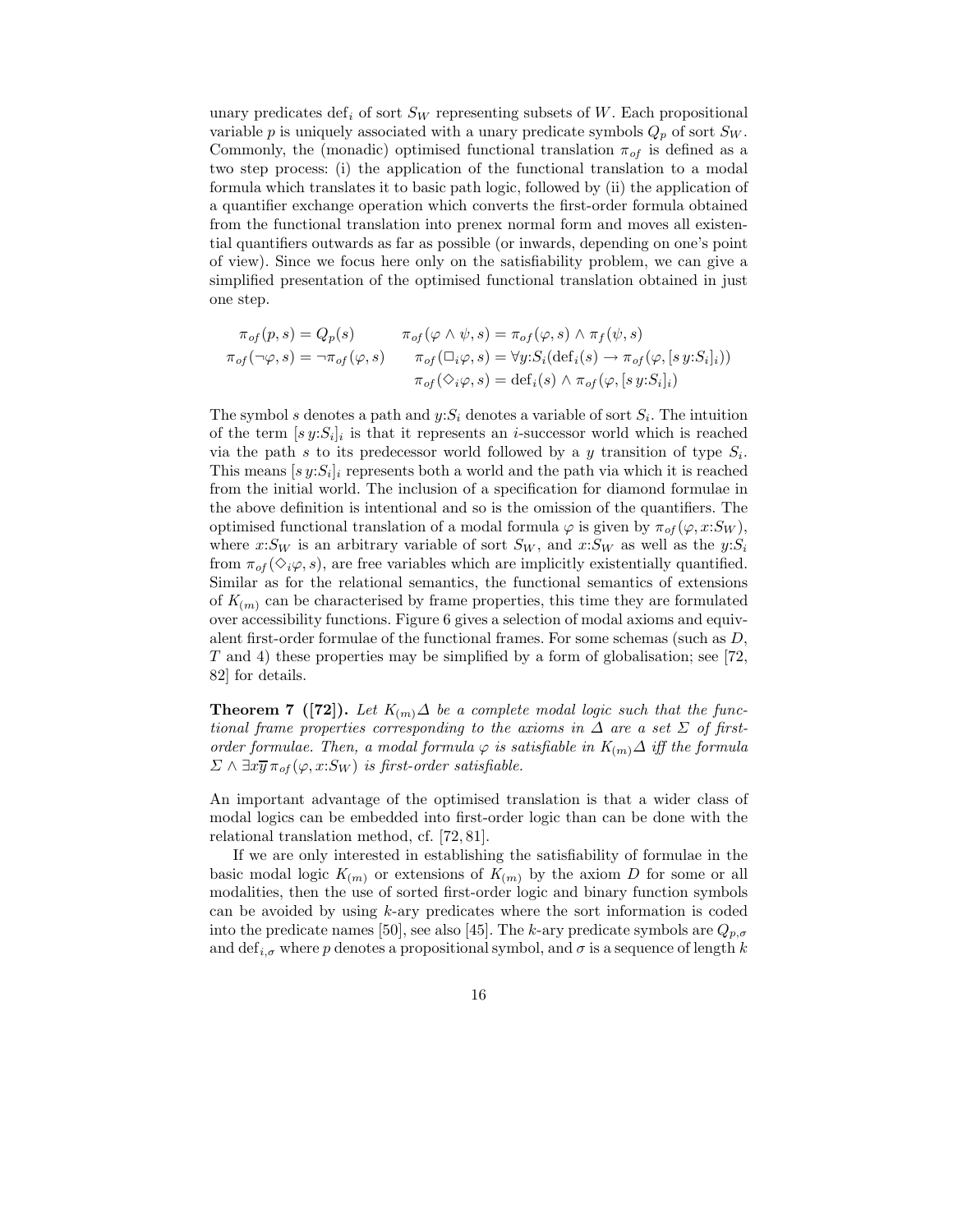unary predicates $\mathrm{def}_i$ of sort $S_W$ representing subsets of $W$. Each propositional variable $p$ is uniquely associated with a unary predicate symbols $Q_p$ of sort $S_W$. Commonly, the (monadic) optimised functional translation $\pi_{of}$ is defined as a two step process: (i) the application of the functional translation to a modal formula which translates it to basic path logic, followed by (ii) the application of a quantifier exchange operation which converts the first-order formula obtained from the functional translation into prenex normal form and moves all existential quantifiers outwards as far as possible (or inwards, depending on one's point of view). Since we focus here only on the satisfiability problem, we can give a simplified presentation of the optimised functional translation obtained in just one step.

$$
\begin{aligned}
\pi_{of}(p, s) &= Q_p(s) & \pi_{of}(\varphi \wedge \psi, s) &= \pi_{of}(\varphi, s) \wedge \pi_f(\psi, s) \\
\pi_{of}(\neg\varphi, s) &= \neg\pi_{of}(\varphi, s) & \pi_{of}(\Box_i\varphi, s) &= \forall y{:}S_i(\mathrm{def}_i(s) \rightarrow \pi_{of}(\varphi, [s\, y{:}S_i]_i)) \\
& & \pi_{of}(\Diamond_i\varphi, s) &= \mathrm{def}_i(s) \wedge \pi_{of}(\varphi, [s\, y{:}S_i]_i)
\end{aligned}
$$

The symbol $s$ denotes a path and $y{:}S_i$ denotes a variable of sort $S_i$. The intuition of the term $[s\, y{:}S_i]_i$ is that it represents an $i$-successor world which is reached via the path $s$ to its predecessor world followed by a $y$ transition of type $S_i$. This means $[s\, y{:}S_i]_i$ represents both a world and the path via which it is reached from the initial world. The inclusion of a specification for diamond formulae in the above definition is intentional and so is the omission of the quantifiers. The optimised functional translation of a modal formula $\varphi$ is given by $\pi_{of}(\varphi, x{:}S_W)$, where $x{:}S_W$ is an arbitrary variable of sort $S_W$, and $x{:}S_W$ as well as the $y{:}S_i$ from $\pi_{of}(\Diamond_i\varphi, s)$, are free variables which are implicitly existentially quantified. Similar as for the relational semantics, the functional semantics of extensions of $K_{(m)}$ can be characterised by frame properties, this time they are formulated over accessibility functions. Figure 6 gives a selection of modal axioms and equivalent first-order formulae of the functional frames. For some schemas (such as $D$, $T$ and 4) these properties may be simplified by a form of globalisation; see [72, 82] for details.

**Theorem 7 ([72]).** *Let $K_{(m)}\Delta$ be a complete modal logic such that the functional frame properties corresponding to the axioms in $\Delta$ are a set $\Sigma$ of first-order formulae. Then, a modal formula $\varphi$ is satisfiable in $K_{(m)}\Delta$ iff the formula $\Sigma \wedge \exists x\overline{y}\, \pi_{of}(\varphi, x{:}S_W)$ is first-order satisfiable.*

An important advantage of the optimised translation is that a wider class of modal logics can be embedded into first-order logic than can be done with the relational translation method, cf. [72, 81].

If we are only interested in establishing the satisfiability of formulae in the basic modal logic $K_{(m)}$ or extensions of $K_{(m)}$ by the axiom $D$ for some or all modalities, then the use of sorted first-order logic and binary function symbols can be avoided by using $k$-ary predicates where the sort information is coded into the predicate names [50], see also [45]. The $k$-ary predicate symbols are $Q_{p,\sigma}$ and $\mathrm{def}_{i,\sigma}$ where $p$ denotes a propositional symbol, and $\sigma$ is a sequence of length $k$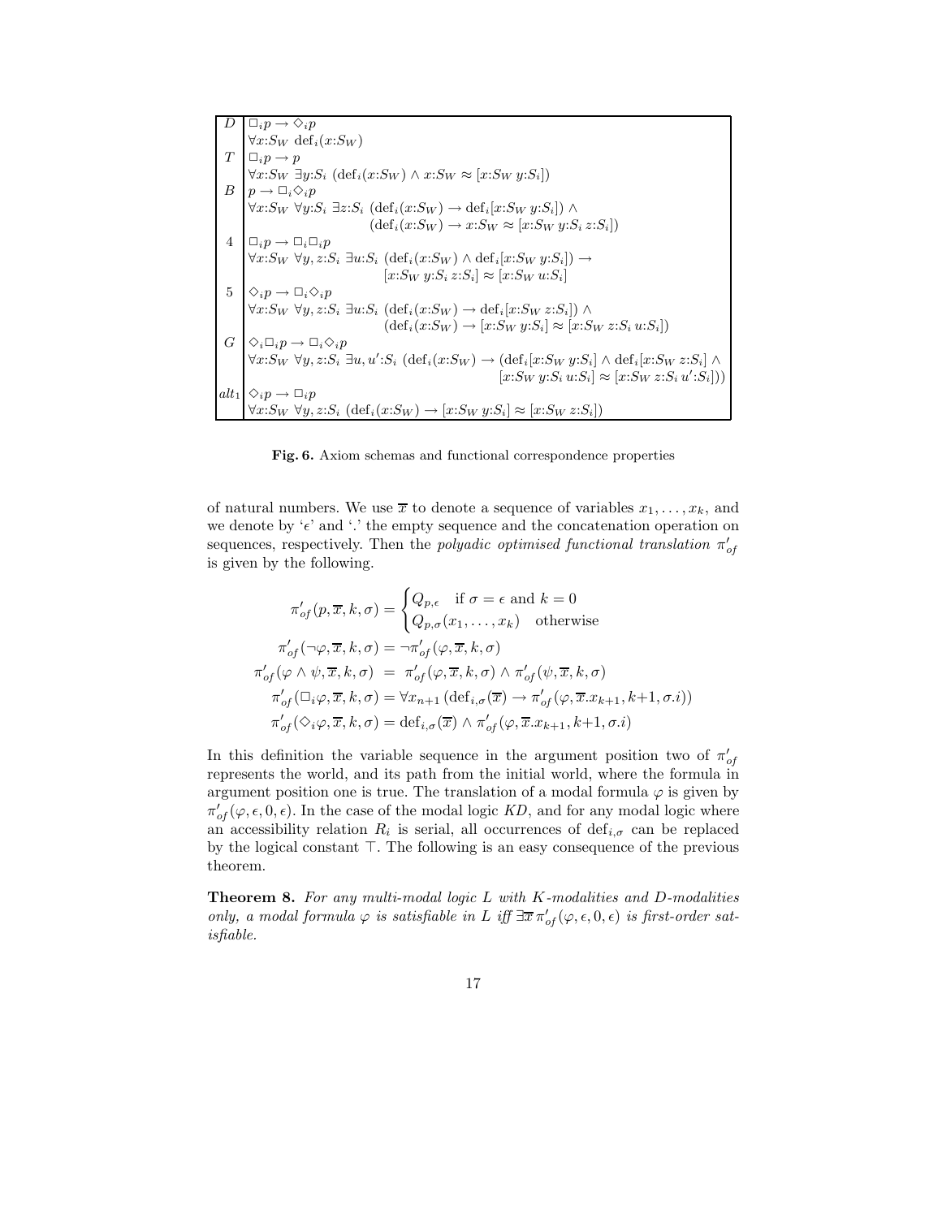| | |
|---|---|
| $D$ | $\Box_i p \rightarrow \Diamond_i p$ |
| | $\forall x{:}S_W \; \mathrm{def}_i(x{:}S_W)$ |
| $T$ | $\Box_i p \rightarrow p$ |
| | $\forall x{:}S_W \; \exists y{:}S_i \; (\mathrm{def}_i(x{:}S_W) \wedge x{:}S_W \approx [x{:}S_W \; y{:}S_i])$ |
| $B$ | $p \rightarrow \Box_i \Diamond_i p$ |
| | $\forall x{:}S_W \; \forall y{:}S_i \; \exists z{:}S_i \; (\mathrm{def}_i(x{:}S_W) \rightarrow \mathrm{def}_i[x{:}S_W \; y{:}S_i]) \wedge$ $(\mathrm{def}_i(x{:}S_W) \rightarrow x{:}S_W \approx [x{:}S_W \; y{:}S_i \; z{:}S_i])$ |
| $4$ | $\Box_i p \rightarrow \Box_i \Box_i p$ |
| | $\forall x{:}S_W \; \forall y, z{:}S_i \; \exists u{:}S_i \; (\mathrm{def}_i(x{:}S_W) \wedge \mathrm{def}_i[x{:}S_W \; y{:}S_i]) \rightarrow$ $[x{:}S_W \; y{:}S_i \; z{:}S_i] \approx [x{:}S_W \; u{:}S_i]$ |
| $5$ | $\Diamond_i p \rightarrow \Box_i \Diamond_i p$ |
| | $\forall x{:}S_W \; \forall y, z{:}S_i \; \exists u{:}S_i \; (\mathrm{def}_i(x{:}S_W) \rightarrow \mathrm{def}_i[x{:}S_W \; z{:}S_i]) \wedge$ $(\mathrm{def}_i(x{:}S_W) \rightarrow [x{:}S_W \; y{:}S_i] \approx [x{:}S_W \; z{:}S_i \; u{:}S_i])$ |
| $G$ | $\Diamond_i \Box_i p \rightarrow \Box_i \Diamond_i p$ |
| | $\forall x{:}S_W \; \forall y, z{:}S_i \; \exists u, u'{:}S_i \; (\mathrm{def}_i(x{:}S_W) \rightarrow (\mathrm{def}_i[x{:}S_W \; y{:}S_i] \wedge \mathrm{def}_i[x{:}S_W \; z{:}S_i] \wedge$ $[x{:}S_W \; y{:}S_i \; u{:}S_i] \approx [x{:}S_W \; z{:}S_i \; u'{:}S_i]))$ |
| $alt_1$ | $\Diamond_i p \rightarrow \Box_i p$ |
| | $\forall x{:}S_W \; \forall y, z{:}S_i \; (\mathrm{def}_i(x{:}S_W) \rightarrow [x{:}S_W \; y{:}S_i] \approx [x{:}S_W \; z{:}S_i])$ |

**Fig. 6.** Axiom schemas and functional correspondence properties

of natural numbers. We use $\overline{x}$ to denote a sequence of variables $x_1, \ldots, x_k$, and we denote by '$\epsilon$' and '.' the empty sequence and the concatenation operation on sequences, respectively. Then the *polyadic optimised functional translation* $\pi'_{of}$ is given by the following.

$$\pi'_{of}(p, \overline{x}, k, \sigma) = \begin{cases} Q_{p,\epsilon} & \text{if } \sigma = \epsilon \text{ and } k = 0 \\ Q_{p,\sigma}(x_1, \ldots, x_k) & \text{otherwise} \end{cases}$$

$$\pi'_{of}(\neg\varphi, \overline{x}, k, \sigma) = \neg\pi'_{of}(\varphi, \overline{x}, k, \sigma)$$

$$\pi'_{of}(\varphi \wedge \psi, \overline{x}, k, \sigma) = \pi'_{of}(\varphi, \overline{x}, k, \sigma) \wedge \pi'_{of}(\psi, \overline{x}, k, \sigma)$$

$$\pi'_{of}(\Box_i \varphi, \overline{x}, k, \sigma) = \forall x_{n+1} \, (\mathrm{def}_{i,\sigma}(\overline{x}) \rightarrow \pi'_{of}(\varphi, \overline{x}.x_{k+1}, k{+}1, \sigma.i))$$

$$\pi'_{of}(\Diamond_i \varphi, \overline{x}, k, \sigma) = \mathrm{def}_{i,\sigma}(\overline{x}) \wedge \pi'_{of}(\varphi, \overline{x}.x_{k+1}, k{+}1, \sigma.i)$$

In this definition the variable sequence in the argument position two of $\pi'_{of}$ represents the world, and its path from the initial world, where the formula in argument position one is true. The translation of a modal formula $\varphi$ is given by $\pi'_{of}(\varphi, \epsilon, 0, \epsilon)$. In the case of the modal logic $KD$, and for any modal logic where an accessibility relation $R_i$ is serial, all occurrences of $\mathrm{def}_{i,\sigma}$ can be replaced by the logical constant $\top$. The following is an easy consequence of the previous theorem.

**Theorem 8.** *For any multi-modal logic $L$ with $K$-modalities and $D$-modalities only, a modal formula $\varphi$ is satisfiable in $L$ iff $\exists \overline{x} \, \pi'_{of}(\varphi, \epsilon, 0, \epsilon)$ is first-order satisfiable.*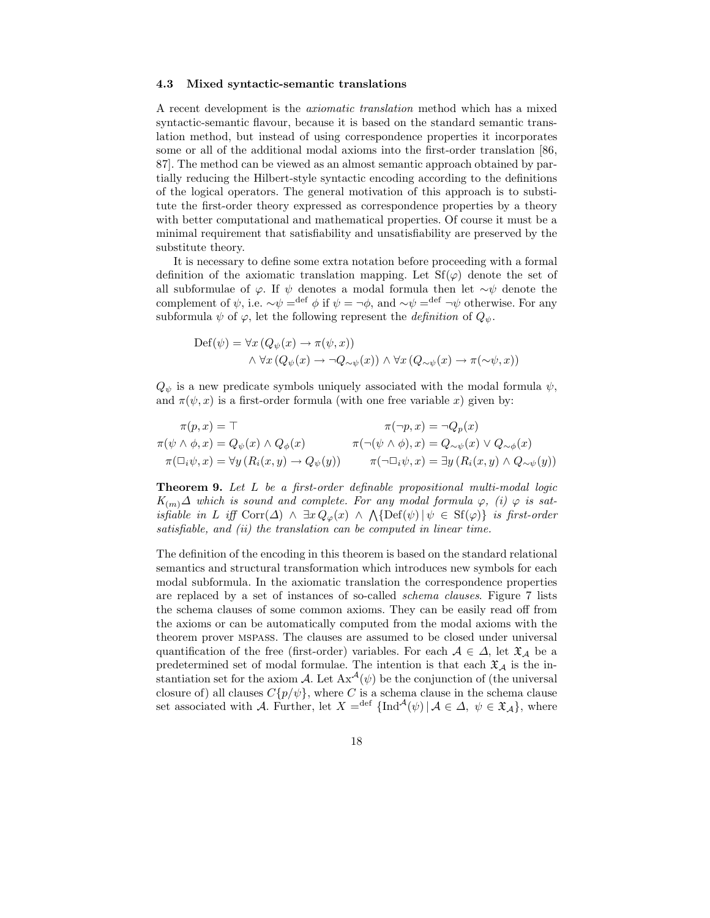### 4.3 Mixed syntactic-semantic translations

A recent development is the *axiomatic translation* method which has a mixed syntactic-semantic flavour, because it is based on the standard semantic translation method, but instead of using correspondence properties it incorporates some or all of the additional modal axioms into the first-order translation [86, 87]. The method can be viewed as an almost semantic approach obtained by partially reducing the Hilbert-style syntactic encoding according to the definitions of the logical operators. The general motivation of this approach is to substitute the first-order theory expressed as correspondence properties by a theory with better computational and mathematical properties. Of course it must be a minimal requirement that satisfiability and unsatisfiability are preserved by the substitute theory.

It is necessary to define some extra notation before proceeding with a formal definition of the axiomatic translation mapping. Let $\mathrm{Sf}(\varphi)$ denote the set of all subformulae of $\varphi$. If $\psi$ denotes a modal formula then let $\sim\psi$ denote the complement of $\psi$, i.e. $\sim\psi =^{\mathrm{def}} \phi$ if $\psi = \neg\phi$, and $\sim\psi =^{\mathrm{def}} \neg\psi$ otherwise. For any subformula $\psi$ of $\varphi$, let the following represent the *definition* of $Q_\psi$.

$$
\begin{aligned}
\mathrm{Def}(\psi) = {} & \forall x\,(Q_\psi(x) \rightarrow \pi(\psi, x)) \\
& \wedge \forall x\,(Q_\psi(x) \rightarrow \neg Q_{\sim\psi}(x)) \wedge \forall x\,(Q_{\sim\psi}(x) \rightarrow \pi(\sim\psi, x))
\end{aligned}
$$

$Q_\psi$ is a new predicate symbols uniquely associated with the modal formula $\psi$, and $\pi(\psi, x)$ is a first-order formula (with one free variable $x$) given by:

$$
\begin{aligned}
\pi(p, x) &= \top & \pi(\neg p, x) &= \neg Q_p(x) \\
\pi(\psi \wedge \phi, x) &= Q_\psi(x) \wedge Q_\phi(x) & \pi(\neg(\psi \wedge \phi), x) &= Q_{\sim\psi}(x) \vee Q_{\sim\phi}(x) \\
\pi(\Box_i\psi, x) &= \forall y\,(R_i(x, y) \rightarrow Q_\psi(y)) & \pi(\neg\Box_i\psi, x) &= \exists y\,(R_i(x, y) \wedge Q_{\sim\psi}(y))
\end{aligned}
$$

**Theorem 9.** *Let $L$ be a first-order definable propositional multi-modal logic $K_{(m)}\Delta$ which is sound and complete. For any modal formula $\varphi$, (i) $\varphi$ is satisfiable in $L$ iff $\mathrm{Corr}(\Delta) \wedge \exists x\, Q_\varphi(x) \wedge \bigwedge\{\mathrm{Def}(\psi) \mid \psi \in \mathrm{Sf}(\varphi)\}$ is first-order satisfiable, and (ii) the translation can be computed in linear time.*

The definition of the encoding in this theorem is based on the standard relational semantics and structural transformation which introduces new symbols for each modal subformula. In the axiomatic translation the correspondence properties are replaced by a set of instances of so-called *schema clauses*. Figure 7 lists the schema clauses of some common axioms. They can be easily read off from the axioms or can be automatically computed from the modal axioms with the theorem prover MSPASS. The clauses are assumed to be closed under universal quantification of the free (first-order) variables. For each $\mathcal{A} \in \Delta$, let $\mathfrak{X}_\mathcal{A}$ be a predetermined set of modal formulae. The intention is that each $\mathfrak{X}_\mathcal{A}$ is the instantiation set for the axiom $\mathcal{A}$. Let $\mathrm{Ax}^\mathcal{A}(\psi)$ be the conjunction of (the universal closure of) all clauses $C\{p/\psi\}$, where $C$ is a schema clause in the schema clause set associated with $\mathcal{A}$. Further, let $X =^{\mathrm{def}} \{\mathrm{Ind}^\mathcal{A}(\psi) \mid \mathcal{A} \in \Delta,\ \psi \in \mathfrak{X}_\mathcal{A}\}$, where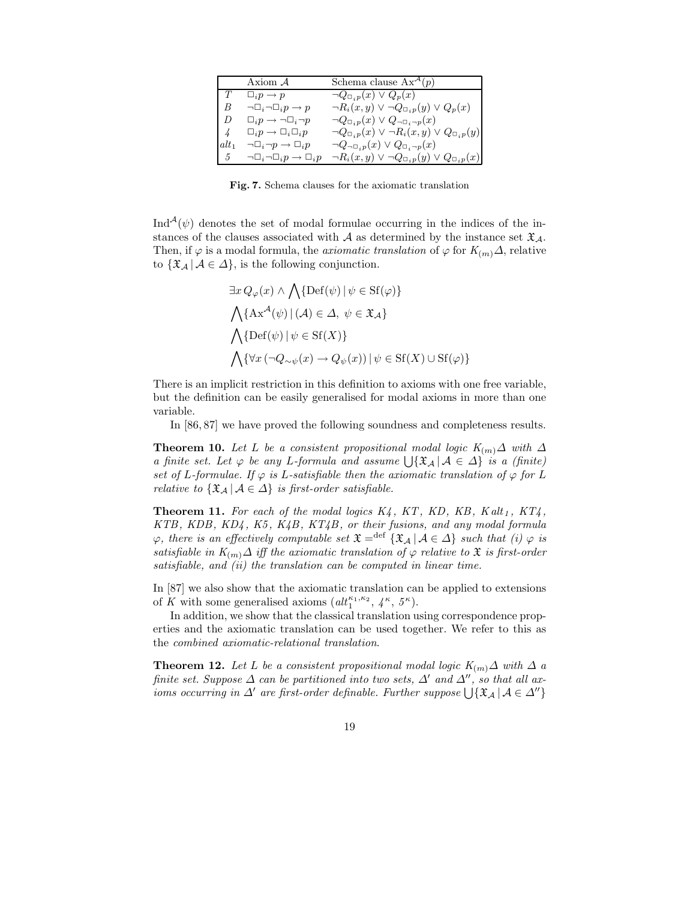|  | Axiom $\mathcal{A}$ | Schema clause $\mathrm{Ax}^{\mathcal{A}}(p)$ |
|---|---|---|
| $T$ | $\Box_i p \to p$ | $\neg Q_{\Box_i p}(x) \vee Q_p(x)$ |
| $B$ | $\neg\Box_i\neg\Box_i p \to p$ | $\neg R_i(x,y) \vee \neg Q_{\Box_i p}(y) \vee Q_p(x)$ |
| $D$ | $\Box_i p \to \neg\Box_i\neg p$ | $\neg Q_{\Box_i p}(x) \vee Q_{\neg\Box_i\neg p}(x)$ |
| $4$ | $\Box_i p \to \Box_i\Box_i p$ | $\neg Q_{\Box_i p}(x) \vee \neg R_i(x,y) \vee Q_{\Box_i p}(y)$ |
| $alt_1$ | $\neg\Box_i\neg p \to \Box_i p$ | $\neg Q_{\neg\Box_i p}(x) \vee Q_{\Box_i\neg p}(x)$ |
| $5$ | $\neg\Box_i\neg\Box_i p \to \Box_i p$ | $\neg R_i(x,y) \vee \neg Q_{\Box_i p}(y) \vee Q_{\Box_i p}(x)$ |

**Fig. 7.** Schema clauses for the axiomatic translation

$\mathrm{Ind}^{\mathcal{A}}(\psi)$ denotes the set of modal formulae occurring in the indices of the instances of the clauses associated with $\mathcal{A}$ as determined by the instance set $\mathfrak{X}_{\mathcal{A}}$. Then, if $\varphi$ is a modal formula, the *axiomatic translation* of $\varphi$ for $K_{(m)}\Delta$, relative to $\{\mathfrak{X}_{\mathcal{A}} \mid \mathcal{A} \in \Delta\}$, is the following conjunction.

$$\exists x\, Q_\varphi(x) \wedge \bigwedge\{\mathrm{Def}(\psi) \mid \psi \in \mathrm{Sf}(\varphi)\}$$

$$\bigwedge\{\mathrm{Ax}^{\mathcal{A}}(\psi) \mid (\mathcal{A}) \in \Delta,\ \psi \in \mathfrak{X}_{\mathcal{A}}\}$$

$$\bigwedge\{\mathrm{Def}(\psi) \mid \psi \in \mathrm{Sf}(X)\}$$

$$\bigwedge\{\forall x\, (\neg Q_{\sim\psi}(x) \to Q_\psi(x)) \mid \psi \in \mathrm{Sf}(X) \cup \mathrm{Sf}(\varphi)\}$$

There is an implicit restriction in this definition to axioms with one free variable, but the definition can be easily generalised for modal axioms in more than one variable.

In [86, 87] we have proved the following soundness and completeness results.

**Theorem 10.** *Let $L$ be a consistent propositional modal logic $K_{(m)}\Delta$ with $\Delta$ a finite set. Let $\varphi$ be any $L$-formula and assume $\bigcup\{\mathfrak{X}_{\mathcal{A}} \mid \mathcal{A} \in \Delta\}$ is a (finite) set of $L$-formulae. If $\varphi$ is $L$-satisfiable then the axiomatic translation of $\varphi$ for $L$ relative to $\{\mathfrak{X}_{\mathcal{A}} \mid \mathcal{A} \in \Delta\}$ is first-order satisfiable.*

**Theorem 11.** *For each of the modal logics $K4$, $KT$, $KD$, $KB$, $K\,alt_1$, $KT4$, $KTB$, $KDB$, $KD4$, $K5$, $K4B$, $KT4B$, or their fusions, and any modal formula $\varphi$, there is an effectively computable set $\mathfrak{X} =^{\mathrm{def}} \{\mathfrak{X}_{\mathcal{A}} \mid \mathcal{A} \in \Delta\}$ such that (i) $\varphi$ is satisfiable in $K_{(m)}\Delta$ iff the axiomatic translation of $\varphi$ relative to $\mathfrak{X}$ is first-order satisfiable, and (ii) the translation can be computed in linear time.*

In [87] we also show that the axiomatic translation can be applied to extensions of $K$ with some generalised axioms ($alt_1^{\kappa_1,\kappa_2}$, $4^\kappa$, $5^\kappa$).

In addition, we show that the classical translation using correspondence properties and the axiomatic translation can be used together. We refer to this as the *combined axiomatic-relational translation*.

**Theorem 12.** *Let $L$ be a consistent propositional modal logic $K_{(m)}\Delta$ with $\Delta$ a finite set. Suppose $\Delta$ can be partitioned into two sets, $\Delta'$ and $\Delta''$, so that all axioms occurring in $\Delta'$ are first-order definable. Further suppose $\bigcup\{\mathfrak{X}_{\mathcal{A}} \mid \mathcal{A} \in \Delta''\}$*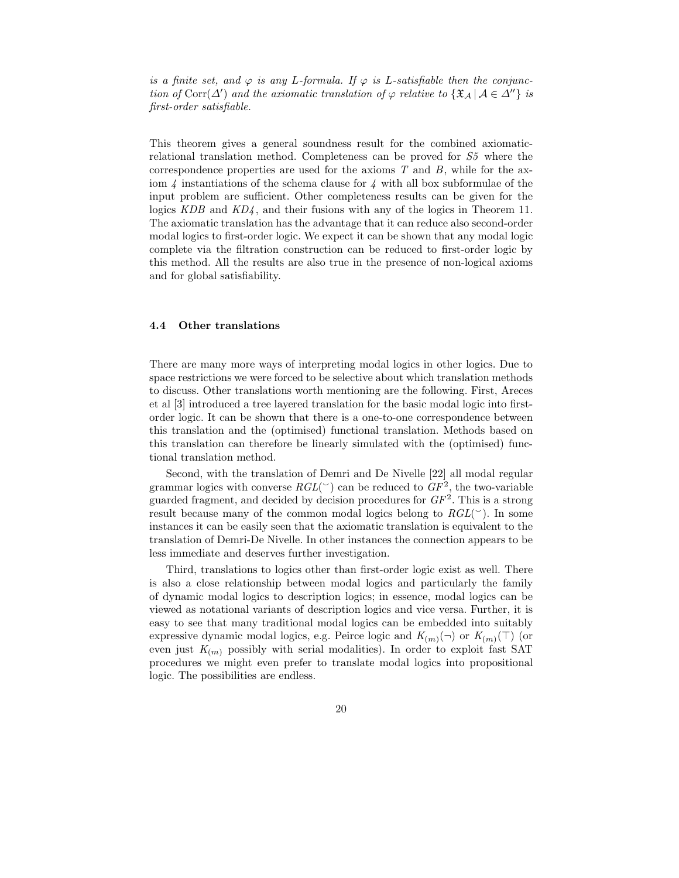*is a finite set, and $\varphi$ is any L-formula. If $\varphi$ is L-satisfiable then the conjunction of* $\mathrm{Corr}(\Delta')$ *and the axiomatic translation of $\varphi$ relative to* $\{\mathfrak{X}_{\mathcal{A}} \mid \mathcal{A} \in \Delta''\}$ *is first-order satisfiable.*

This theorem gives a general soundness result for the combined axiomatic-relational translation method. Completeness can be proved for *S5* where the correspondence properties are used for the axioms *T* and *B*, while for the axiom *4* instantiations of the schema clause for *4* with all box subformulae of the input problem are sufficient. Other completeness results can be given for the logics *KDB* and *KD4*, and their fusions with any of the logics in Theorem 11. The axiomatic translation has the advantage that it can reduce also second-order modal logics to first-order logic. We expect it can be shown that any modal logic complete via the filtration construction can be reduced to first-order logic by this method. All the results are also true in the presence of non-logical axioms and for global satisfiability.

### 4.4 Other translations

There are many more ways of interpreting modal logics in other logics. Due to space restrictions we were forced to be selective about which translation methods to discuss. Other translations worth mentioning are the following. First, Areces et al [3] introduced a tree layered translation for the basic modal logic into first-order logic. It can be shown that there is a one-to-one correspondence between this translation and the (optimised) functional translation. Methods based on this translation can therefore be linearly simulated with the (optimised) functional translation method.

Second, with the translation of Demri and De Nivelle [22] all modal regular grammar logics with converse $RGL(^{\smile})$ can be reduced to $GF^2$, the two-variable guarded fragment, and decided by decision procedures for $GF^2$. This is a strong result because many of the common modal logics belong to $RGL(^{\smile})$. In some instances it can be easily seen that the axiomatic translation is equivalent to the translation of Demri-De Nivelle. In other instances the connection appears to be less immediate and deserves further investigation.

Third, translations to logics other than first-order logic exist as well. There is also a close relationship between modal logics and particularly the family of dynamic modal logics to description logics; in essence, modal logics can be viewed as notational variants of description logics and vice versa. Further, it is easy to see that many traditional modal logics can be embedded into suitably expressive dynamic modal logics, e.g. Peirce logic and $K_{(m)}(\neg)$ or $K_{(m)}(\top)$ (or even just $K_{(m)}$ possibly with serial modalities). In order to exploit fast SAT procedures we might even prefer to translate modal logics into propositional logic. The possibilities are endless.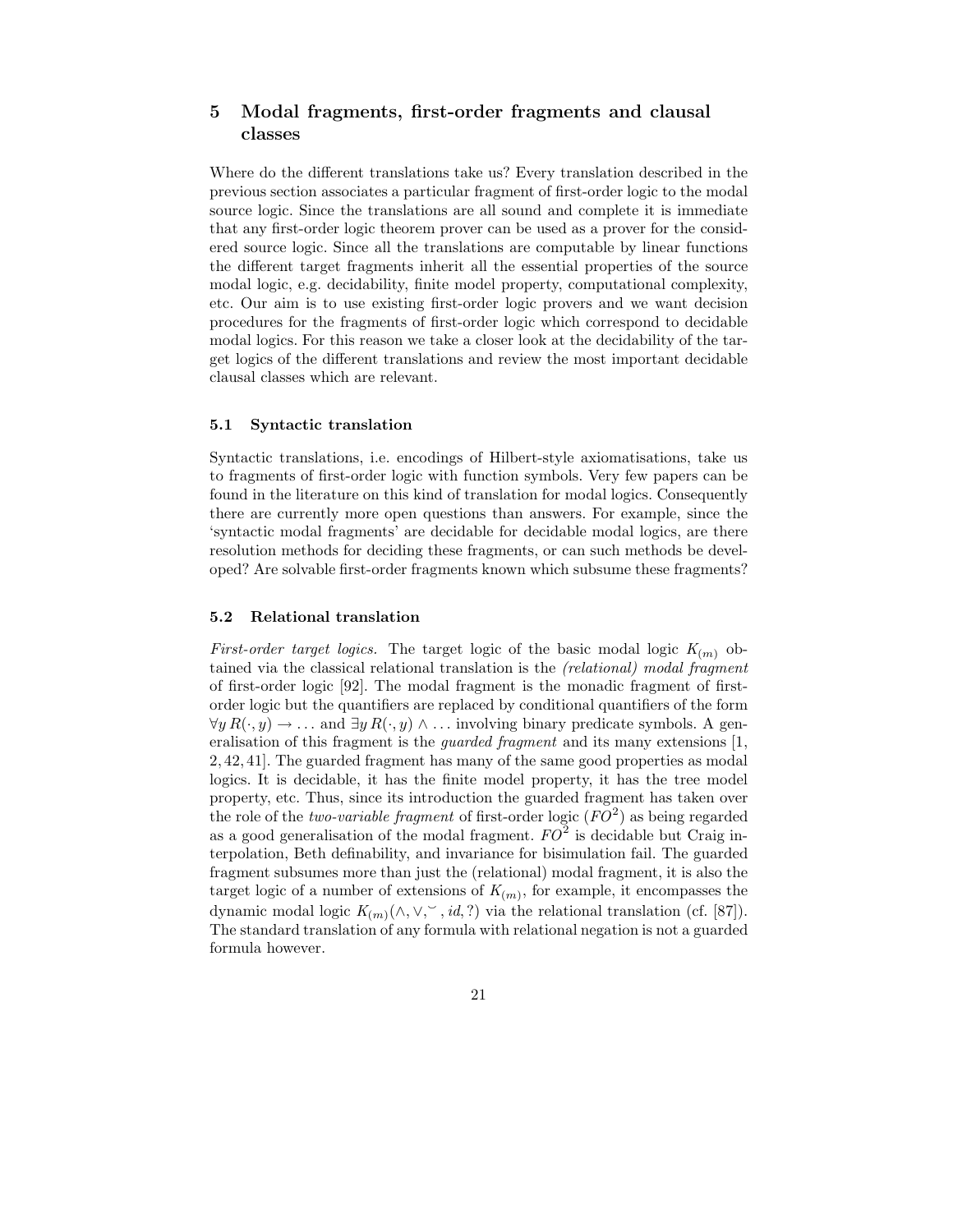## 5 Modal fragments, first-order fragments and clausal classes

Where do the different translations take us? Every translation described in the previous section associates a particular fragment of first-order logic to the modal source logic. Since the translations are all sound and complete it is immediate that any first-order logic theorem prover can be used as a prover for the considered source logic. Since all the translations are computable by linear functions the different target fragments inherit all the essential properties of the source modal logic, e.g. decidability, finite model property, computational complexity, etc. Our aim is to use existing first-order logic provers and we want decision procedures for the fragments of first-order logic which correspond to decidable modal logics. For this reason we take a closer look at the decidability of the target logics of the different translations and review the most important decidable clausal classes which are relevant.

### 5.1 Syntactic translation

Syntactic translations, i.e. encodings of Hilbert-style axiomatisations, take us to fragments of first-order logic with function symbols. Very few papers can be found in the literature on this kind of translation for modal logics. Consequently there are currently more open questions than answers. For example, since the 'syntactic modal fragments' are decidable for decidable modal logics, are there resolution methods for deciding these fragments, or can such methods be developed? Are solvable first-order fragments known which subsume these fragments?

### 5.2 Relational translation

*First-order target logics.* The target logic of the basic modal logic $K_{(m)}$ obtained via the classical relational translation is the *(relational) modal fragment* of first-order logic [92]. The modal fragment is the monadic fragment of first-order logic but the quantifiers are replaced by conditional quantifiers of the form $\forall y\, R(\cdot, y) \rightarrow \ldots$ and $\exists y\, R(\cdot, y) \wedge \ldots$ involving binary predicate symbols. A generalisation of this fragment is the *guarded fragment* and its many extensions [1, 2, 42, 41]. The guarded fragment has many of the same good properties as modal logics. It is decidable, it has the finite model property, it has the tree model property, etc. Thus, since its introduction the guarded fragment has taken over the role of the *two-variable fragment* of first-order logic ($FO^2$) as being regarded as a good generalisation of the modal fragment. $FO^2$ is decidable but Craig interpolation, Beth definability, and invariance for bisimulation fail. The guarded fragment subsumes more than just the (relational) modal fragment, it is also the target logic of a number of extensions of $K_{(m)}$, for example, it encompasses the dynamic modal logic $K_{(m)}(\wedge, \vee, \smile, id, ?)$ via the relational translation (cf. [87]). The standard translation of any formula with relational negation is not a guarded formula however.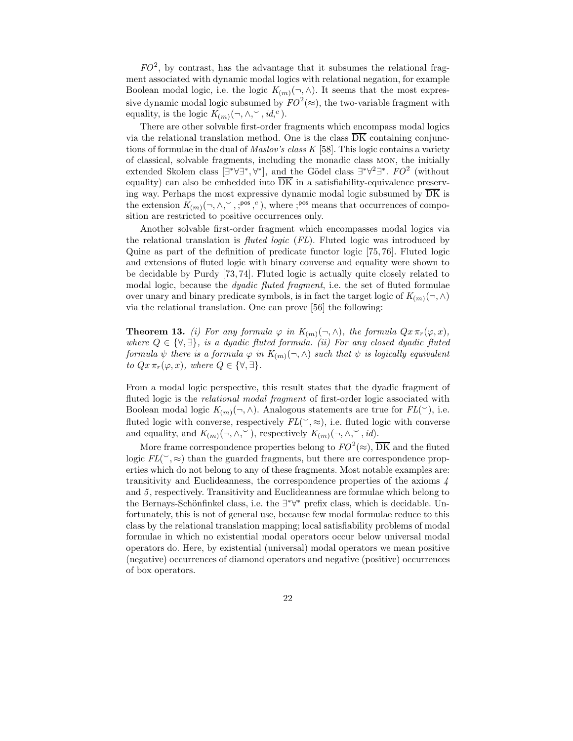$FO^2$, by contrast, has the advantage that it subsumes the relational fragment associated with dynamic modal logics with relational negation, for example Boolean modal logic, i.e. the logic $K_{(m)}(\neg, \wedge)$. It seems that the most expressive dynamic modal logic subsumed by $FO^2(\approx)$, the two-variable fragment with equality, is the logic $K_{(m)}(\neg, \wedge, \smile, id, ^c)$.

There are other solvable first-order fragments which encompass modal logics via the relational translation method. One is the class $\overline{\text{DK}}$ containing conjunctions of formulae in the dual of *Maslov's class K* [58]. This logic contains a variety of classical, solvable fragments, including the monadic class MON, the initially extended Skolem class $[\exists^*\forall\exists^*, \forall^*]$, and the Gödel class $\exists^*\forall^2\exists^*$. $FO^2$ (without equality) can also be embedded into $\overline{\text{DK}}$ in a satisfiability-equivalence preserving way. Perhaps the most expressive dynamic modal logic subsumed by $\overline{\text{DK}}$ is the extension $K_{(m)}(\neg, \wedge, \smile, ;^{\mathsf{pos}}, ^c)$, where $;^{\mathsf{pos}}$ means that occurrences of composition are restricted to positive occurrences only.

Another solvable first-order fragment which encompasses modal logics via the relational translation is *fluted logic* (*FL*). Fluted logic was introduced by Quine as part of the definition of predicate functor logic [75, 76]. Fluted logic and extensions of fluted logic with binary converse and equality were shown to be decidable by Purdy [73, 74]. Fluted logic is actually quite closely related to modal logic, because the *dyadic fluted fragment*, i.e. the set of fluted formulae over unary and binary predicate symbols, is in fact the target logic of $K_{(m)}(\neg, \wedge)$ via the relational translation. One can prove [56] the following:

**Theorem 13.** *(i) For any formula $\varphi$ in $K_{(m)}(\neg, \wedge)$, the formula $Qx\, \pi_r(\varphi, x)$, where $Q \in \{\forall, \exists\}$, is a dyadic fluted formula. (ii) For any closed dyadic fluted formula $\psi$ there is a formula $\varphi$ in $K_{(m)}(\neg, \wedge)$ such that $\psi$ is logically equivalent to $Qx\, \pi_r(\varphi, x)$, where $Q \in \{\forall, \exists\}$.*

From a modal logic perspective, this result states that the dyadic fragment of fluted logic is the *relational modal fragment* of first-order logic associated with Boolean modal logic $K_{(m)}(\neg, \wedge)$. Analogous statements are true for $FL(\smile)$, i.e. fluted logic with converse, respectively $FL(\smile, \approx)$, i.e. fluted logic with converse and equality, and $K_{(m)}(\neg, \wedge, \smile)$, respectively $K_{(m)}(\neg, \wedge, \smile, id)$.

More frame correspondence properties belong to $FO^2(\approx)$, $\overline{\text{DK}}$ and the fluted logic $FL(\smile, \approx)$ than the guarded fragments, but there are correspondence properties which do not belong to any of these fragments. Most notable examples are: transitivity and Euclideanness, the correspondence properties of the axioms *4* and *5*, respectively. Transitivity and Euclideanness are formulae which belong to the Bernays-Schönfinkel class, i.e. the $\exists^*\forall^*$ prefix class, which is decidable. Unfortunately, this is not of general use, because few modal formulae reduce to this class by the relational translation mapping; local satisfiability problems of modal formulae in which no existential modal operators occur below universal modal operators do. Here, by existential (universal) modal operators we mean positive (negative) occurrences of diamond operators and negative (positive) occurrences of box operators.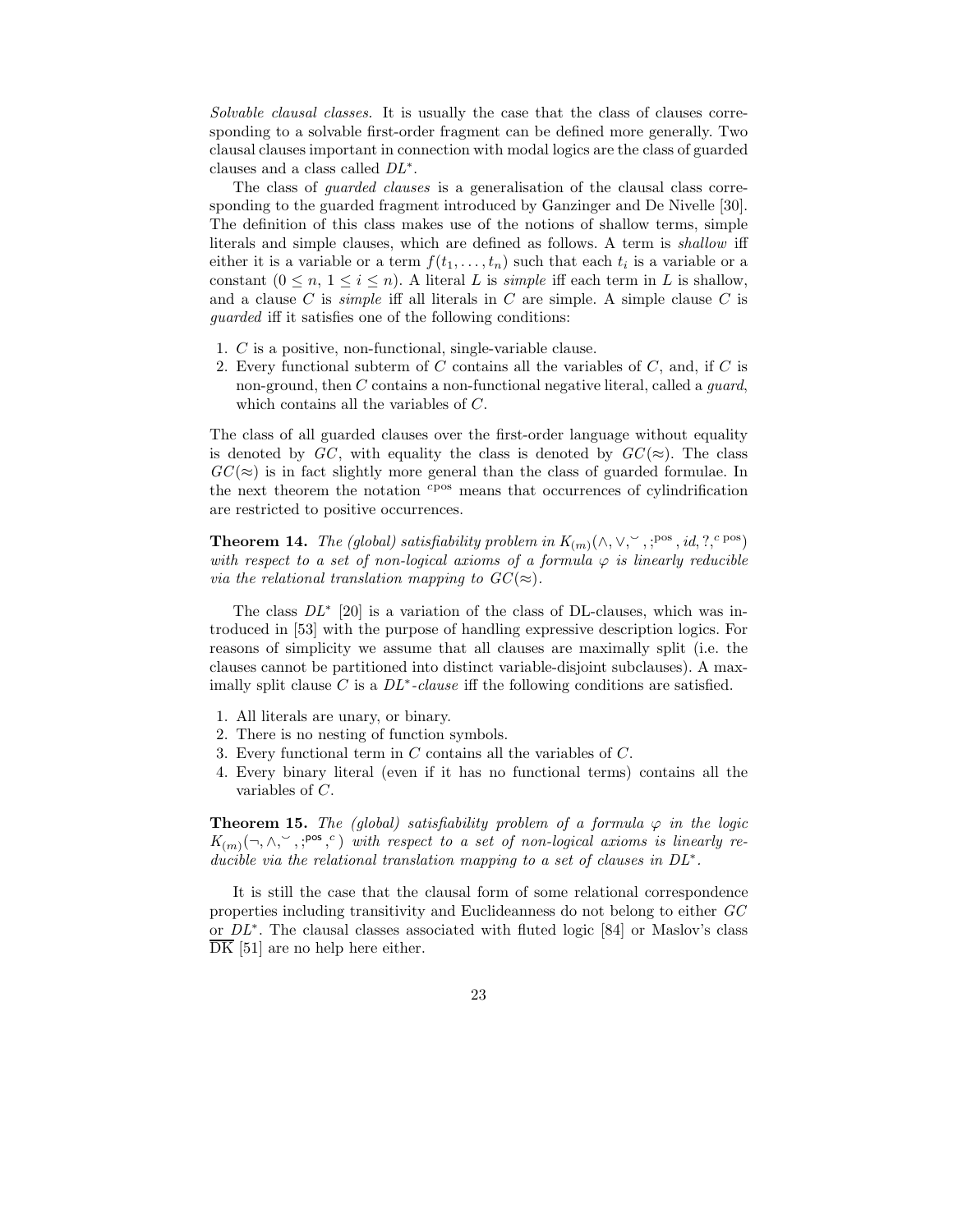*Solvable clausal classes.* It is usually the case that the class of clauses corresponding to a solvable first-order fragment can be defined more generally. Two clausal clauses important in connection with modal logics are the class of guarded clauses and a class called $DL^*$.

The class of *guarded clauses* is a generalisation of the clausal class corresponding to the guarded fragment introduced by Ganzinger and De Nivelle [30]. The definition of this class makes use of the notions of shallow terms, simple literals and simple clauses, which are defined as follows. A term is *shallow* iff either it is a variable or a term $f(t_1, \ldots, t_n)$ such that each $t_i$ is a variable or a constant ($0 \leq n$, $1 \leq i \leq n$). A literal $L$ is *simple* iff each term in $L$ is shallow, and a clause $C$ is *simple* iff all literals in $C$ are simple. A simple clause $C$ is *guarded* iff it satisfies one of the following conditions:

1. $C$ is a positive, non-functional, single-variable clause.
2. Every functional subterm of $C$ contains all the variables of $C$, and, if $C$ is non-ground, then $C$ contains a non-functional negative literal, called a *guard*, which contains all the variables of $C$.

The class of all guarded clauses over the first-order language without equality is denoted by $GC$, with equality the class is denoted by $GC(\approx)$. The class $GC(\approx)$ is in fact slightly more general than the class of guarded formulae. In the next theorem the notation ${}^{c\,\mathrm{pos}}$ means that occurrences of cylindrification are restricted to positive occurrences.

**Theorem 14.** *The (global) satisfiability problem in $K_{(m)}(\wedge, \vee, {}^{\smile}, ;^{\mathrm{pos}}, id, ?, {}^{c\ \mathrm{pos}})$ with respect to a set of non-logical axioms of a formula $\varphi$ is linearly reducible via the relational translation mapping to $GC(\approx)$.*

The class $DL^*$ [20] is a variation of the class of DL-clauses, which was introduced in [53] with the purpose of handling expressive description logics. For reasons of simplicity we assume that all clauses are maximally split (i.e. the clauses cannot be partitioned into distinct variable-disjoint subclauses). A maximally split clause $C$ is a *$DL^*$-clause* iff the following conditions are satisfied.

1. All literals are unary, or binary.
2. There is no nesting of function symbols.
3. Every functional term in $C$ contains all the variables of $C$.
4. Every binary literal (even if it has no functional terms) contains all the variables of $C$.

**Theorem 15.** *The (global) satisfiability problem of a formula $\varphi$ in the logic $K_{(m)}(\neg, \wedge, {}^{\smile}, ;^{\mathsf{pos}}, {}^{c})$ with respect to a set of non-logical axioms is linearly reducible via the relational translation mapping to a set of clauses in $DL^*$.*

It is still the case that the clausal form of some relational correspondence properties including transitivity and Euclideanness do not belong to either $GC$ or $DL^*$. The clausal classes associated with fluted logic [84] or Maslov's class $\overline{\mathrm{DK}}$ [51] are no help here either.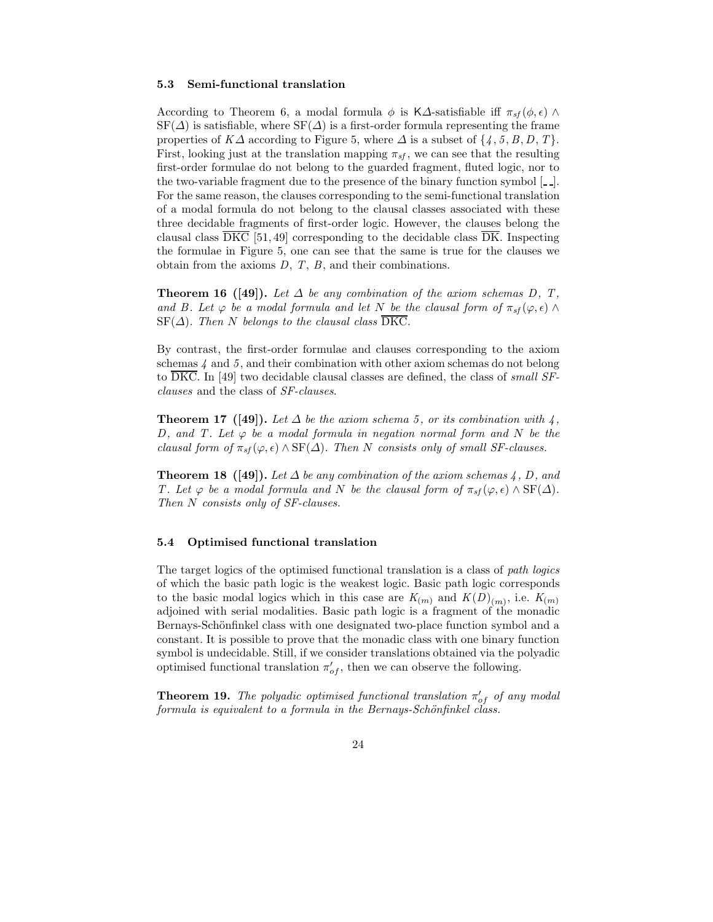### 5.3 Semi-functional translation

According to Theorem 6, a modal formula $\phi$ is $\mathsf{K}\Delta$-satisfiable iff $\pi_{sf}(\phi, \epsilon) \wedge \mathrm{SF}(\Delta)$ is satisfiable, where $\mathrm{SF}(\Delta)$ is a first-order formula representing the frame properties of $K\Delta$ according to Figure 5, where $\Delta$ is a subset of $\{4, 5, B, D, T\}$. First, looking just at the translation mapping $\pi_{sf}$, we can see that the resulting first-order formulae do not belong to the guarded fragment, fluted logic, nor to the two-variable fragment due to the presence of the binary function symbol $[\_\,\_]$. For the same reason, the clauses corresponding to the semi-functional translation of a modal formula do not belong to the clausal classes associated with these three decidable fragments of first-order logic. However, the clauses belong the clausal class $\overline{\mathrm{DKC}}$ [51, 49] corresponding to the decidable class $\overline{\mathrm{DK}}$. Inspecting the formulae in Figure 5, one can see that the same is true for the clauses we obtain from the axioms $D$, $T$, $B$, and their combinations.

**Theorem 16 ([49]).** *Let $\Delta$ be any combination of the axiom schemas $D$, $T$, and $B$. Let $\varphi$ be a modal formula and let $N$ be the clausal form of $\pi_{sf}(\varphi, \epsilon) \wedge \mathrm{SF}(\Delta)$. Then $N$ belongs to the clausal class $\overline{\mathrm{DKC}}$.*

By contrast, the first-order formulae and clauses corresponding to the axiom schemas $4$ and $5$, and their combination with other axiom schemas do not belong to $\overline{\mathrm{DKC}}$. In [49] two decidable clausal classes are defined, the class of *small SF-clauses* and the class of *SF-clauses*.

**Theorem 17 ([49]).** *Let $\Delta$ be the axiom schema $5$, or its combination with $4$, $D$, and $T$. Let $\varphi$ be a modal formula in negation normal form and $N$ be the clausal form of $\pi_{sf}(\varphi, \epsilon) \wedge \mathrm{SF}(\Delta)$. Then $N$ consists only of small SF-clauses.*

**Theorem 18 ([49]).** *Let $\Delta$ be any combination of the axiom schemas $4$, $D$, and $T$. Let $\varphi$ be a modal formula and $N$ be the clausal form of $\pi_{sf}(\varphi, \epsilon) \wedge \mathrm{SF}(\Delta)$. Then $N$ consists only of SF-clauses.*

### 5.4 Optimised functional translation

The target logics of the optimised functional translation is a class of *path logics* of which the basic path logic is the weakest logic. Basic path logic corresponds to the basic modal logics which in this case are $K_{(m)}$ and $K(D)_{(m)}$, i.e. $K_{(m)}$ adjoined with serial modalities. Basic path logic is a fragment of the monadic Bernays-Schönfinkel class with one designated two-place function symbol and a constant. It is possible to prove that the monadic class with one binary function symbol is undecidable. Still, if we consider translations obtained via the polyadic optimised functional translation $\pi'_{of}$, then we can observe the following.

**Theorem 19.** *The polyadic optimised functional translation $\pi'_{of}$ of any modal formula is equivalent to a formula in the Bernays-Schönfinkel class.*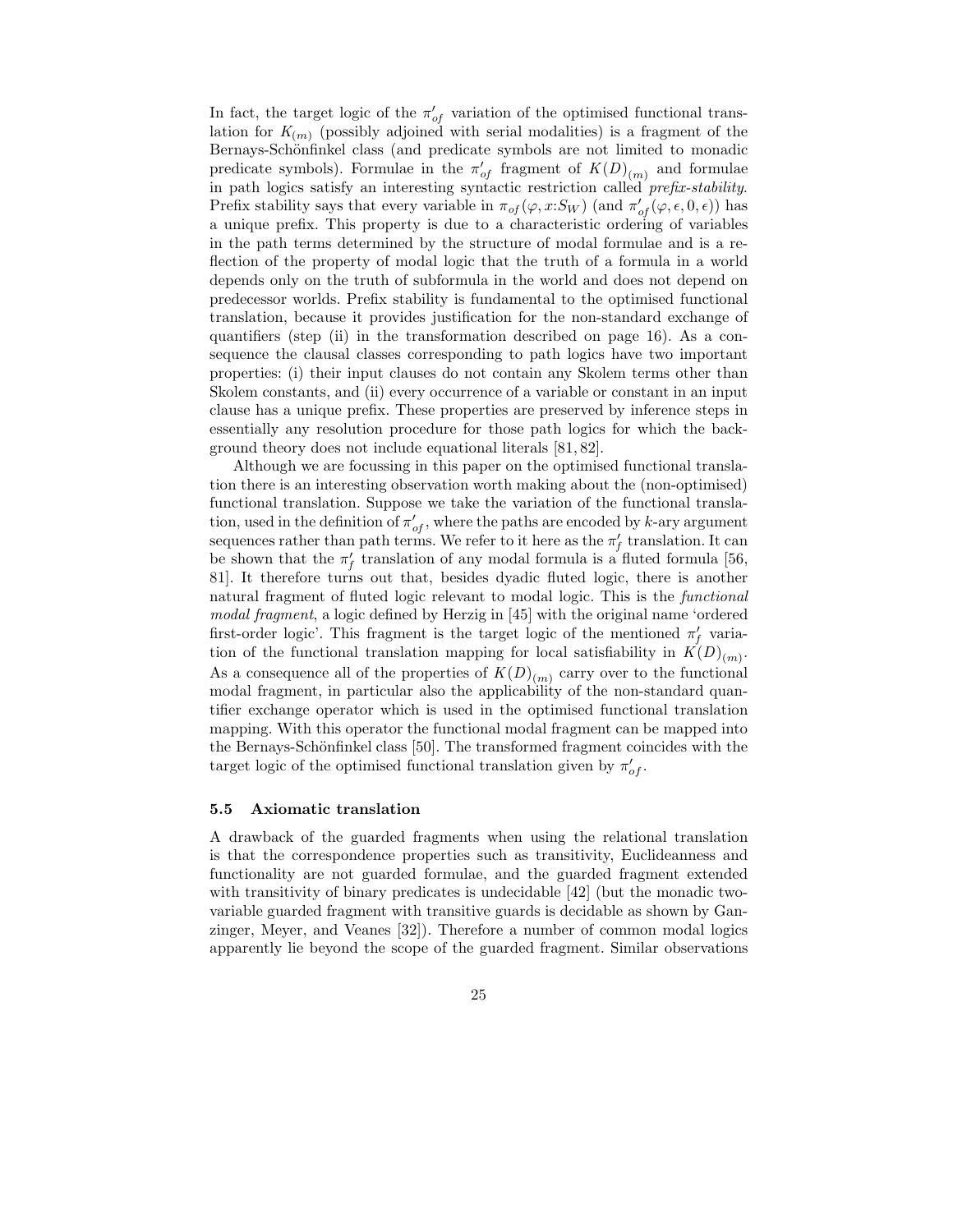In fact, the target logic of the $\pi'_{of}$ variation of the optimised functional translation for $K_{(m)}$ (possibly adjoined with serial modalities) is a fragment of the Bernays-Schönfinkel class (and predicate symbols are not limited to monadic predicate symbols). Formulae in the $\pi'_{of}$ fragment of $K(D)_{(m)}$ and formulae in path logics satisfy an interesting syntactic restriction called *prefix-stability*. Prefix stability says that every variable in $\pi_{of}(\varphi, x{:}S_W)$ (and $\pi'_{of}(\varphi, \epsilon, 0, \epsilon)$) has a unique prefix. This property is due to a characteristic ordering of variables in the path terms determined by the structure of modal formulae and is a reflection of the property of modal logic that the truth of a formula in a world depends only on the truth of subformula in the world and does not depend on predecessor worlds. Prefix stability is fundamental to the optimised functional translation, because it provides justification for the non-standard exchange of quantifiers (step (ii) in the transformation described on page 16). As a consequence the clausal classes corresponding to path logics have two important properties: (i) their input clauses do not contain any Skolem terms other than Skolem constants, and (ii) every occurrence of a variable or constant in an input clause has a unique prefix. These properties are preserved by inference steps in essentially any resolution procedure for those path logics for which the background theory does not include equational literals [81, 82].

Although we are focussing in this paper on the optimised functional translation there is an interesting observation worth making about the (non-optimised) functional translation. Suppose we take the variation of the functional translation, used in the definition of $\pi'_{of}$, where the paths are encoded by $k$-ary argument sequences rather than path terms. We refer to it here as the $\pi'_f$ translation. It can be shown that the $\pi'_f$ translation of any modal formula is a fluted formula [56, 81]. It therefore turns out that, besides dyadic fluted logic, there is another natural fragment of fluted logic relevant to modal logic. This is the *functional modal fragment*, a logic defined by Herzig in [45] with the original name 'ordered first-order logic'. This fragment is the target logic of the mentioned $\pi'_f$ variation of the functional translation mapping for local satisfiability in $K(D)_{(m)}$. As a consequence all of the properties of $K(D)_{(m)}$ carry over to the functional modal fragment, in particular also the applicability of the non-standard quantifier exchange operator which is used in the optimised functional translation mapping. With this operator the functional modal fragment can be mapped into the Bernays-Schönfinkel class [50]. The transformed fragment coincides with the target logic of the optimised functional translation given by $\pi'_{of}$.

### 5.5 Axiomatic translation

A drawback of the guarded fragments when using the relational translation is that the correspondence properties such as transitivity, Euclideanness and functionality are not guarded formulae, and the guarded fragment extended with transitivity of binary predicates is undecidable [42] (but the monadic two-variable guarded fragment with transitive guards is decidable as shown by Ganzinger, Meyer, and Veanes [32]). Therefore a number of common modal logics apparently lie beyond the scope of the guarded fragment. Similar observations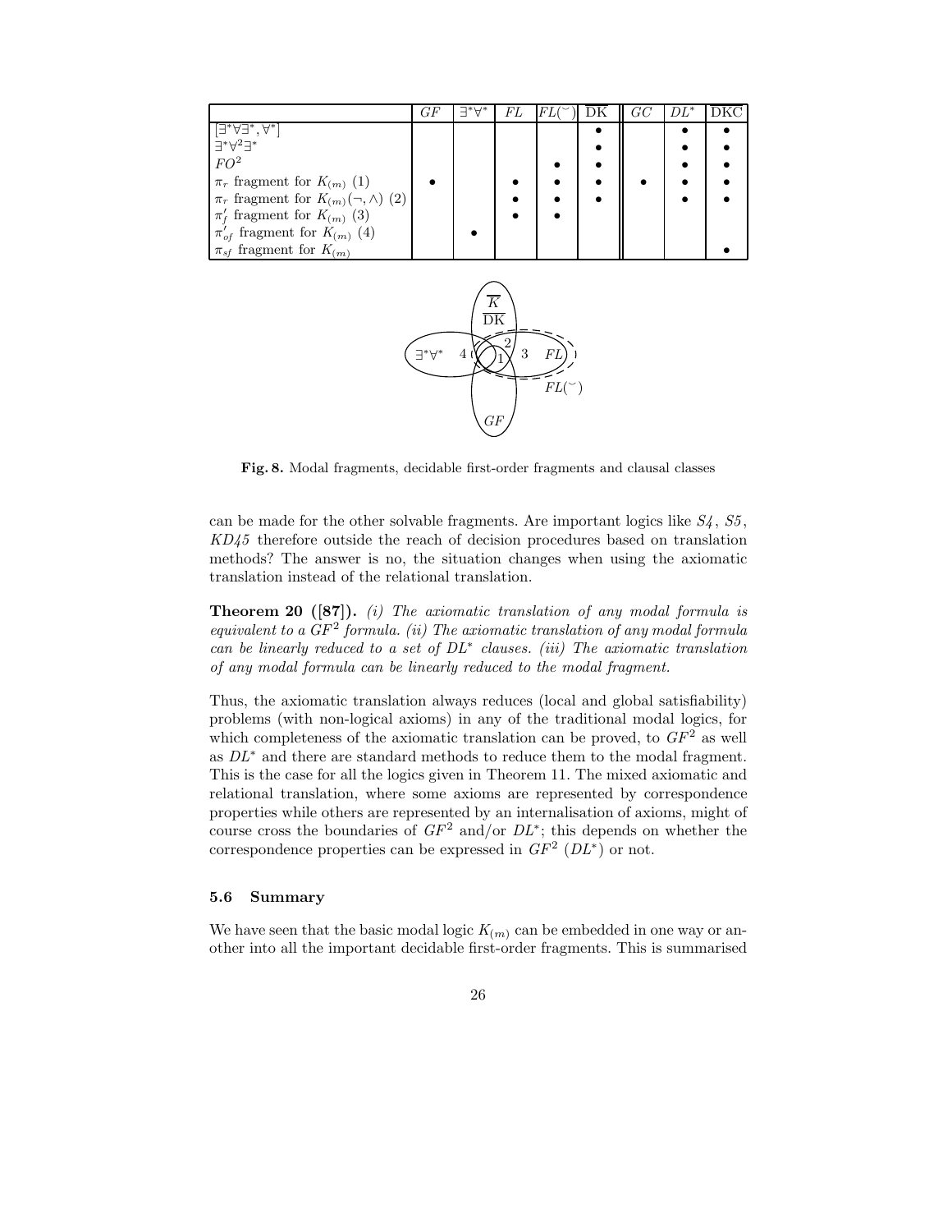|  | $GF$ | $\exists^*\forall^*$ | $FL$ | $FL(\breve{\ })$ | DK | $GC$ | $DL^*$ | DKC |
|---|---|---|---|---|---|---|---|---|
| $[\exists^*\forall\exists^*, \forall^*]$ |  |  |  |  | • |  | • | • |
| $\exists^*\forall^2\exists^*$ |  |  |  |  | • |  | • | • |
| $FO^2$ |  |  |  | • | • |  | • | • |
| $\pi_r$ fragment for $K_{(m)}$ (1) | • |  | • | • | • | • | • | • |
| $\pi_r$ fragment for $K_{(m)}(\neg, \wedge)$ (2) |  |  | • | • | • |  | • | • |
| $\pi'_f$ fragment for $K_{(m)}$ (3) |  |  | • | • |  |  |  |  |
| $\pi'_{of}$ fragment for $K_{(m)}$ (4) |  | • |  |  |  |  |  |  |
| $\pi_{sf}$ fragment for $K_{(m)}$ |  |  |  |  |  |  |  | • |

**Fig. 8.** Modal fragments, decidable first-order fragments and clausal classes

can be made for the other solvable fragments. Are important logics like *S4*, *S5*, *KD45* therefore outside the reach of decision procedures based on translation methods? The answer is no, the situation changes when using the axiomatic translation instead of the relational translation.

**Theorem 20 ([87]).** *(i) The axiomatic translation of any modal formula is equivalent to a $GF^2$ formula. (ii) The axiomatic translation of any modal formula can be linearly reduced to a set of $DL^*$ clauses. (iii) The axiomatic translation of any modal formula can be linearly reduced to the modal fragment.*

Thus, the axiomatic translation always reduces (local and global satisfiability) problems (with non-logical axioms) in any of the traditional modal logics, for which completeness of the axiomatic translation can be proved, to $GF^2$ as well as $DL^*$ and there are standard methods to reduce them to the modal fragment. This is the case for all the logics given in Theorem 11. The mixed axiomatic and relational translation, where some axioms are represented by correspondence properties while others are represented by an internalisation of axioms, might of course cross the boundaries of $GF^2$ and/or $DL^*$; this depends on whether the correspondence properties can be expressed in $GF^2$ ($DL^*$) or not.

### 5.6 Summary

We have seen that the basic modal logic $K_{(m)}$ can be embedded in one way or another into all the important decidable first-order fragments. This is summarised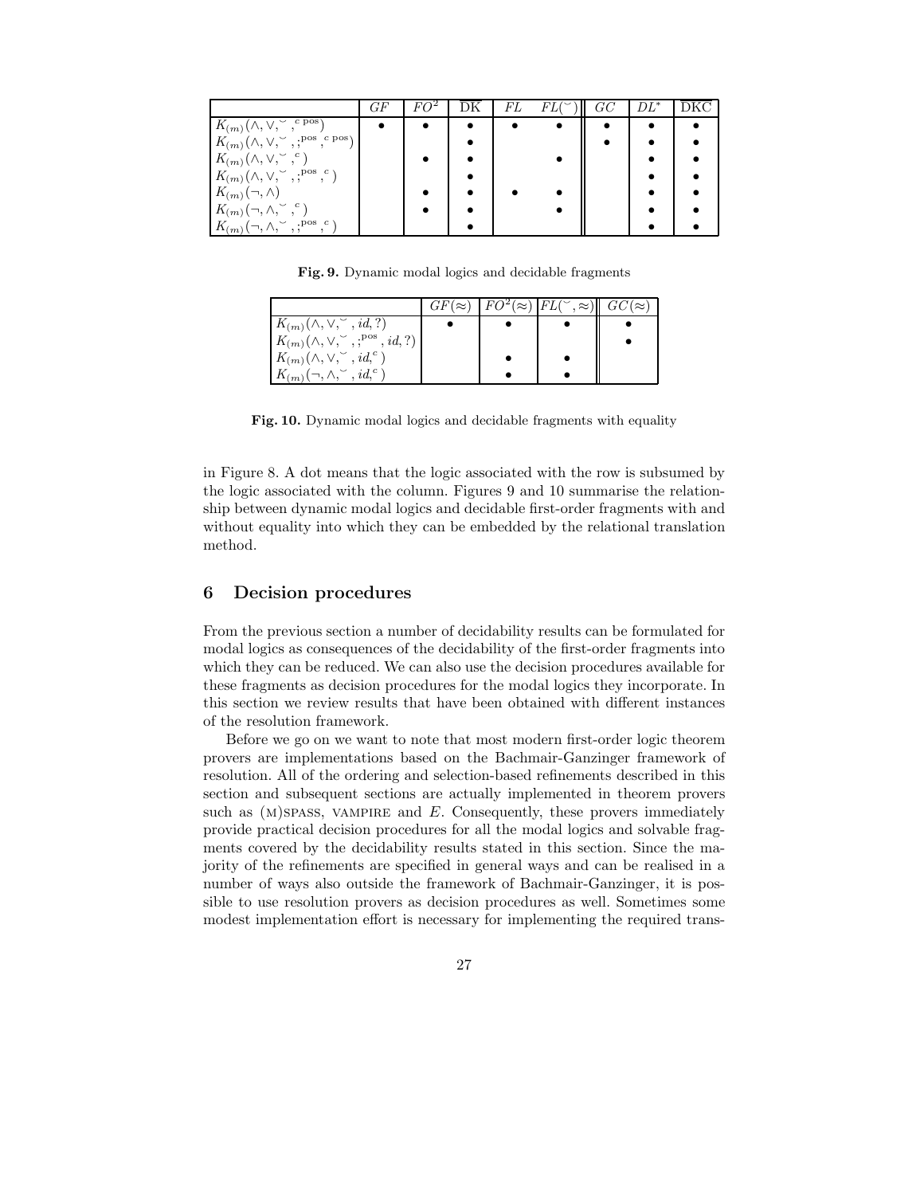| | $GF$ | $FO^2$ | $\overline{\text{DK}}$ | $FL$ | $FL(\breve{})$ | $GC$ | $DL^*$ | $\overline{\text{DKC}}$ |
|---|---|---|---|---|---|---|---|---|
| $K_{(m)}(\wedge, \vee, \breve{}, ^{c\ \text{pos}})$ | • | • | • | • | • | • | • | • |
| $K_{(m)}(\wedge, \vee, \breve{}, ;^{\text{pos}}, ^{c\ \text{pos}})$ | | | • | | | • | • | • |
| $K_{(m)}(\wedge, \vee, \breve{}, ^{c})$ | | • | • | | • | | • | • |
| $K_{(m)}(\wedge, \vee, \breve{}, ;^{\text{pos}}, ^{c})$ | | | • | | | | • | • |
| $K_{(m)}(\neg, \wedge)$ | | • | • | • | • | | • | • |
| $K_{(m)}(\neg, \wedge, \breve{}, ^{c})$ | | • | • | | • | | • | • |
| $K_{(m)}(\neg, \wedge, \breve{}, ;^{\text{pos}}, ^{c})$ | | | • | | | | • | • |

**Fig. 9.** Dynamic modal logics and decidable fragments

| | $GF(\approx)$ | $FO^2(\approx)$ | $FL(\breve{}, \approx)$ | $GC(\approx)$ |
|---|---|---|---|---|
| $K_{(m)}(\wedge, \vee, \breve{}, id, ?)$ | • | • | • | • |
| $K_{(m)}(\wedge, \vee, \breve{}, ;^{\text{pos}}, id, ?)$ | | | | • |
| $K_{(m)}(\wedge, \vee, \breve{}, id, ^{c})$ | | • | • | |
| $K_{(m)}(\neg, \wedge, \breve{}, id, ^{c})$ | | • | • | |

**Fig. 10.** Dynamic modal logics and decidable fragments with equality

in Figure 8. A dot means that the logic associated with the row is subsumed by the logic associated with the column. Figures 9 and 10 summarise the relationship between dynamic modal logics and decidable first-order fragments with and without equality into which they can be embedded by the relational translation method.

## 6 Decision procedures

From the previous section a number of decidability results can be formulated for modal logics as consequences of the decidability of the first-order fragments into which they can be reduced. We can also use the decision procedures available for these fragments as decision procedures for the modal logics they incorporate. In this section we review results that have been obtained with different instances of the resolution framework.

Before we go on we want to note that most modern first-order logic theorem provers are implementations based on the Bachmair-Ganzinger framework of resolution. All of the ordering and selection-based refinements described in this section and subsequent sections are actually implemented in theorem provers such as (M)SPASS, VAMPIRE and *E*. Consequently, these provers immediately provide practical decision procedures for all the modal logics and solvable fragments covered by the decidability results stated in this section. Since the majority of the refinements are specified in general ways and can be realised in a number of ways also outside the framework of Bachmair-Ganzinger, it is possible to use resolution provers as decision procedures as well. Sometimes some modest implementation effort is necessary for implementing the required trans-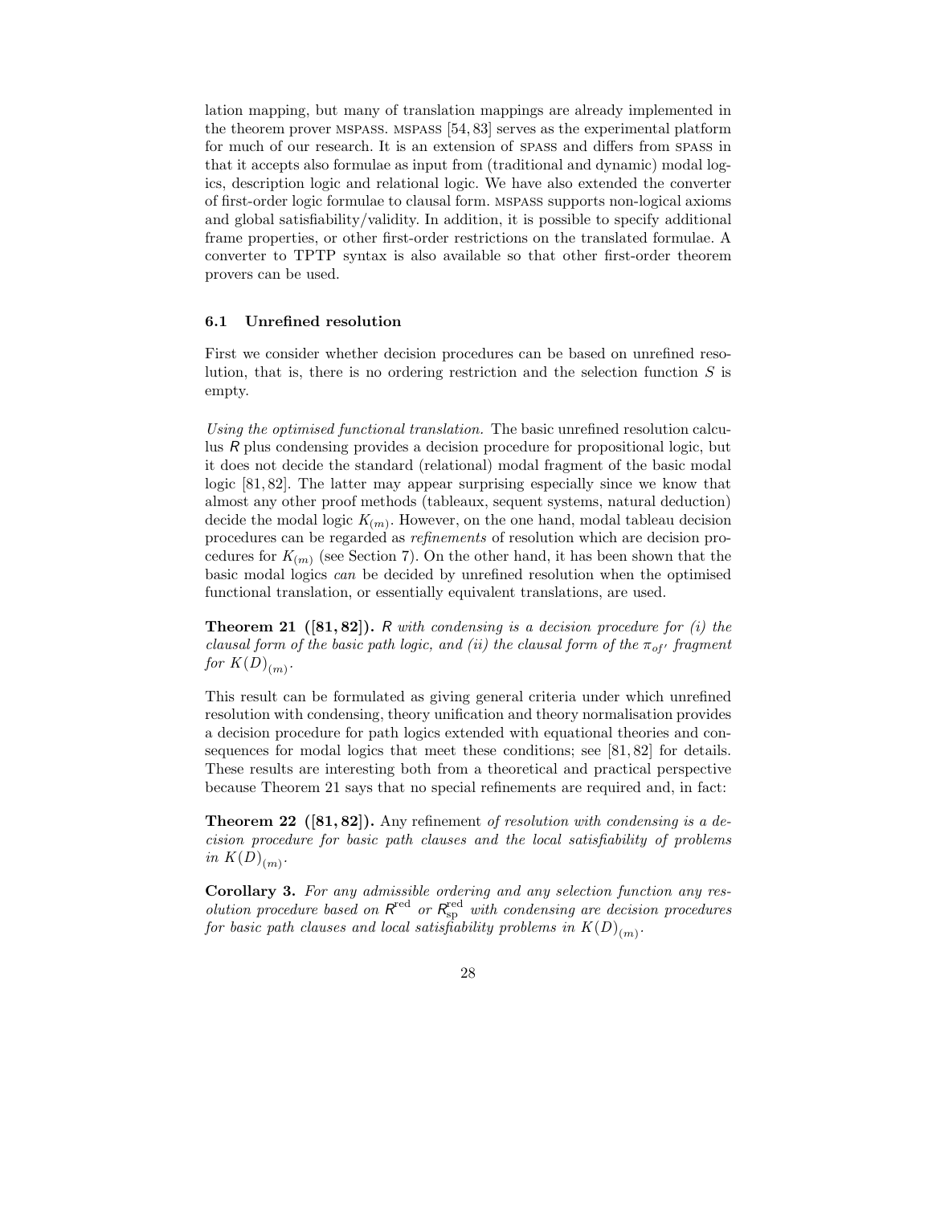lation mapping, but many of translation mappings are already implemented in the theorem prover MSPASS. MSPASS [54, 83] serves as the experimental platform for much of our research. It is an extension of SPASS and differs from SPASS in that it accepts also formulae as input from (traditional and dynamic) modal logics, description logic and relational logic. We have also extended the converter of first-order logic formulae to clausal form. MSPASS supports non-logical axioms and global satisfiability/validity. In addition, it is possible to specify additional frame properties, or other first-order restrictions on the translated formulae. A converter to TPTP syntax is also available so that other first-order theorem provers can be used.

### 6.1 Unrefined resolution

First we consider whether decision procedures can be based on unrefined resolution, that is, there is no ordering restriction and the selection function $S$ is empty.

*Using the optimised functional translation.* The basic unrefined resolution calculus $R$ plus condensing provides a decision procedure for propositional logic, but it does not decide the standard (relational) modal fragment of the basic modal logic [81, 82]. The latter may appear surprising especially since we know that almost any other proof methods (tableaux, sequent systems, natural deduction) decide the modal logic $K_{(m)}$. However, on the one hand, modal tableau decision procedures can be regarded as *refinements* of resolution which are decision procedures for $K_{(m)}$ (see Section 7). On the other hand, it has been shown that the basic modal logics *can* be decided by unrefined resolution when the optimised functional translation, or essentially equivalent translations, are used.

**Theorem 21 ([81, 82]).** *$R$ with condensing is a decision procedure for (i) the clausal form of the basic path logic, and (ii) the clausal form of the $\pi_{of'}$ fragment for $K(D)_{(m)}$.*

This result can be formulated as giving general criteria under which unrefined resolution with condensing, theory unification and theory normalisation provides a decision procedure for path logics extended with equational theories and consequences for modal logics that meet these conditions; see [81, 82] for details. These results are interesting both from a theoretical and practical perspective because Theorem 21 says that no special refinements are required and, in fact:

**Theorem 22 ([81, 82]).** Any refinement *of resolution with condensing is a decision procedure for basic path clauses and the local satisfiability of problems in $K(D)_{(m)}$.*

**Corollary 3.** *For any admissible ordering and any selection function any resolution procedure based on $R^{\mathrm{red}}$ or $R^{\mathrm{red}}_{\mathrm{sp}}$ with condensing are decision procedures for basic path clauses and local satisfiability problems in $K(D)_{(m)}$.*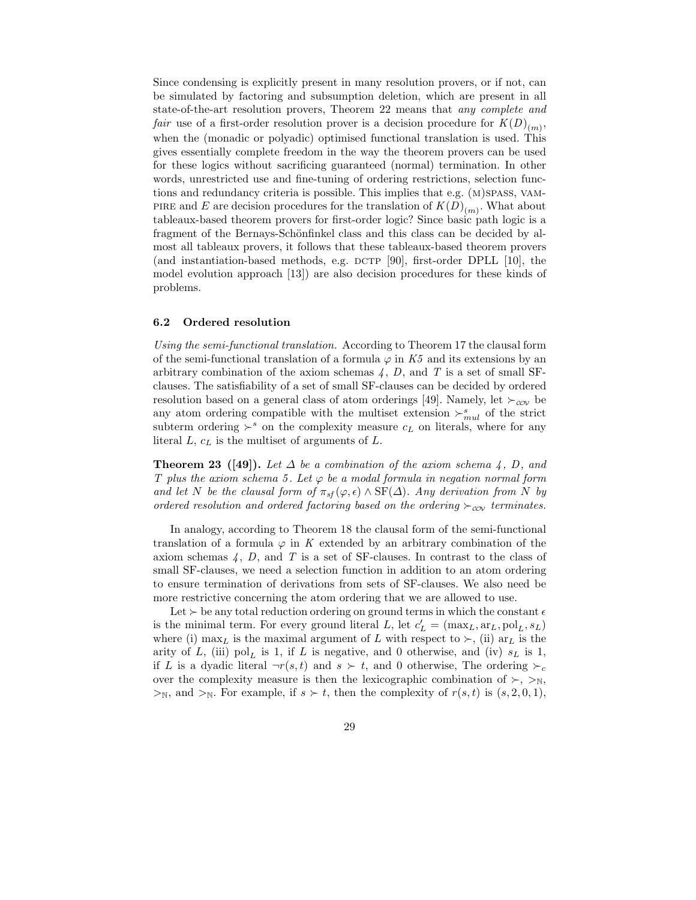Since condensing is explicitly present in many resolution provers, or if not, can be simulated by factoring and subsumption deletion, which are present in all state-of-the-art resolution provers, Theorem 22 means that *any complete and fair* use of a first-order resolution prover is a decision procedure for $K(D)_{(m)}$, when the (monadic or polyadic) optimised functional translation is used. This gives essentially complete freedom in the way the theorem provers can be used for these logics without sacrificing guaranteed (normal) termination. In other words, unrestricted use and fine-tuning of ordering restrictions, selection functions and redundancy criteria is possible. This implies that e.g. (M)SPASS, VAMPIRE and E are decision procedures for the translation of $K(D)_{(m)}$. What about tableaux-based theorem provers for first-order logic? Since basic path logic is a fragment of the Bernays-Schönfinkel class and this class can be decided by almost all tableaux provers, it follows that these tableaux-based theorem provers (and instantiation-based methods, e.g. DCTP [90], first-order DPLL [10], the model evolution approach [13]) are also decision procedures for these kinds of problems.

### 6.2 Ordered resolution

*Using the semi-functional translation.* According to Theorem 17 the clausal form of the semi-functional translation of a formula $\varphi$ in $K5$ and its extensions by an arbitrary combination of the axiom schemas $4$, $D$, and $T$ is a set of small SF-clauses. The satisfiability of a set of small SF-clauses can be decided by ordered resolution based on a general class of atom orderings [49]. Namely, let $\succ_{\mathcal{COV}}$ be any atom ordering compatible with the multiset extension $\succ^{s}_{mul}$ of the strict subterm ordering $\succ^{s}$ on the complexity measure $c_L$ on literals, where for any literal $L$, $c_L$ is the multiset of arguments of $L$.

**Theorem 23 ([49]).** *Let $\Delta$ be a combination of the axiom schema 4, D, and T plus the axiom schema 5. Let $\varphi$ be a modal formula in negation normal form and let N be the clausal form of $\pi_{sf}(\varphi, \epsilon) \wedge \mathrm{SF}(\Delta)$. Any derivation from N by ordered resolution and ordered factoring based on the ordering $\succ_{\mathcal{COV}}$ terminates.*

In analogy, according to Theorem 18 the clausal form of the semi-functional translation of a formula $\varphi$ in $K$ extended by an arbitrary combination of the axiom schemas $4$, $D$, and $T$ is a set of SF-clauses. In contrast to the class of small SF-clauses, we need a selection function in addition to an atom ordering to ensure termination of derivations from sets of SF-clauses. We also need be more restrictive concerning the atom ordering that we are allowed to use.

Let $\succ$ be any total reduction ordering on ground terms in which the constant $\epsilon$ is the minimal term. For every ground literal $L$, let $c'_L = (\max_L, \mathrm{ar}_L, \mathrm{pol}_L, s_L)$ where (i) $\max_L$ is the maximal argument of $L$ with respect to $\succ$, (ii) $\mathrm{ar}_L$ is the arity of $L$, (iii) $\mathrm{pol}_L$ is 1, if $L$ is negative, and 0 otherwise, and (iv) $s_L$ is 1, if $L$ is a dyadic literal $\neg r(s,t)$ and $s \succ t$, and 0 otherwise, The ordering $\succ_c$ over the complexity measure is then the lexicographic combination of $\succ$, $>_{\mathbb{N}}$, $>_{\mathbb{N}}$, and $>_{\mathbb{N}}$. For example, if $s \succ t$, then the complexity of $r(s,t)$ is $(s, 2, 0, 1)$,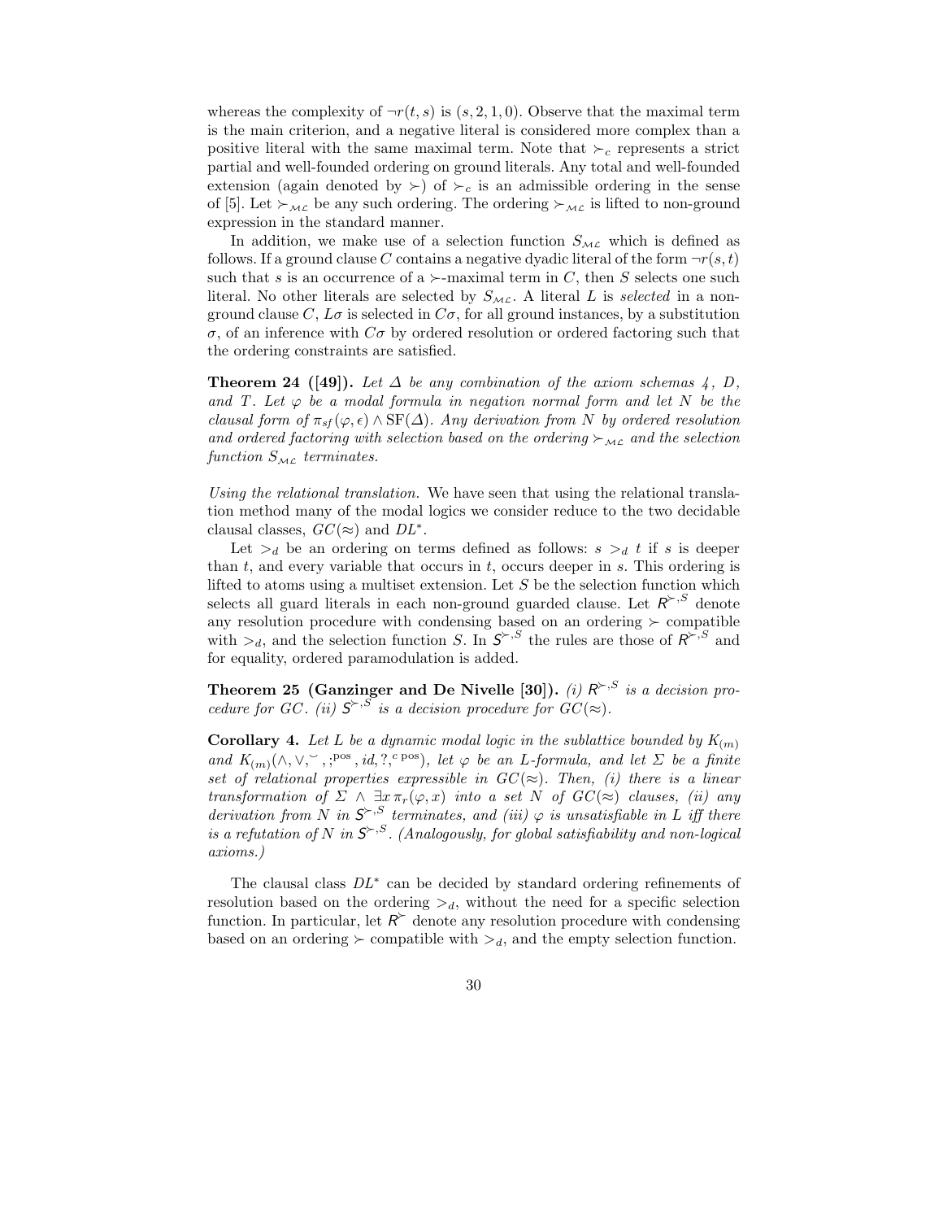whereas the complexity of $\neg r(t, s)$ is $(s, 2, 1, 0)$. Observe that the maximal term is the main criterion, and a negative literal is considered more complex than a positive literal with the same maximal term. Note that $\succ_c$ represents a strict partial and well-founded ordering on ground literals. Any total and well-founded extension (again denoted by $\succ$) of $\succ_c$ is an admissible ordering in the sense of [5]. Let $\succ_{\mathcal{ML}}$ be any such ordering. The ordering $\succ_{\mathcal{ML}}$ is lifted to non-ground expression in the standard manner.

In addition, we make use of a selection function $S_{\mathcal{ML}}$ which is defined as follows. If a ground clause $C$ contains a negative dyadic literal of the form $\neg r(s, t)$ such that $s$ is an occurrence of a $\succ$-maximal term in $C$, then $S$ selects one such literal. No other literals are selected by $S_{\mathcal{ML}}$. A literal $L$ is *selected* in a non-ground clause $C$, $L\sigma$ is selected in $C\sigma$, for all ground instances, by a substitution $\sigma$, of an inference with $C\sigma$ by ordered resolution or ordered factoring such that the ordering constraints are satisfied.

**Theorem 24 ([49]).** *Let $\Delta$ be any combination of the axiom schemas 4, D, and T. Let $\varphi$ be a modal formula in negation normal form and let $N$ be the clausal form of $\pi_{sf}(\varphi, \epsilon) \wedge \mathrm{SF}(\Delta)$. Any derivation from $N$ by ordered resolution and ordered factoring with selection based on the ordering $\succ_{\mathcal{ML}}$ and the selection function $S_{\mathcal{ML}}$ terminates.*

*Using the relational translation.* We have seen that using the relational translation method many of the modal logics we consider reduce to the two decidable clausal classes, $GC(\approx)$ and $DL^*$.

Let $>_d$ be an ordering on terms defined as follows: $s >_d t$ if $s$ is deeper than $t$, and every variable that occurs in $t$, occurs deeper in $s$. This ordering is lifted to atoms using a multiset extension. Let $S$ be the selection function which selects all guard literals in each non-ground guarded clause. Let $\mathsf{R}^{\succ,S}$ denote any resolution procedure with condensing based on an ordering $\succ$ compatible with $>_d$, and the selection function $S$. In $\mathsf{S}^{\succ,S}$ the rules are those of $\mathsf{R}^{\succ,S}$ and for equality, ordered paramodulation is added.

**Theorem 25 (Ganzinger and De Nivelle [30]).** *(i) $\mathsf{R}^{\succ,S}$ is a decision procedure for $GC$. (ii) $\mathsf{S}^{\succ,S}$ is a decision procedure for $GC(\approx)$.*

**Corollary 4.** *Let $L$ be a dynamic modal logic in the sublattice bounded by $K_{(m)}$ and $K_{(m)}(\wedge, \vee, ^{\smile}, ;^{\mathrm{pos}}, id, ?, ^{c\,\mathrm{pos}})$, let $\varphi$ be an $L$-formula, and let $\Sigma$ be a finite set of relational properties expressible in $GC(\approx)$. Then, (i) there is a linear transformation of $\Sigma \wedge \exists x\, \pi_r(\varphi, x)$ into a set $N$ of $GC(\approx)$ clauses, (ii) any derivation from $N$ in $\mathsf{S}^{\succ,S}$ terminates, and (iii) $\varphi$ is unsatisfiable in $L$ iff there is a refutation of $N$ in $\mathsf{S}^{\succ,S}$. (Analogously, for global satisfiability and non-logical axioms.)*

The clausal class $DL^*$ can be decided by standard ordering refinements of resolution based on the ordering $>_d$, without the need for a specific selection function. In particular, let $\mathsf{R}^{\succ}$ denote any resolution procedure with condensing based on an ordering $\succ$ compatible with $>_d$, and the empty selection function.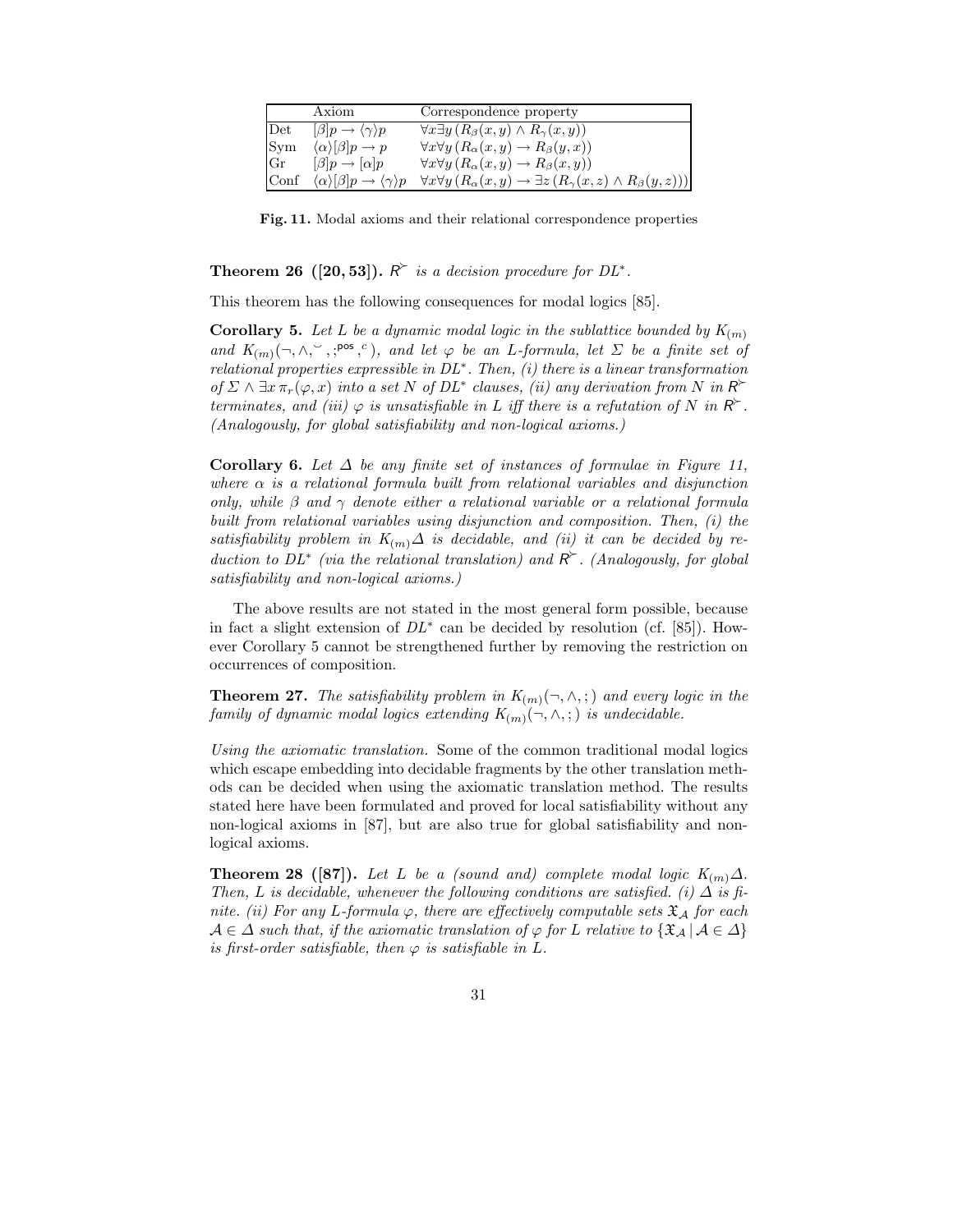|  | Axiom | Correspondence property |
|---|---|---|
| Det | $[\beta]p \rightarrow \langle\gamma\rangle p$ | $\forall x \exists y\, (R_\beta(x,y) \wedge R_\gamma(x,y))$ |
| Sym | $\langle\alpha\rangle[\beta]p \rightarrow p$ | $\forall x \forall y\, (R_\alpha(x,y) \rightarrow R_\beta(y,x))$ |
| Gr | $[\beta]p \rightarrow [\alpha]p$ | $\forall x \forall y\, (R_\alpha(x,y) \rightarrow R_\beta(x,y))$ |
| Conf | $\langle\alpha\rangle[\beta]p \rightarrow \langle\gamma\rangle p$ | $\forall x \forall y\, (R_\alpha(x,y) \rightarrow \exists z\, (R_\gamma(x,z) \wedge R_\beta(y,z)))$ |

**Fig. 11.** Modal axioms and their relational correspondence properties

**Theorem 26 ([20, 53]).** *$R^{\succ}$ is a decision procedure for $DL^*$.*

This theorem has the following consequences for modal logics [85].

**Corollary 5.** *Let $L$ be a dynamic modal logic in the sublattice bounded by $K_{(m)}$ and $K_{(m)}(\neg, \wedge, ^{\smile}, ;^{\mathsf{pos}}, ^{c})$, and let $\varphi$ be an $L$-formula, let $\Sigma$ be a finite set of relational properties expressible in $DL^*$. Then, (i) there is a linear transformation of $\Sigma \wedge \exists x\, \pi_r(\varphi, x)$ into a set $N$ of $DL^*$ clauses, (ii) any derivation from $N$ in $R^{\succ}$ terminates, and (iii) $\varphi$ is unsatisfiable in $L$ iff there is a refutation of $N$ in $R^{\succ}$. (Analogously, for global satisfiability and non-logical axioms.)*

**Corollary 6.** *Let $\Delta$ be any finite set of instances of formulae in Figure 11, where $\alpha$ is a relational formula built from relational variables and disjunction only, while $\beta$ and $\gamma$ denote either a relational variable or a relational formula built from relational variables using disjunction and composition. Then, (i) the satisfiability problem in $K_{(m)}\Delta$ is decidable, and (ii) it can be decided by reduction to $DL^*$ (via the relational translation) and $R^{\succ}$. (Analogously, for global satisfiability and non-logical axioms.)*

The above results are not stated in the most general form possible, because in fact a slight extension of $DL^*$ can be decided by resolution (cf. [85]). However Corollary 5 cannot be strengthened further by removing the restriction on occurrences of composition.

**Theorem 27.** *The satisfiability problem in $K_{(m)}(\neg, \wedge, ;)$ and every logic in the family of dynamic modal logics extending $K_{(m)}(\neg, \wedge, ;)$ is undecidable.*

*Using the axiomatic translation.* Some of the common traditional modal logics which escape embedding into decidable fragments by the other translation methods can be decided when using the axiomatic translation method. The results stated here have been formulated and proved for local satisfiability without any non-logical axioms in [87], but are also true for global satisfiability and non-logical axioms.

**Theorem 28 ([87]).** *Let $L$ be a (sound and) complete modal logic $K_{(m)}\Delta$. Then, $L$ is decidable, whenever the following conditions are satisfied. (i) $\Delta$ is finite. (ii) For any $L$-formula $\varphi$, there are effectively computable sets $\mathfrak{X}_{\mathcal{A}}$ for each $\mathcal{A} \in \Delta$ such that, if the axiomatic translation of $\varphi$ for $L$ relative to $\{\mathfrak{X}_{\mathcal{A}} \mid \mathcal{A} \in \Delta\}$ is first-order satisfiable, then $\varphi$ is satisfiable in $L$.*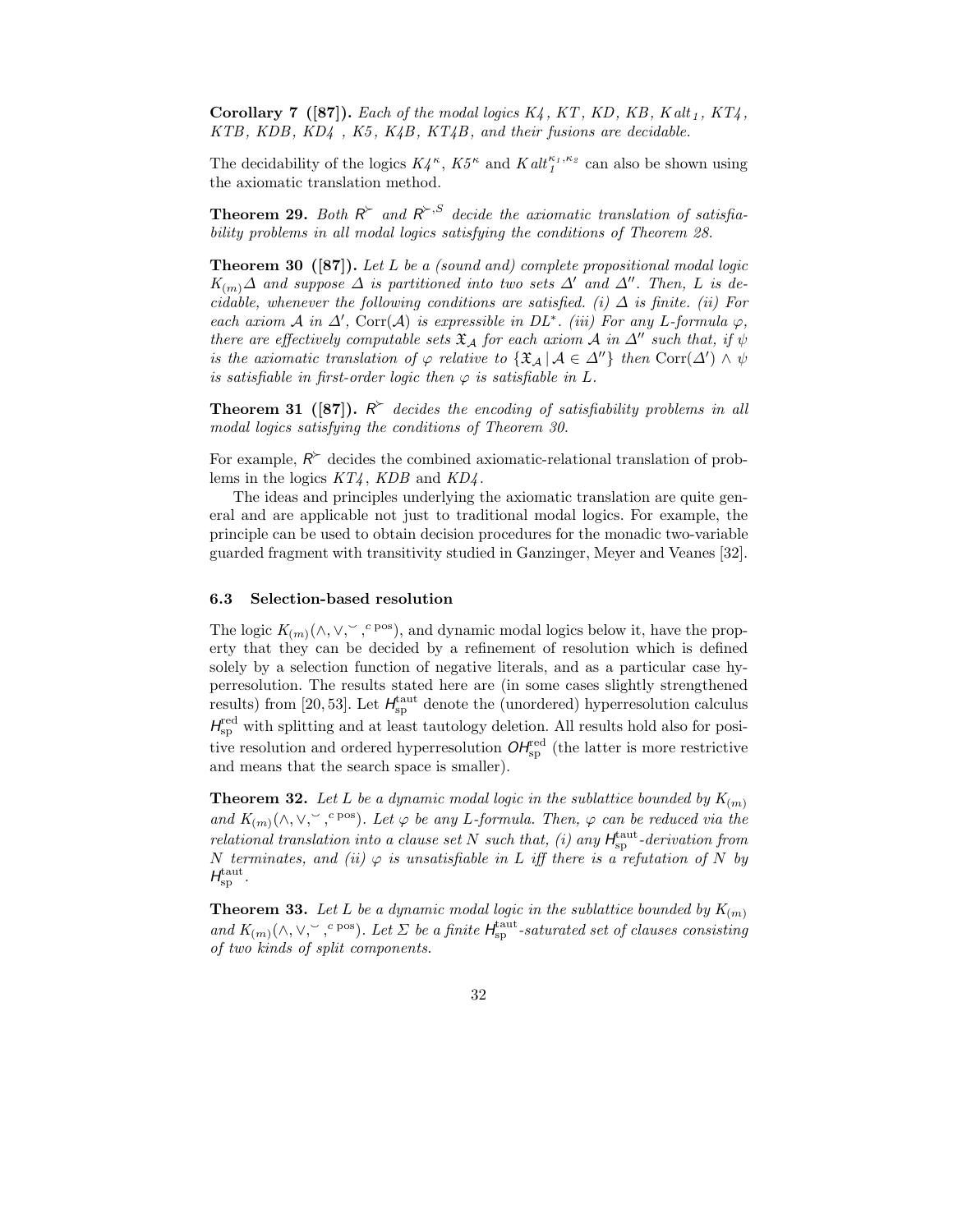**Corollary 7 ([87]).** *Each of the modal logics $K4$, $KT$, $KD$, $KB$, $K\,alt_1$, $KT4$, $KTB$, $KDB$, $KD4$ , $K5$, $K4B$, $KT4B$, and their fusions are decidable.*

The decidability of the logics $K4^\kappa$, $K5^\kappa$ and $K\,alt_1^{\kappa_1,\kappa_2}$ can also be shown using the axiomatic translation method.

**Theorem 29.** *Both $R^\succ$ and $R^{\succ,S}$ decide the axiomatic translation of satisfiability problems in all modal logics satisfying the conditions of Theorem 28.*

**Theorem 30 ([87]).** *Let $L$ be a (sound and) complete propositional modal logic $K_{(m)}\Delta$ and suppose $\Delta$ is partitioned into two sets $\Delta'$ and $\Delta''$. Then, $L$ is decidable, whenever the following conditions are satisfied. (i) $\Delta$ is finite. (ii) For each axiom $\mathcal{A}$ in $\Delta'$, $\mathrm{Corr}(\mathcal{A})$ is expressible in $DL^*$. (iii) For any $L$-formula $\varphi$, there are effectively computable sets $\mathfrak{X}_{\mathcal{A}}$ for each axiom $\mathcal{A}$ in $\Delta''$ such that, if $\psi$ is the axiomatic translation of $\varphi$ relative to $\{\mathfrak{X}_{\mathcal{A}} \,|\, \mathcal{A} \in \Delta''\}$ then $\mathrm{Corr}(\Delta') \wedge \psi$ is satisfiable in first-order logic then $\varphi$ is satisfiable in $L$.*

**Theorem 31 ([87]).** *$R^\succ$ decides the encoding of satisfiability problems in all modal logics satisfying the conditions of Theorem 30.*

For example, $R^\succ$ decides the combined axiomatic-relational translation of problems in the logics $KT4$, $KDB$ and $KD4$.

The ideas and principles underlying the axiomatic translation are quite general and are applicable not just to traditional modal logics. For example, the principle can be used to obtain decision procedures for the monadic two-variable guarded fragment with transitivity studied in Ganzinger, Meyer and Veanes [32].

### 6.3 Selection-based resolution

The logic $K_{(m)}(\wedge, \vee, \smile, ^{c\,\mathrm{pos}})$, and dynamic modal logics below it, have the property that they can be decided by a refinement of resolution which is defined solely by a selection function of negative literals, and as a particular case hyperresolution. The results stated here are (in some cases slightly strengthened results) from [20, 53]. Let $H_{\mathrm{sp}}^{\mathrm{taut}}$ denote the (unordered) hyperresolution calculus $H_{\mathrm{sp}}^{\mathrm{red}}$ with splitting and at least tautology deletion. All results hold also for positive resolution and ordered hyperresolution $OH_{\mathrm{sp}}^{\mathrm{red}}$ (the latter is more restrictive and means that the search space is smaller).

**Theorem 32.** *Let $L$ be a dynamic modal logic in the sublattice bounded by $K_{(m)}$ and $K_{(m)}(\wedge, \vee, \smile, ^{c\,\mathrm{pos}})$. Let $\varphi$ be any $L$-formula. Then, $\varphi$ can be reduced via the relational translation into a clause set $N$ such that, (i) any $H_{\mathrm{sp}}^{\mathrm{taut}}$-derivation from $N$ terminates, and (ii) $\varphi$ is unsatisfiable in $L$ iff there is a refutation of $N$ by $H_{\mathrm{sp}}^{\mathrm{taut}}$.*

**Theorem 33.** *Let $L$ be a dynamic modal logic in the sublattice bounded by $K_{(m)}$ and $K_{(m)}(\wedge, \vee, \smile, ^{c\,\mathrm{pos}})$. Let $\Sigma$ be a finite $H_{\mathrm{sp}}^{\mathrm{taut}}$-saturated set of clauses consisting of two kinds of split components.*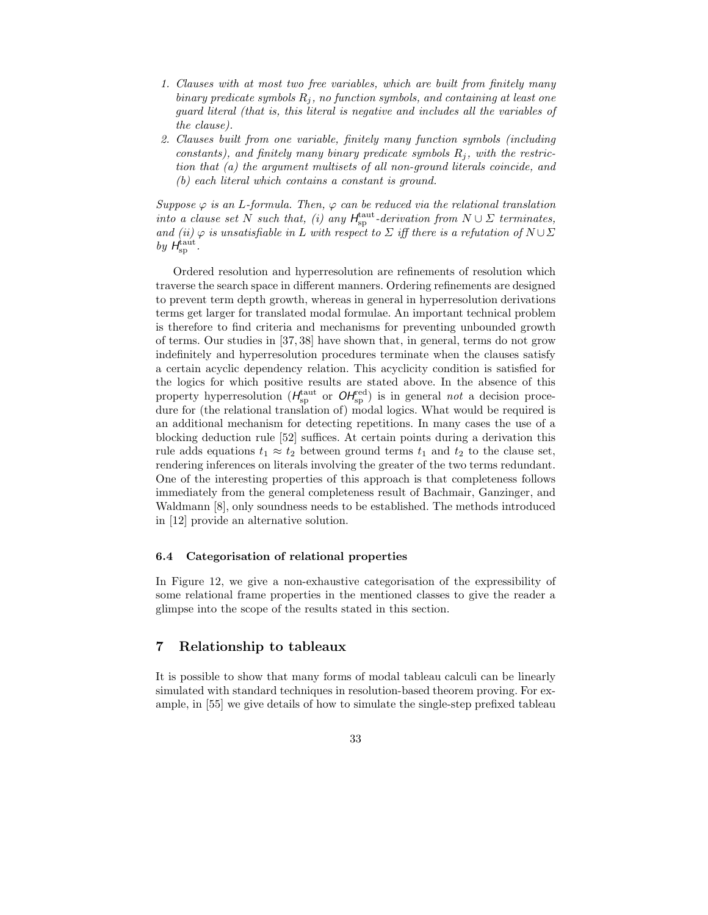1. *Clauses with at most two free variables, which are built from finitely many binary predicate symbols $R_j$, no function symbols, and containing at least one guard literal (that is, this literal is negative and includes all the variables of the clause).*
2. *Clauses built from one variable, finitely many function symbols (including constants), and finitely many binary predicate symbols $R_j$, with the restriction that (a) the argument multisets of all non-ground literals coincide, and (b) each literal which contains a constant is ground.*

*Suppose $\varphi$ is an L-formula. Then, $\varphi$ can be reduced via the relational translation into a clause set $N$ such that, (i) any $\mathsf{H}^{\text{taut}}_{\text{sp}}$-derivation from $N \cup \Sigma$ terminates, and (ii) $\varphi$ is unsatisfiable in $L$ with respect to $\Sigma$ iff there is a refutation of $N \cup \Sigma$ by $\mathsf{H}^{\text{taut}}_{\text{sp}}$.*

Ordered resolution and hyperresolution are refinements of resolution which traverse the search space in different manners. Ordering refinements are designed to prevent term depth growth, whereas in general in hyperresolution derivations terms get larger for translated modal formulae. An important technical problem is therefore to find criteria and mechanisms for preventing unbounded growth of terms. Our studies in [37, 38] have shown that, in general, terms do not grow indefinitely and hyperresolution procedures terminate when the clauses satisfy a certain acyclic dependency relation. This acyclicity condition is satisfied for the logics for which positive results are stated above. In the absence of this property hyperresolution ($\mathsf{H}^{\text{taut}}_{\text{sp}}$ or $\mathsf{OH}^{\text{red}}_{\text{sp}}$) is in general *not* a decision procedure for (the relational translation of) modal logics. What would be required is an additional mechanism for detecting repetitions. In many cases the use of a blocking deduction rule [52] suffices. At certain points during a derivation this rule adds equations $t_1 \approx t_2$ between ground terms $t_1$ and $t_2$ to the clause set, rendering inferences on literals involving the greater of the two terms redundant. One of the interesting properties of this approach is that completeness follows immediately from the general completeness result of Bachmair, Ganzinger, and Waldmann [8], only soundness needs to be established. The methods introduced in [12] provide an alternative solution.

### 6.4 Categorisation of relational properties

In Figure 12, we give a non-exhaustive categorisation of the expressibility of some relational frame properties in the mentioned classes to give the reader a glimpse into the scope of the results stated in this section.

## 7 Relationship to tableaux

It is possible to show that many forms of modal tableau calculi can be linearly simulated with standard techniques in resolution-based theorem proving. For example, in [55] we give details of how to simulate the single-step prefixed tableau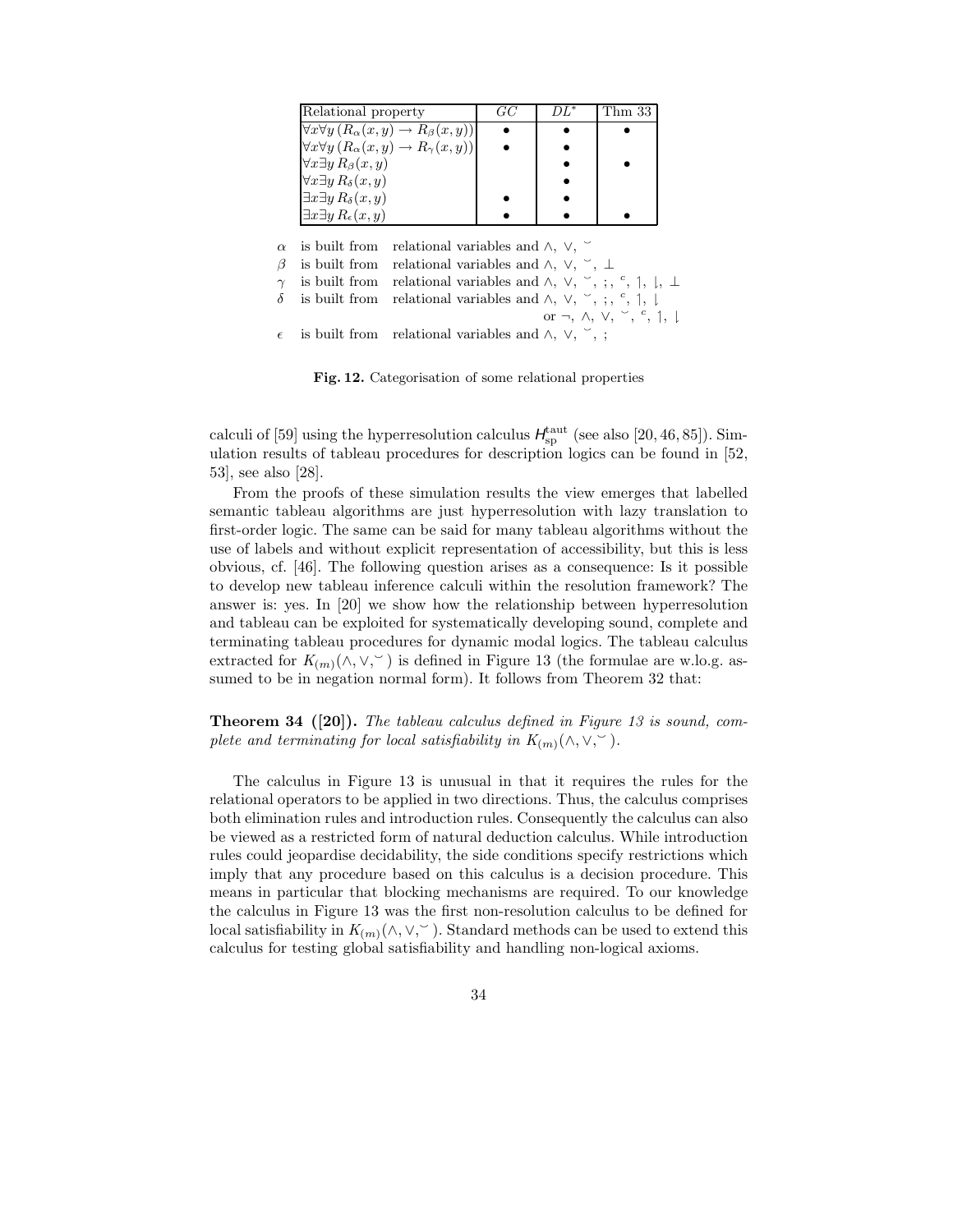| Relational property | $GC$ | $DL^*$ | Thm 33 |
|---|---|---|---|
| $\forall x \forall y\, (R_\alpha(x,y) \to R_\beta(x,y))$ | • | • | • |
| $\forall x \forall y\, (R_\alpha(x,y) \to R_\gamma(x,y))$ | • | • | |
| $\forall x \exists y\, R_\beta(x,y)$ | | • | • |
| $\forall x \exists y\, R_\delta(x,y)$ | | • | |
| $\exists x \exists y\, R_\delta(x,y)$ | • | • | |
| $\exists x \exists y\, R_\epsilon(x,y)$ | • | • | • |

$\alpha$ is built from relational variables and $\wedge$, $\vee$, $\smile$
$\beta$ is built from relational variables and $\wedge$, $\vee$, $\smile$, $\perp$
$\gamma$ is built from relational variables and $\wedge$, $\vee$, $\smile$, $;$, $^c$, $\upharpoonleft$, $\downharpoonleft$, $\perp$
$\delta$ is built from relational variables and $\wedge$, $\vee$, $\smile$, $;$, $^c$, $\upharpoonleft$, $\downharpoonleft$
or $\neg$, $\wedge$, $\vee$, $\smile$, $^c$, $\upharpoonleft$, $\downharpoonleft$
$\epsilon$ is built from relational variables and $\wedge$, $\vee$, $\smile$, $;$

**Fig. 12.** Categorisation of some relational properties

calculi of [59] using the hyperresolution calculus $H^{\text{taut}}_{\text{sp}}$ (see also [20, 46, 85]). Simulation results of tableau procedures for description logics can be found in [52, 53], see also [28].

From the proofs of these simulation results the view emerges that labelled semantic tableau algorithms are just hyperresolution with lazy translation to first-order logic. The same can be said for many tableau algorithms without the use of labels and without explicit representation of accessibility, but this is less obvious, cf. [46]. The following question arises as a consequence: Is it possible to develop new tableau inference calculi within the resolution framework? The answer is: yes. In [20] we show how the relationship between hyperresolution and tableau can be exploited for systematically developing sound, complete and terminating tableau procedures for dynamic modal logics. The tableau calculus extracted for $K_{(m)}(\wedge, \vee, \smile)$ is defined in Figure 13 (the formulae are w.lo.g. assumed to be in negation normal form). It follows from Theorem 32 that:

**Theorem 34 ([20]).** *The tableau calculus defined in Figure 13 is sound, complete and terminating for local satisfiability in* $K_{(m)}(\wedge, \vee, \smile)$.

The calculus in Figure 13 is unusual in that it requires the rules for the relational operators to be applied in two directions. Thus, the calculus comprises both elimination rules and introduction rules. Consequently the calculus can also be viewed as a restricted form of natural deduction calculus. While introduction rules could jeopardise decidability, the side conditions specify restrictions which imply that any procedure based on this calculus is a decision procedure. This means in particular that blocking mechanisms are required. To our knowledge the calculus in Figure 13 was the first non-resolution calculus to be defined for local satisfiability in $K_{(m)}(\wedge, \vee, \smile)$. Standard methods can be used to extend this calculus for testing global satisfiability and handling non-logical axioms.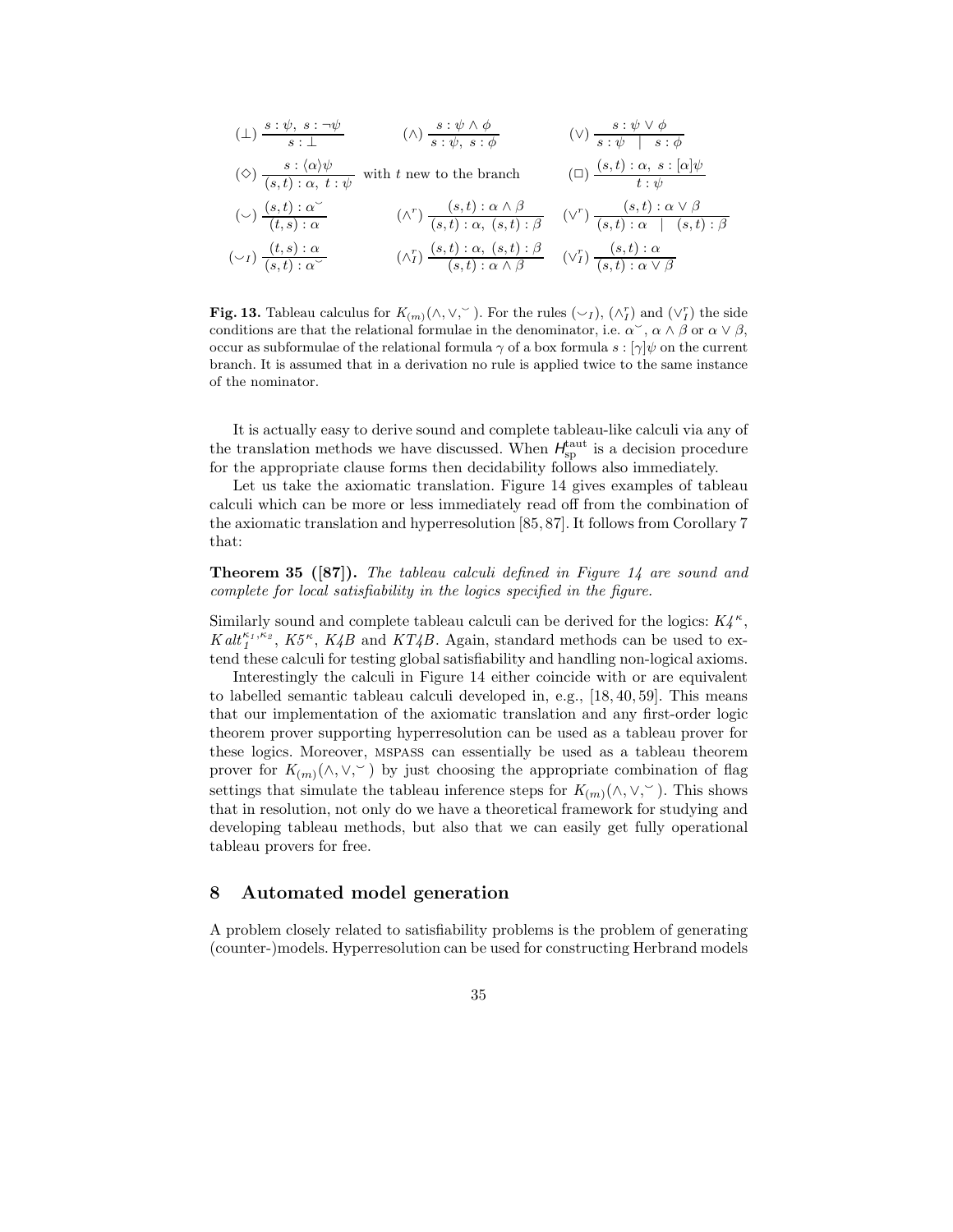$$(\bot)\ \frac{s:\psi,\ s:\neg\psi}{s:\bot} \qquad (\wedge)\ \frac{s:\psi\wedge\phi}{s:\psi,\ s:\phi} \qquad (\vee)\ \frac{s:\psi\vee\phi}{s:\psi\ \mid\ s:\phi}$$

$$(\diamond)\ \frac{s:\langle\alpha\rangle\psi}{(s,t):\alpha,\ t:\psi}\ \text{ with } t \text{ new to the branch} \qquad (\Box)\ \frac{(s,t):\alpha,\ s:[\alpha]\psi}{t:\psi}$$

$$(\smile)\ \frac{(s,t):\alpha^{\smile}}{(t,s):\alpha} \qquad (\wedge^r)\ \frac{(s,t):\alpha\wedge\beta}{(s,t):\alpha,\ (s,t):\beta} \qquad (\vee^r)\ \frac{(s,t):\alpha\vee\beta}{(s,t):\alpha\ \mid\ (s,t):\beta}$$

$$(\smile_I)\ \frac{(t,s):\alpha}{(s,t):\alpha^{\smile}} \qquad (\wedge^r_I)\ \frac{(s,t):\alpha,\ (s,t):\beta}{(s,t):\alpha\wedge\beta} \qquad (\vee^r_I)\ \frac{(s,t):\alpha}{(s,t):\alpha\vee\beta}$$

**Fig. 13.** Tableau calculus for $K_{(m)}(\wedge,\vee,^{\smile})$. For the rules $(\smile_I)$, $(\wedge^r_I)$ and $(\vee^r_I)$ the side conditions are that the relational formulae in the denominator, i.e. $\alpha^{\smile}$, $\alpha\wedge\beta$ or $\alpha\vee\beta$, occur as subformulae of the relational formula $\gamma$ of a box formula $s:[\gamma]\psi$ on the current branch. It is assumed that in a derivation no rule is applied twice to the same instance of the nominator.

It is actually easy to derive sound and complete tableau-like calculi via any of the translation methods we have discussed. When $H^{\text{taut}}_{\text{sp}}$ is a decision procedure for the appropriate clause forms then decidability follows also immediately.

Let us take the axiomatic translation. Figure 14 gives examples of tableau calculi which can be more or less immediately read off from the combination of the axiomatic translation and hyperresolution [85, 87]. It follows from Corollary 7 that:

**Theorem 35 ([87]).** *The tableau calculi defined in Figure 14 are sound and complete for local satisfiability in the logics specified in the figure.*

Similarly sound and complete tableau calculi can be derived for the logics: $K4^{\kappa}$, $K\,alt_1^{\kappa_1,\kappa_2}$, $K5^{\kappa}$, $K4B$ and $KT4B$. Again, standard methods can be used to extend these calculi for testing global satisfiability and handling non-logical axioms.

Interestingly the calculi in Figure 14 either coincide with or are equivalent to labelled semantic tableau calculi developed in, e.g., [18, 40, 59]. This means that our implementation of the axiomatic translation and any first-order logic theorem prover supporting hyperresolution can be used as a tableau prover for these logics. Moreover, MSPASS can essentially be used as a tableau theorem prover for $K_{(m)}(\wedge,\vee,^{\smile})$ by just choosing the appropriate combination of flag settings that simulate the tableau inference steps for $K_{(m)}(\wedge,\vee,^{\smile})$. This shows that in resolution, not only do we have a theoretical framework for studying and developing tableau methods, but also that we can easily get fully operational tableau provers for free.

## 8 Automated model generation

A problem closely related to satisfiability problems is the problem of generating (counter-)models. Hyperresolution can be used for constructing Herbrand models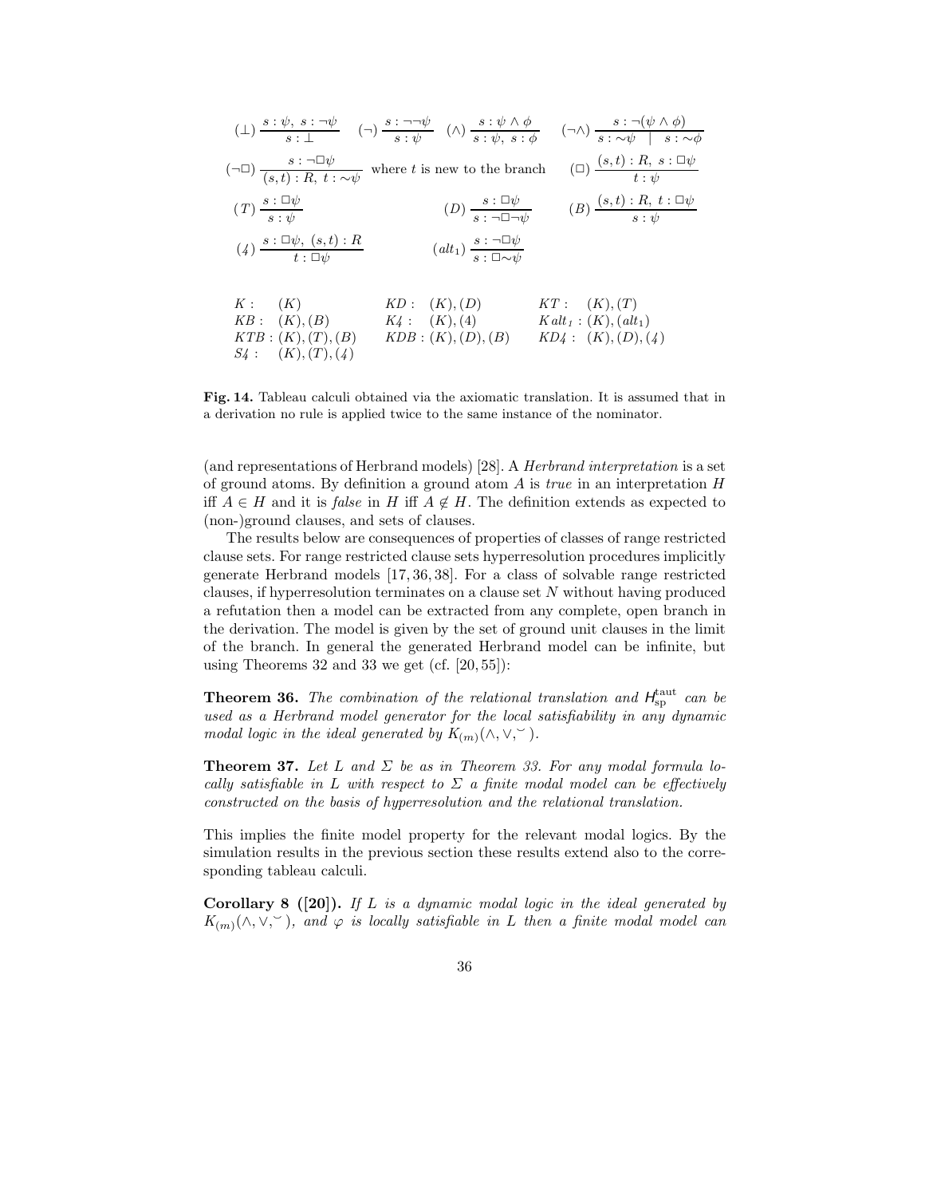$$(\bot)\ \frac{s:\psi,\ s:\neg\psi}{s:\bot} \qquad (\neg)\ \frac{s:\neg\neg\psi}{s:\psi} \qquad (\wedge)\ \frac{s:\psi\wedge\phi}{s:\psi,\ s:\phi} \qquad (\neg\wedge)\ \frac{s:\neg(\psi\wedge\phi)}{s:{\sim}\psi \ \mid \ s:{\sim}\phi}$$

$$(\neg\Box)\ \frac{s:\neg\Box\psi}{(s,t):R,\ t:{\sim}\psi} \text{ where } t \text{ is new to the branch} \qquad (\Box)\ \frac{(s,t):R,\ s:\Box\psi}{t:\psi}$$

$$(T)\ \frac{s:\Box\psi}{s:\psi} \qquad (D)\ \frac{s:\Box\psi}{s:\neg\Box\neg\psi} \qquad (B)\ \frac{(s,t):R,\ t:\Box\psi}{s:\psi}$$

$$(4)\ \frac{s:\Box\psi,\ (s,t):R}{t:\Box\psi} \qquad (alt_1)\ \frac{s:\neg\Box\psi}{s:\Box{\sim}\psi}$$

| | | |
|---|---|---|
| $K$: $(K)$ | $KD$: $(K),(D)$ | $KT$: $(K),(T)$ |
| $KB$: $(K),(B)$ | $K4$: $(K),(4)$ | $Kalt_1$: $(K),(alt_1)$ |
| $KTB$: $(K),(T),(B)$ | $KDB$: $(K),(D),(B)$ | $KD4$: $(K),(D),(4)$ |
| $S4$: $(K),(T),(4)$ | | |

**Fig. 14.** Tableau calculi obtained via the axiomatic translation. It is assumed that in a derivation no rule is applied twice to the same instance of the nominator.

(and representations of Herbrand models) [28]. A *Herbrand interpretation* is a set of ground atoms. By definition a ground atom $A$ is *true* in an interpretation $H$ iff $A \in H$ and it is *false* in $H$ iff $A \notin H$. The definition extends as expected to (non-)ground clauses, and sets of clauses.

The results below are consequences of properties of classes of range restricted clause sets. For range restricted clause sets hyperresolution procedures implicitly generate Herbrand models [17, 36, 38]. For a class of solvable range restricted clauses, if hyperresolution terminates on a clause set $N$ without having produced a refutation then a model can be extracted from any complete, open branch in the derivation. The model is given by the set of ground unit clauses in the limit of the branch. In general the generated Herbrand model can be infinite, but using Theorems 32 and 33 we get (cf. [20, 55]):

**Theorem 36.** *The combination of the relational translation and $H^{\mathrm{taut}}_{\mathrm{sp}}$ can be used as a Herbrand model generator for the local satisfiability in any dynamic modal logic in the ideal generated by $K_{(m)}(\wedge,\vee,^{\smile})$.*

**Theorem 37.** *Let $L$ and $\Sigma$ be as in Theorem 33. For any modal formula locally satisfiable in $L$ with respect to $\Sigma$ a finite modal model can be effectively constructed on the basis of hyperresolution and the relational translation.*

This implies the finite model property for the relevant modal logics. By the simulation results in the previous section these results extend also to the corresponding tableau calculi.

**Corollary 8 ([20]).** *If $L$ is a dynamic modal logic in the ideal generated by $K_{(m)}(\wedge,\vee,^{\smile})$, and $\varphi$ is locally satisfiable in $L$ then a finite modal model can*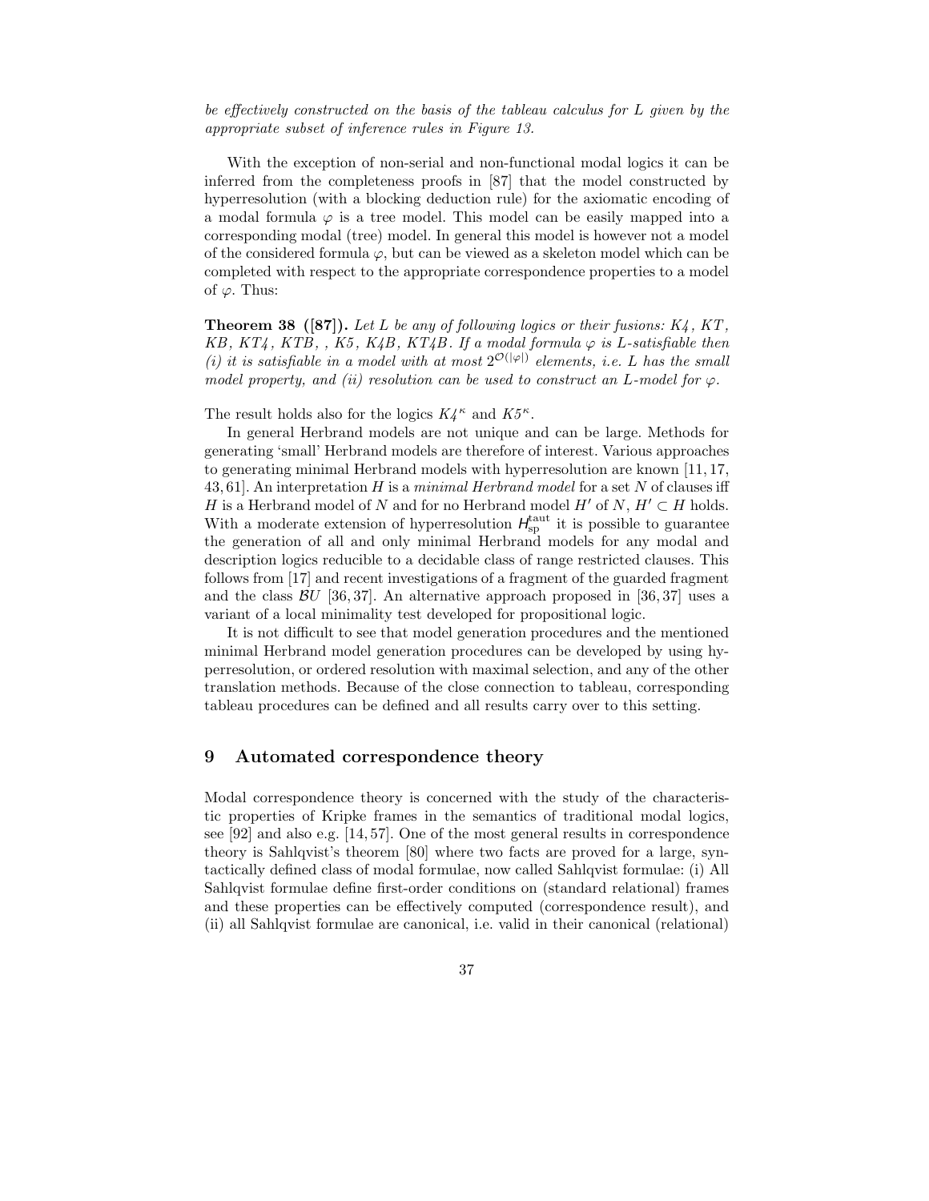*be effectively constructed on the basis of the tableau calculus for L given by the appropriate subset of inference rules in Figure 13.*

With the exception of non-serial and non-functional modal logics it can be inferred from the completeness proofs in [87] that the model constructed by hyperresolution (with a blocking deduction rule) for the axiomatic encoding of a modal formula $\varphi$ is a tree model. This model can be easily mapped into a corresponding modal (tree) model. In general this model is however not a model of the considered formula $\varphi$, but can be viewed as a skeleton model which can be completed with respect to the appropriate correspondence properties to a model of $\varphi$. Thus:

**Theorem 38 ([87]).** *Let L be any of following logics or their fusions: K4, KT, KB, KT4, KTB, , K5, K4B, KT4B. If a modal formula $\varphi$ is L-satisfiable then (i) it is satisfiable in a model with at most $2^{\mathcal{O}(|\varphi|)}$ elements, i.e. L has the small model property, and (ii) resolution can be used to construct an L-model for $\varphi$.*

The result holds also for the logics $K4^{\kappa}$ and $K5^{\kappa}$.

In general Herbrand models are not unique and can be large. Methods for generating 'small' Herbrand models are therefore of interest. Various approaches to generating minimal Herbrand models with hyperresolution are known [11, 17, 43, 61]. An interpretation $H$ is a *minimal Herbrand model* for a set $N$ of clauses iff $H$ is a Herbrand model of $N$ and for no Herbrand model $H'$ of $N$, $H' \subset H$ holds. With a moderate extension of hyperresolution $H_{\mathrm{sp}}^{\mathrm{taut}}$ it is possible to guarantee the generation of all and only minimal Herbrand models for any modal and description logics reducible to a decidable class of range restricted clauses. This follows from [17] and recent investigations of a fragment of the guarded fragment and the class $\mathcal{B}U$ [36, 37]. An alternative approach proposed in [36, 37] uses a variant of a local minimality test developed for propositional logic.

It is not difficult to see that model generation procedures and the mentioned minimal Herbrand model generation procedures can be developed by using hyperresolution, or ordered resolution with maximal selection, and any of the other translation methods. Because of the close connection to tableau, corresponding tableau procedures can be defined and all results carry over to this setting.

# 9 Automated correspondence theory

Modal correspondence theory is concerned with the study of the characteristic properties of Kripke frames in the semantics of traditional modal logics, see [92] and also e.g. [14, 57]. One of the most general results in correspondence theory is Sahlqvist's theorem [80] where two facts are proved for a large, syntactically defined class of modal formulae, now called Sahlqvist formulae: (i) All Sahlqvist formulae define first-order conditions on (standard relational) frames and these properties can be effectively computed (correspondence result), and (ii) all Sahlqvist formulae are canonical, i.e. valid in their canonical (relational)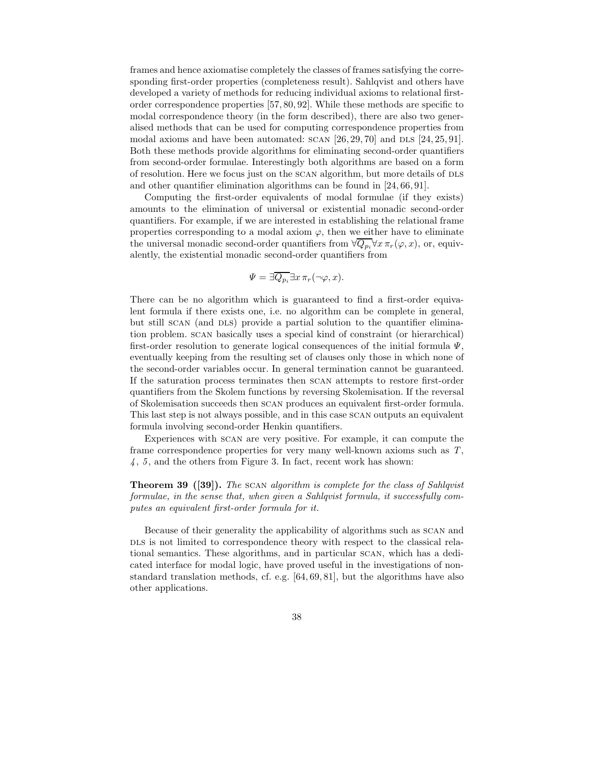frames and hence axiomatise completely the classes of frames satisfying the corresponding first-order properties (completeness result). Sahlqvist and others have developed a variety of methods for reducing individual axioms to relational first-order correspondence properties [57, 80, 92]. While these methods are specific to modal correspondence theory (in the form described), there are also two generalised methods that can be used for computing correspondence properties from modal axioms and have been automated: SCAN [26, 29, 70] and DLS [24, 25, 91]. Both these methods provide algorithms for eliminating second-order quantifiers from second-order formulae. Interestingly both algorithms are based on a form of resolution. Here we focus just on the SCAN algorithm, but more details of DLS and other quantifier elimination algorithms can be found in [24, 66, 91].

Computing the first-order equivalents of modal formulae (if they exists) amounts to the elimination of universal or existential monadic second-order quantifiers. For example, if we are interested in establishing the relational frame properties corresponding to a modal axiom $\varphi$, then we either have to eliminate the universal monadic second-order quantifiers from $\forall \overline{Q_{p_i}} \forall x\, \pi_r(\varphi, x)$, or, equivalently, the existential monadic second-order quantifiers from

$$\Psi = \exists \overline{Q_{p_i}} \exists x\, \pi_r(\neg\varphi, x).$$

There can be no algorithm which is guaranteed to find a first-order equivalent formula if there exists one, i.e. no algorithm can be complete in general, but still SCAN (and DLS) provide a partial solution to the quantifier elimination problem. SCAN basically uses a special kind of constraint (or hierarchical) first-order resolution to generate logical consequences of the initial formula $\Psi$, eventually keeping from the resulting set of clauses only those in which none of the second-order variables occur. In general termination cannot be guaranteed. If the saturation process terminates then SCAN attempts to restore first-order quantifiers from the Skolem functions by reversing Skolemisation. If the reversal of Skolemisation succeeds then SCAN produces an equivalent first-order formula. This last step is not always possible, and in this case SCAN outputs an equivalent formula involving second-order Henkin quantifiers.

Experiences with SCAN are very positive. For example, it can compute the frame correspondence properties for very many well-known axioms such as $T$, *4*, *5*, and the others from Figure 3. In fact, recent work has shown:

**Theorem 39 ([39]).** *The* SCAN *algorithm is complete for the class of Sahlqvist formulae, in the sense that, when given a Sahlqvist formula, it successfully computes an equivalent first-order formula for it.*

Because of their generality the applicability of algorithms such as SCAN and DLS is not limited to correspondence theory with respect to the classical relational semantics. These algorithms, and in particular SCAN, which has a dedicated interface for modal logic, have proved useful in the investigations of non-standard translation methods, cf. e.g. [64, 69, 81], but the algorithms have also other applications.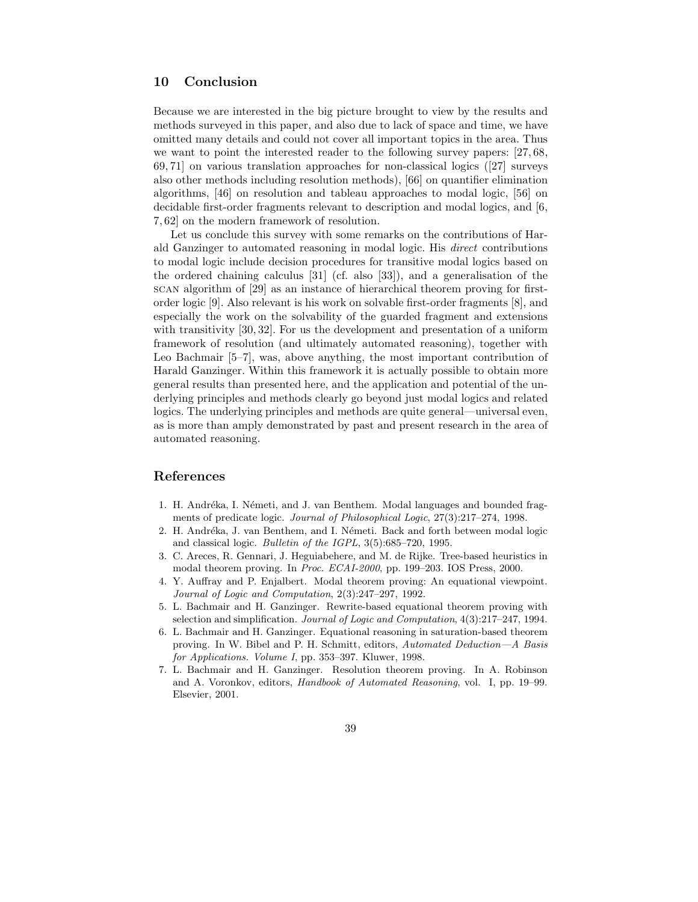## 10 Conclusion

Because we are interested in the big picture brought to view by the results and methods surveyed in this paper, and also due to lack of space and time, we have omitted many details and could not cover all important topics in the area. Thus we want to point the interested reader to the following survey papers: [27, 68, 69, 71] on various translation approaches for non-classical logics ([27] surveys also other methods including resolution methods), [66] on quantifier elimination algorithms, [46] on resolution and tableau approaches to modal logic, [56] on decidable first-order fragments relevant to description and modal logics, and [6, 7, 62] on the modern framework of resolution.

Let us conclude this survey with some remarks on the contributions of Harald Ganzinger to automated reasoning in modal logic. His *direct* contributions to modal logic include decision procedures for transitive modal logics based on the ordered chaining calculus [31] (cf. also [33]), and a generalisation of the SCAN algorithm of [29] as an instance of hierarchical theorem proving for first-order logic [9]. Also relevant is his work on solvable first-order fragments [8], and especially the work on the solvability of the guarded fragment and extensions with transitivity [30, 32]. For us the development and presentation of a uniform framework of resolution (and ultimately automated reasoning), together with Leo Bachmair [5–7], was, above anything, the most important contribution of Harald Ganzinger. Within this framework it is actually possible to obtain more general results than presented here, and the application and potential of the underlying principles and methods clearly go beyond just modal logics and related logics. The underlying principles and methods are quite general—universal even, as is more than amply demonstrated by past and present research in the area of automated reasoning.

## References

1. H. Andréka, I. Németi, and J. van Benthem. Modal languages and bounded fragments of predicate logic. *Journal of Philosophical Logic*, 27(3):217–274, 1998.
2. H. Andréka, J. van Benthem, and I. Németi. Back and forth between modal logic and classical logic. *Bulletin of the IGPL*, 3(5):685–720, 1995.
3. C. Areces, R. Gennari, J. Heguiabehere, and M. de Rijke. Tree-based heuristics in modal theorem proving. In *Proc. ECAI-2000*, pp. 199–203. IOS Press, 2000.
4. Y. Auffray and P. Enjalbert. Modal theorem proving: An equational viewpoint. *Journal of Logic and Computation*, 2(3):247–297, 1992.
5. L. Bachmair and H. Ganzinger. Rewrite-based equational theorem proving with selection and simplification. *Journal of Logic and Computation*, 4(3):217–247, 1994.
6. L. Bachmair and H. Ganzinger. Equational reasoning in saturation-based theorem proving. In W. Bibel and P. H. Schmitt, editors, *Automated Deduction—A Basis for Applications. Volume I*, pp. 353–397. Kluwer, 1998.
7. L. Bachmair and H. Ganzinger. Resolution theorem proving. In A. Robinson and A. Voronkov, editors, *Handbook of Automated Reasoning*, vol. I, pp. 19–99. Elsevier, 2001.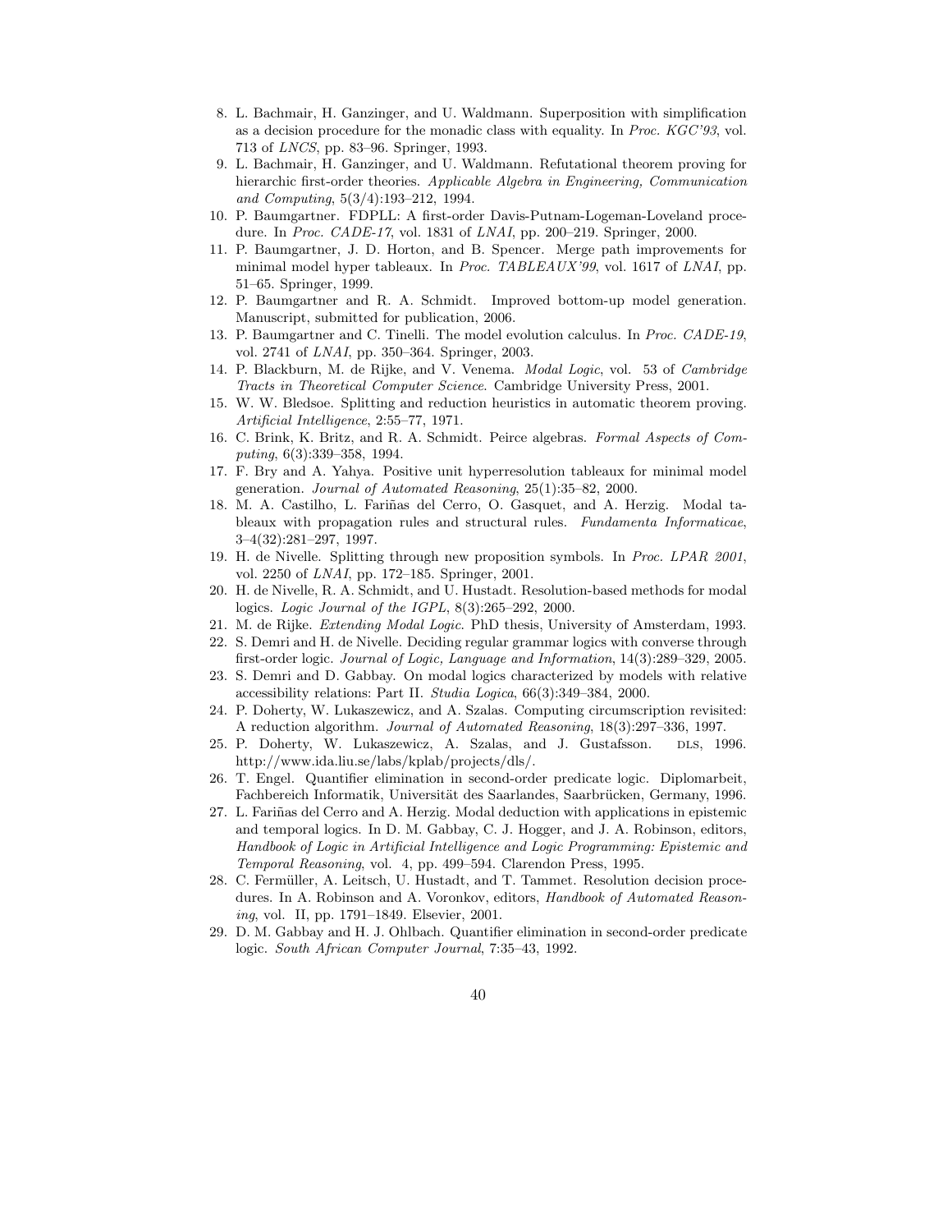8. L. Bachmair, H. Ganzinger, and U. Waldmann. Superposition with simplification as a decision procedure for the monadic class with equality. In *Proc. KGC'93*, vol. 713 of *LNCS*, pp. 83–96. Springer, 1993.
9. L. Bachmair, H. Ganzinger, and U. Waldmann. Refutational theorem proving for hierarchic first-order theories. *Applicable Algebra in Engineering, Communication and Computing*, 5(3/4):193–212, 1994.
10. P. Baumgartner. FDPLL: A first-order Davis-Putnam-Logeman-Loveland procedure. In *Proc. CADE-17*, vol. 1831 of *LNAI*, pp. 200–219. Springer, 2000.
11. P. Baumgartner, J. D. Horton, and B. Spencer. Merge path improvements for minimal model hyper tableaux. In *Proc. TABLEAUX'99*, vol. 1617 of *LNAI*, pp. 51–65. Springer, 1999.
12. P. Baumgartner and R. A. Schmidt. Improved bottom-up model generation. Manuscript, submitted for publication, 2006.
13. P. Baumgartner and C. Tinelli. The model evolution calculus. In *Proc. CADE-19*, vol. 2741 of *LNAI*, pp. 350–364. Springer, 2003.
14. P. Blackburn, M. de Rijke, and V. Venema. *Modal Logic*, vol. 53 of *Cambridge Tracts in Theoretical Computer Science*. Cambridge University Press, 2001.
15. W. W. Bledsoe. Splitting and reduction heuristics in automatic theorem proving. *Artificial Intelligence*, 2:55–77, 1971.
16. C. Brink, K. Britz, and R. A. Schmidt. Peirce algebras. *Formal Aspects of Computing*, 6(3):339–358, 1994.
17. F. Bry and A. Yahya. Positive unit hyperresolution tableaux for minimal model generation. *Journal of Automated Reasoning*, 25(1):35–82, 2000.
18. M. A. Castilho, L. Fariñas del Cerro, O. Gasquet, and A. Herzig. Modal tableaux with propagation rules and structural rules. *Fundamenta Informaticae*, 3–4(32):281–297, 1997.
19. H. de Nivelle. Splitting through new proposition symbols. In *Proc. LPAR 2001*, vol. 2250 of *LNAI*, pp. 172–185. Springer, 2001.
20. H. de Nivelle, R. A. Schmidt, and U. Hustadt. Resolution-based methods for modal logics. *Logic Journal of the IGPL*, 8(3):265–292, 2000.
21. M. de Rijke. *Extending Modal Logic*. PhD thesis, University of Amsterdam, 1993.
22. S. Demri and H. de Nivelle. Deciding regular grammar logics with converse through first-order logic. *Journal of Logic, Language and Information*, 14(3):289–329, 2005.
23. S. Demri and D. Gabbay. On modal logics characterized by models with relative accessibility relations: Part II. *Studia Logica*, 66(3):349–384, 2000.
24. P. Doherty, W. Lukaszewicz, and A. Szalas. Computing circumscription revisited: A reduction algorithm. *Journal of Automated Reasoning*, 18(3):297–336, 1997.
25. P. Doherty, W. Lukaszewicz, A. Szalas, and J. Gustafsson. DLS, 1996. http://www.ida.liu.se/labs/kplab/projects/dls/.
26. T. Engel. Quantifier elimination in second-order predicate logic. Diplomarbeit, Fachbereich Informatik, Universität des Saarlandes, Saarbrücken, Germany, 1996.
27. L. Fariñas del Cerro and A. Herzig. Modal deduction with applications in epistemic and temporal logics. In D. M. Gabbay, C. J. Hogger, and J. A. Robinson, editors, *Handbook of Logic in Artificial Intelligence and Logic Programming: Epistemic and Temporal Reasoning*, vol. 4, pp. 499–594. Clarendon Press, 1995.
28. C. Fermüller, A. Leitsch, U. Hustadt, and T. Tammet. Resolution decision procedures. In A. Robinson and A. Voronkov, editors, *Handbook of Automated Reasoning*, vol. II, pp. 1791–1849. Elsevier, 2001.
29. D. M. Gabbay and H. J. Ohlbach. Quantifier elimination in second-order predicate logic. *South African Computer Journal*, 7:35–43, 1992.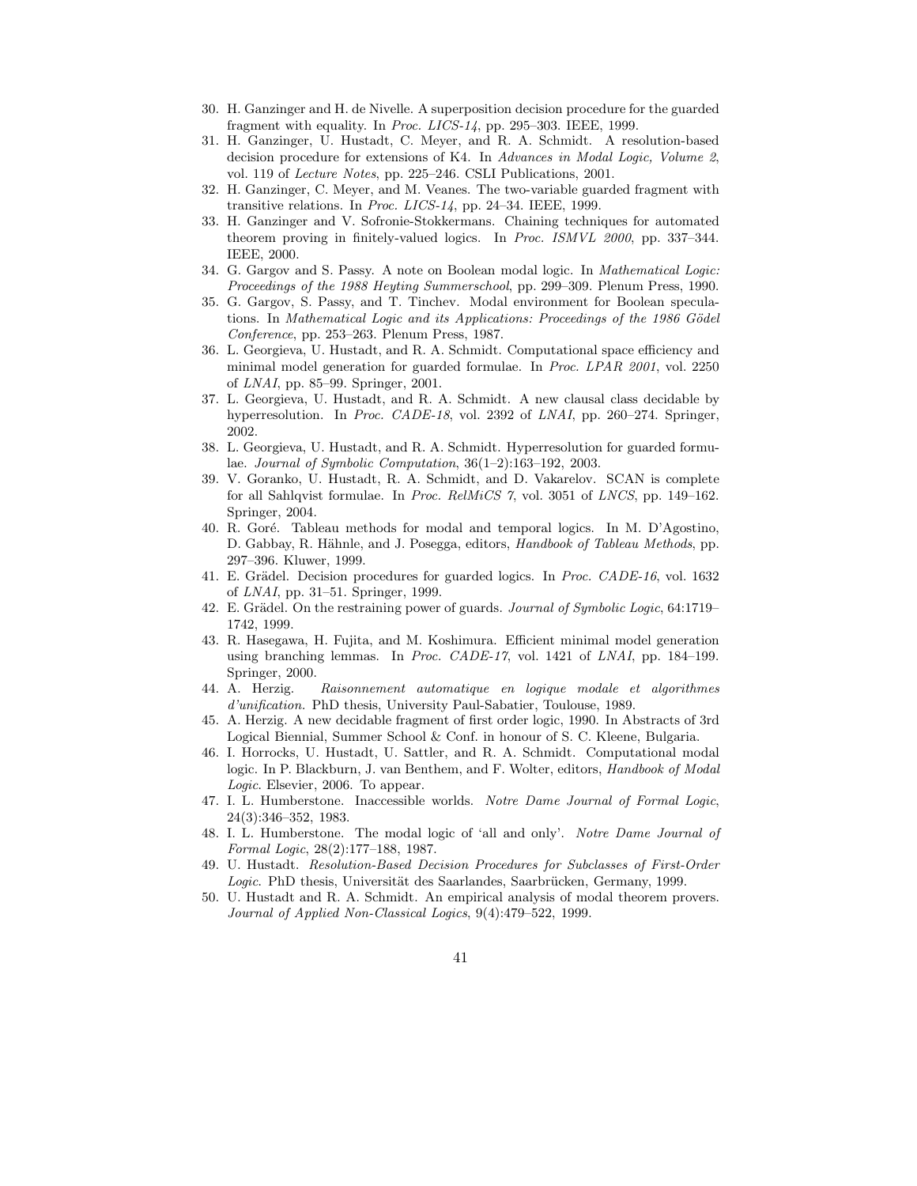30. H. Ganzinger and H. de Nivelle. A superposition decision procedure for the guarded fragment with equality. In *Proc. LICS-14*, pp. 295–303. IEEE, 1999.
31. H. Ganzinger, U. Hustadt, C. Meyer, and R. A. Schmidt. A resolution-based decision procedure for extensions of K4. In *Advances in Modal Logic, Volume 2*, vol. 119 of *Lecture Notes*, pp. 225–246. CSLI Publications, 2001.
32. H. Ganzinger, C. Meyer, and M. Veanes. The two-variable guarded fragment with transitive relations. In *Proc. LICS-14*, pp. 24–34. IEEE, 1999.
33. H. Ganzinger and V. Sofronie-Stokkermans. Chaining techniques for automated theorem proving in finitely-valued logics. In *Proc. ISMVL 2000*, pp. 337–344. IEEE, 2000.
34. G. Gargov and S. Passy. A note on Boolean modal logic. In *Mathematical Logic: Proceedings of the 1988 Heyting Summerschool*, pp. 299–309. Plenum Press, 1990.
35. G. Gargov, S. Passy, and T. Tinchev. Modal environment for Boolean speculations. In *Mathematical Logic and its Applications: Proceedings of the 1986 Gödel Conference*, pp. 253–263. Plenum Press, 1987.
36. L. Georgieva, U. Hustadt, and R. A. Schmidt. Computational space efficiency and minimal model generation for guarded formulae. In *Proc. LPAR 2001*, vol. 2250 of *LNAI*, pp. 85–99. Springer, 2001.
37. L. Georgieva, U. Hustadt, and R. A. Schmidt. A new clausal class decidable by hyperresolution. In *Proc. CADE-18*, vol. 2392 of *LNAI*, pp. 260–274. Springer, 2002.
38. L. Georgieva, U. Hustadt, and R. A. Schmidt. Hyperresolution for guarded formulae. *Journal of Symbolic Computation*, 36(1–2):163–192, 2003.
39. V. Goranko, U. Hustadt, R. A. Schmidt, and D. Vakarelov. SCAN is complete for all Sahlqvist formulae. In *Proc. RelMiCS 7*, vol. 3051 of *LNCS*, pp. 149–162. Springer, 2004.
40. R. Goré. Tableau methods for modal and temporal logics. In M. D'Agostino, D. Gabbay, R. Hähnle, and J. Posegga, editors, *Handbook of Tableau Methods*, pp. 297–396. Kluwer, 1999.
41. E. Grädel. Decision procedures for guarded logics. In *Proc. CADE-16*, vol. 1632 of *LNAI*, pp. 31–51. Springer, 1999.
42. E. Grädel. On the restraining power of guards. *Journal of Symbolic Logic*, 64:1719–1742, 1999.
43. R. Hasegawa, H. Fujita, and M. Koshimura. Efficient minimal model generation using branching lemmas. In *Proc. CADE-17*, vol. 1421 of *LNAI*, pp. 184–199. Springer, 2000.
44. A. Herzig. *Raisonnement automatique en logique modale et algorithmes d'unification*. PhD thesis, University Paul-Sabatier, Toulouse, 1989.
45. A. Herzig. A new decidable fragment of first order logic, 1990. In Abstracts of 3rd Logical Biennial, Summer School & Conf. in honour of S. C. Kleene, Bulgaria.
46. I. Horrocks, U. Hustadt, U. Sattler, and R. A. Schmidt. Computational modal logic. In P. Blackburn, J. van Benthem, and F. Wolter, editors, *Handbook of Modal Logic*. Elsevier, 2006. To appear.
47. I. L. Humberstone. Inaccessible worlds. *Notre Dame Journal of Formal Logic*, 24(3):346–352, 1983.
48. I. L. Humberstone. The modal logic of 'all and only'. *Notre Dame Journal of Formal Logic*, 28(2):177–188, 1987.
49. U. Hustadt. *Resolution-Based Decision Procedures for Subclasses of First-Order Logic*. PhD thesis, Universität des Saarlandes, Saarbrücken, Germany, 1999.
50. U. Hustadt and R. A. Schmidt. An empirical analysis of modal theorem provers. *Journal of Applied Non-Classical Logics*, 9(4):479–522, 1999.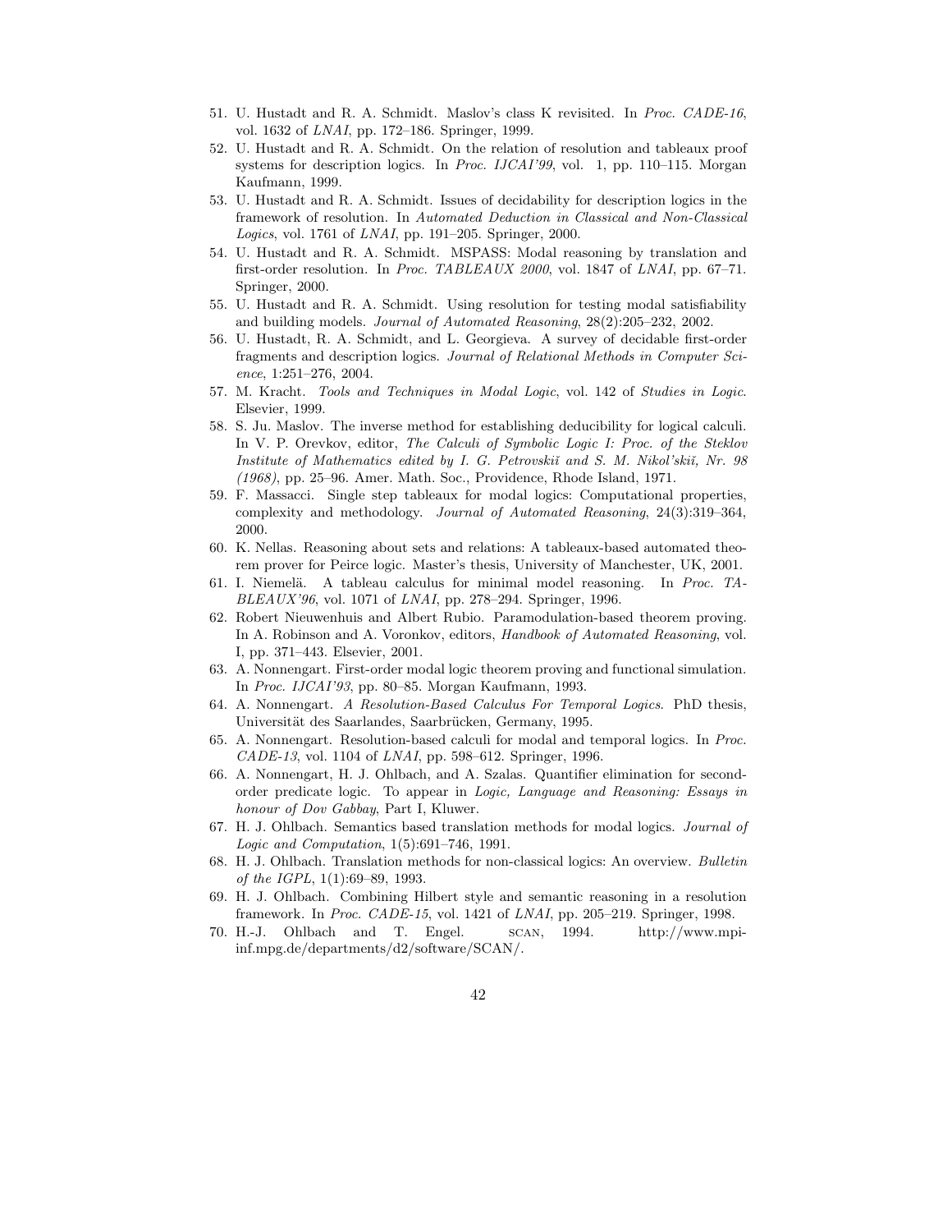51. U. Hustadt and R. A. Schmidt. Maslov's class K revisited. In *Proc. CADE-16*, vol. 1632 of *LNAI*, pp. 172–186. Springer, 1999.
52. U. Hustadt and R. A. Schmidt. On the relation of resolution and tableaux proof systems for description logics. In *Proc. IJCAI'99*, vol. 1, pp. 110–115. Morgan Kaufmann, 1999.
53. U. Hustadt and R. A. Schmidt. Issues of decidability for description logics in the framework of resolution. In *Automated Deduction in Classical and Non-Classical Logics*, vol. 1761 of *LNAI*, pp. 191–205. Springer, 2000.
54. U. Hustadt and R. A. Schmidt. MSPASS: Modal reasoning by translation and first-order resolution. In *Proc. TABLEAUX 2000*, vol. 1847 of *LNAI*, pp. 67–71. Springer, 2000.
55. U. Hustadt and R. A. Schmidt. Using resolution for testing modal satisfiability and building models. *Journal of Automated Reasoning*, 28(2):205–232, 2002.
56. U. Hustadt, R. A. Schmidt, and L. Georgieva. A survey of decidable first-order fragments and description logics. *Journal of Relational Methods in Computer Science*, 1:251–276, 2004.
57. M. Kracht. *Tools and Techniques in Modal Logic*, vol. 142 of *Studies in Logic*. Elsevier, 1999.
58. S. Ju. Maslov. The inverse method for establishing deducibility for logical calculi. In V. P. Orevkov, editor, *The Calculi of Symbolic Logic I: Proc. of the Steklov Institute of Mathematics edited by I. G. Petrovskiĭ and S. M. Nikol'skiĭ, Nr. 98 (1968)*, pp. 25–96. Amer. Math. Soc., Providence, Rhode Island, 1971.
59. F. Massacci. Single step tableaux for modal logics: Computational properties, complexity and methodology. *Journal of Automated Reasoning*, 24(3):319–364, 2000.
60. K. Nellas. Reasoning about sets and relations: A tableaux-based automated theorem prover for Peirce logic. Master's thesis, University of Manchester, UK, 2001.
61. I. Niemelä. A tableau calculus for minimal model reasoning. In *Proc. TABLEAUX'96*, vol. 1071 of *LNAI*, pp. 278–294. Springer, 1996.
62. Robert Nieuwenhuis and Albert Rubio. Paramodulation-based theorem proving. In A. Robinson and A. Voronkov, editors, *Handbook of Automated Reasoning*, vol. I, pp. 371–443. Elsevier, 2001.
63. A. Nonnengart. First-order modal logic theorem proving and functional simulation. In *Proc. IJCAI'93*, pp. 80–85. Morgan Kaufmann, 1993.
64. A. Nonnengart. *A Resolution-Based Calculus For Temporal Logics*. PhD thesis, Universität des Saarlandes, Saarbrücken, Germany, 1995.
65. A. Nonnengart. Resolution-based calculi for modal and temporal logics. In *Proc. CADE-13*, vol. 1104 of *LNAI*, pp. 598–612. Springer, 1996.
66. A. Nonnengart, H. J. Ohlbach, and A. Szalas. Quantifier elimination for second-order predicate logic. To appear in *Logic, Language and Reasoning: Essays in honour of Dov Gabbay*, Part I, Kluwer.
67. H. J. Ohlbach. Semantics based translation methods for modal logics. *Journal of Logic and Computation*, 1(5):691–746, 1991.
68. H. J. Ohlbach. Translation methods for non-classical logics: An overview. *Bulletin of the IGPL*, 1(1):69–89, 1993.
69. H. J. Ohlbach. Combining Hilbert style and semantic reasoning in a resolution framework. In *Proc. CADE-15*, vol. 1421 of *LNAI*, pp. 205–219. Springer, 1998.
70. H.-J. Ohlbach and T. Engel. SCAN, 1994. http://www.mpi-inf.mpg.de/departments/d2/software/SCAN/.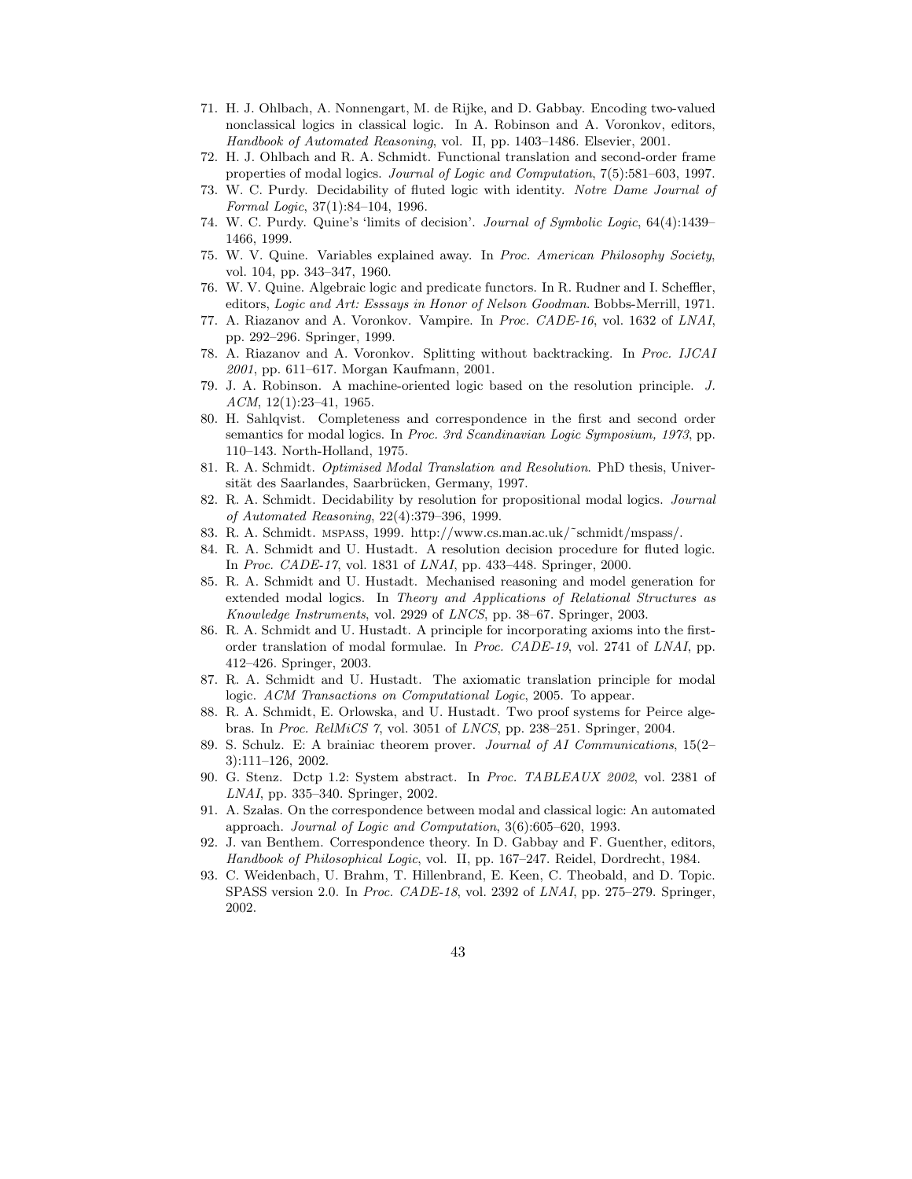71. H. J. Ohlbach, A. Nonnengart, M. de Rijke, and D. Gabbay. Encoding two-valued nonclassical logics in classical logic. In A. Robinson and A. Voronkov, editors, *Handbook of Automated Reasoning*, vol. II, pp. 1403–1486. Elsevier, 2001.
72. H. J. Ohlbach and R. A. Schmidt. Functional translation and second-order frame properties of modal logics. *Journal of Logic and Computation*, 7(5):581–603, 1997.
73. W. C. Purdy. Decidability of fluted logic with identity. *Notre Dame Journal of Formal Logic*, 37(1):84–104, 1996.
74. W. C. Purdy. Quine's 'limits of decision'. *Journal of Symbolic Logic*, 64(4):1439–1466, 1999.
75. W. V. Quine. Variables explained away. In *Proc. American Philosophy Society*, vol. 104, pp. 343–347, 1960.
76. W. V. Quine. Algebraic logic and predicate functors. In R. Rudner and I. Scheffler, editors, *Logic and Art: Esssays in Honor of Nelson Goodman*. Bobbs-Merrill, 1971.
77. A. Riazanov and A. Voronkov. Vampire. In *Proc. CADE-16*, vol. 1632 of *LNAI*, pp. 292–296. Springer, 1999.
78. A. Riazanov and A. Voronkov. Splitting without backtracking. In *Proc. IJCAI 2001*, pp. 611–617. Morgan Kaufmann, 2001.
79. J. A. Robinson. A machine-oriented logic based on the resolution principle. *J. ACM*, 12(1):23–41, 1965.
80. H. Sahlqvist. Completeness and correspondence in the first and second order semantics for modal logics. In *Proc. 3rd Scandinavian Logic Symposium, 1973*, pp. 110–143. North-Holland, 1975.
81. R. A. Schmidt. *Optimised Modal Translation and Resolution*. PhD thesis, Universität des Saarlandes, Saarbrücken, Germany, 1997.
82. R. A. Schmidt. Decidability by resolution for propositional modal logics. *Journal of Automated Reasoning*, 22(4):379–396, 1999.
83. R. A. Schmidt. MSPASS, 1999. http://www.cs.man.ac.uk/~schmidt/mspass/.
84. R. A. Schmidt and U. Hustadt. A resolution decision procedure for fluted logic. In *Proc. CADE-17*, vol. 1831 of *LNAI*, pp. 433–448. Springer, 2000.
85. R. A. Schmidt and U. Hustadt. Mechanised reasoning and model generation for extended modal logics. In *Theory and Applications of Relational Structures as Knowledge Instruments*, vol. 2929 of *LNCS*, pp. 38–67. Springer, 2003.
86. R. A. Schmidt and U. Hustadt. A principle for incorporating axioms into the first-order translation of modal formulae. In *Proc. CADE-19*, vol. 2741 of *LNAI*, pp. 412–426. Springer, 2003.
87. R. A. Schmidt and U. Hustadt. The axiomatic translation principle for modal logic. *ACM Transactions on Computational Logic*, 2005. To appear.
88. R. A. Schmidt, E. Orlowska, and U. Hustadt. Two proof systems for Peirce algebras. In *Proc. RelMiCS 7*, vol. 3051 of *LNCS*, pp. 238–251. Springer, 2004.
89. S. Schulz. E: A brainiac theorem prover. *Journal of AI Communications*, 15(2–3):111–126, 2002.
90. G. Stenz. Dctp 1.2: System abstract. In *Proc. TABLEAUX 2002*, vol. 2381 of *LNAI*, pp. 335–340. Springer, 2002.
91. A. Szałas. On the correspondence between modal and classical logic: An automated approach. *Journal of Logic and Computation*, 3(6):605–620, 1993.
92. J. van Benthem. Correspondence theory. In D. Gabbay and F. Guenther, editors, *Handbook of Philosophical Logic*, vol. II, pp. 167–247. Reidel, Dordrecht, 1984.
93. C. Weidenbach, U. Brahm, T. Hillenbrand, E. Keen, C. Theobald, and D. Topic. SPASS version 2.0. In *Proc. CADE-18*, vol. 2392 of *LNAI*, pp. 275–279. Springer, 2002.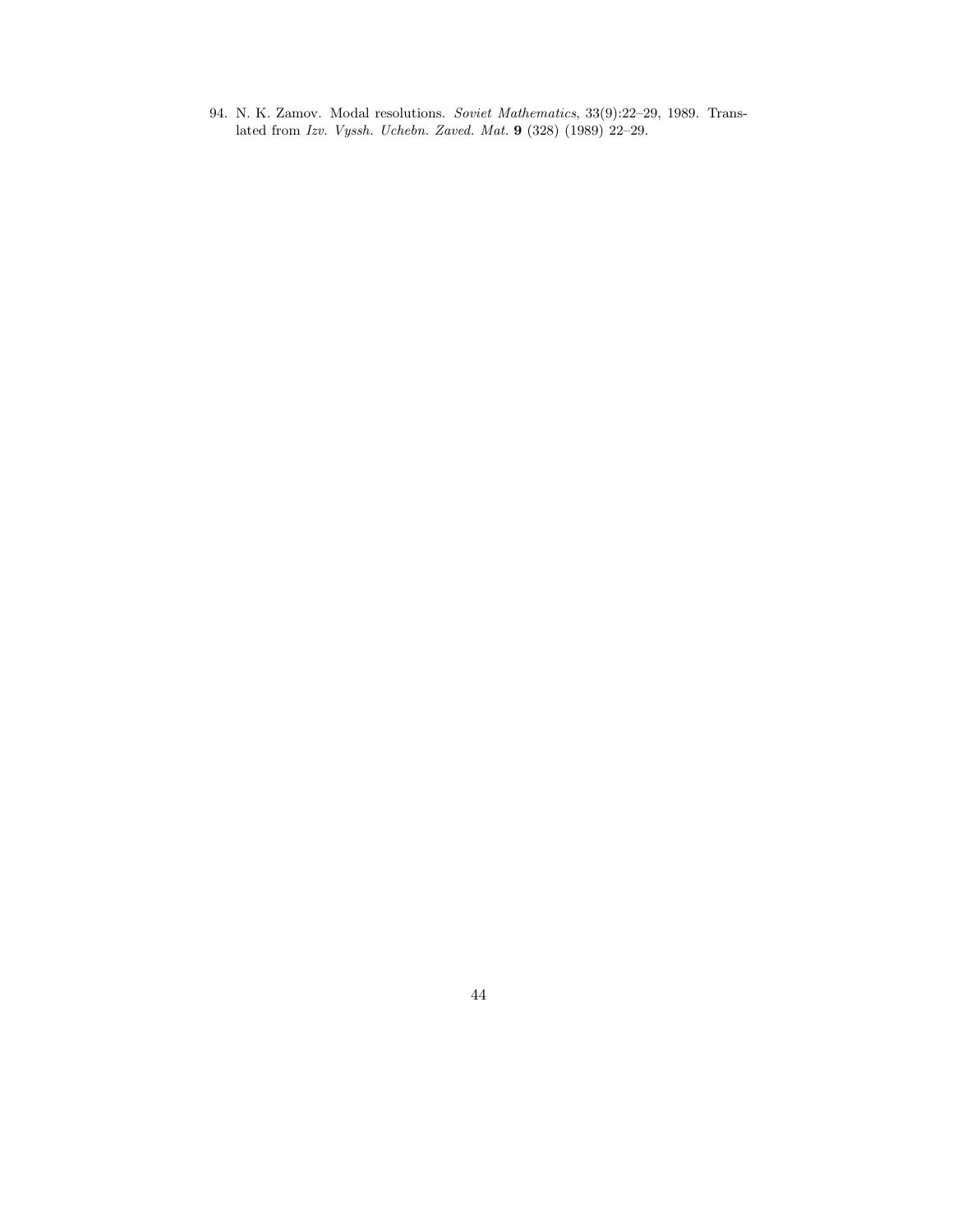94. N. K. Zamov. Modal resolutions. *Soviet Mathematics*, 33(9):22–29, 1989. Translated from *Izv. Vyssh. Uchebn. Zaved. Mat.* **9** (328) (1989) 22–29.